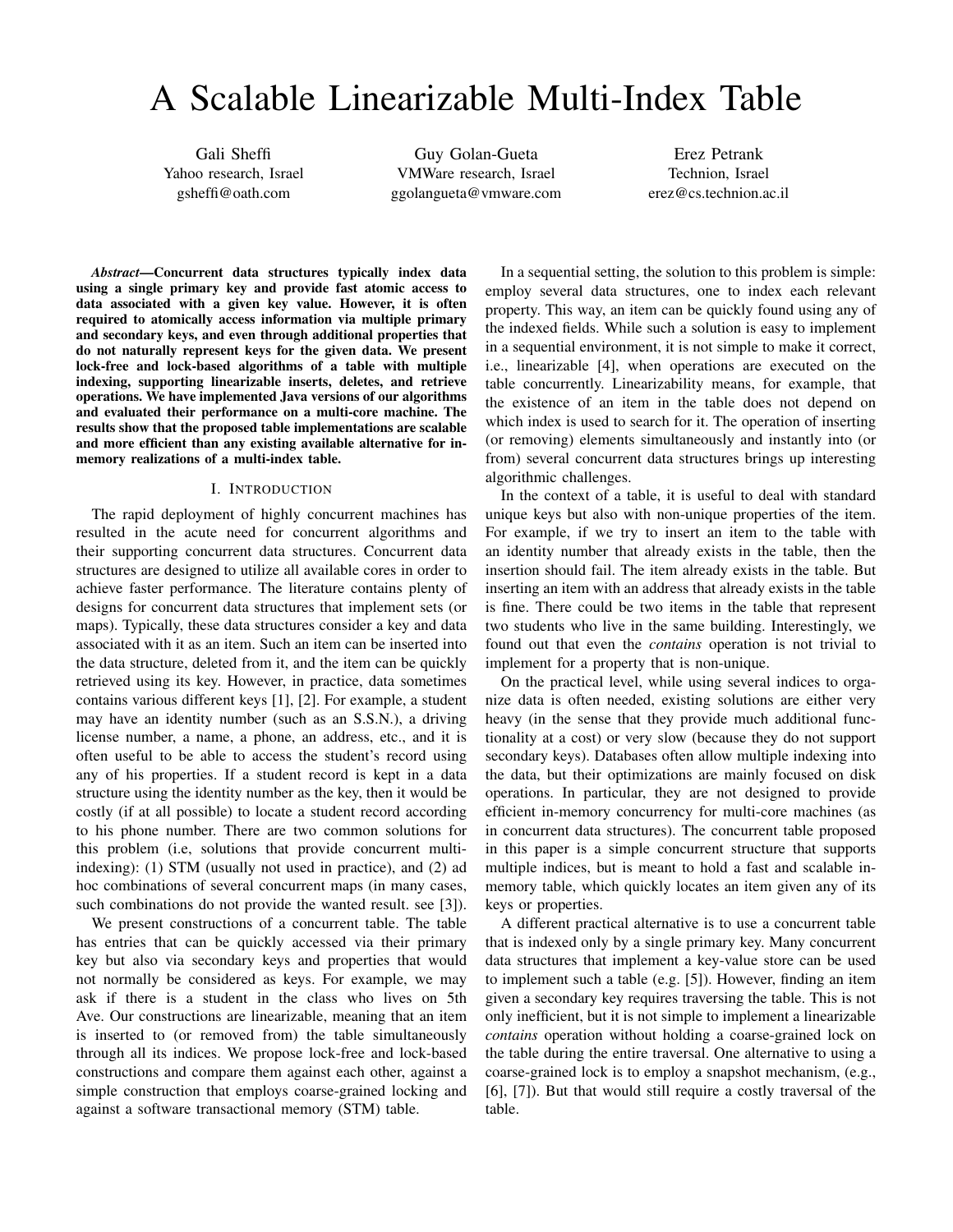# A Scalable Linearizable Multi-Index Table

Gali Sheffi
Yahoo research, Israel
gsheffi@oath.com

Guy Golan-Gueta
VMWare research, Israel
ggolangueta@vmware.com

Erez Petrank
Technion, Israel
erez@cs.technion.ac.il

***Abstract*—Concurrent data structures typically index data using a single primary key and provide fast atomic access to data associated with a given key value. However, it is often required to atomically access information via multiple primary and secondary keys, and even through additional properties that do not naturally represent keys for the given data. We present lock-free and lock-based algorithms of a table with multiple indexing, supporting linearizable inserts, deletes, and retrieve operations. We have implemented Java versions of our algorithms and evaluated their performance on a multi-core machine. The results show that the proposed table implementations are scalable and more efficient than any existing available alternative for in-memory realizations of a multi-index table.**

## I. Introduction

The rapid deployment of highly concurrent machines has resulted in the acute need for concurrent algorithms and their supporting concurrent data structures. Concurrent data structures are designed to utilize all available cores in order to achieve faster performance. The literature contains plenty of designs for concurrent data structures that implement sets (or maps). Typically, these data structures consider a key and data associated with it as an item. Such an item can be inserted into the data structure, deleted from it, and the item can be quickly retrieved using its key. However, in practice, data sometimes contains various different keys [1], [2]. For example, a student may have an identity number (such as an S.S.N.), a driving license number, a name, a phone, an address, etc., and it is often useful to be able to access the student's record using any of his properties. If a student record is kept in a data structure using the identity number as the key, then it would be costly (if at all possible) to locate a student record according to his phone number. There are two common solutions for this problem (i.e, solutions that provide concurrent multi-indexing): (1) STM (usually not used in practice), and (2) ad hoc combinations of several concurrent maps (in many cases, such combinations do not provide the wanted result. see [3]).

We present constructions of a concurrent table. The table has entries that can be quickly accessed via their primary key but also via secondary keys and properties that would not normally be considered as keys. For example, we may ask if there is a student in the class who lives on 5th Ave. Our constructions are linearizable, meaning that an item is inserted to (or removed from) the table simultaneously through all its indices. We propose lock-free and lock-based constructions and compare them against each other, against a simple construction that employs coarse-grained locking and against a software transactional memory (STM) table.

In a sequential setting, the solution to this problem is simple: employ several data structures, one to index each relevant property. This way, an item can be quickly found using any of the indexed fields. While such a solution is easy to implement in a sequential environment, it is not simple to make it correct, i.e., linearizable [4], when operations are executed on the table concurrently. Linearizability means, for example, that the existence of an item in the table does not depend on which index is used to search for it. The operation of inserting (or removing) elements simultaneously and instantly into (or from) several concurrent data structures brings up interesting algorithmic challenges.

In the context of a table, it is useful to deal with standard unique keys but also with non-unique properties of the item. For example, if we try to insert an item to the table with an identity number that already exists in the table, then the insertion should fail. The item already exists in the table. But inserting an item with an address that already exists in the table is fine. There could be two items in the table that represent two students who live in the same building. Interestingly, we found out that even the *contains* operation is not trivial to implement for a property that is non-unique.

On the practical level, while using several indices to organize data is often needed, existing solutions are either very heavy (in the sense that they provide much additional functionality at a cost) or very slow (because they do not support secondary keys). Databases often allow multiple indexing into the data, but their optimizations are mainly focused on disk operations. In particular, they are not designed to provide efficient in-memory concurrency for multi-core machines (as in concurrent data structures). The concurrent table proposed in this paper is a simple concurrent structure that supports multiple indices, but is meant to hold a fast and scalable in-memory table, which quickly locates an item given any of its keys or properties.

A different practical alternative is to use a concurrent table that is indexed only by a single primary key. Many concurrent data structures that implement a key-value store can be used to implement such a table (e.g. [5]). However, finding an item given a secondary key requires traversing the table. This is not only inefficient, but it is not simple to implement a linearizable *contains* operation without holding a coarse-grained lock on the table during the entire traversal. One alternative to using a coarse-grained lock is to employ a snapshot mechanism, (e.g., [6], [7]). But that would still require a costly traversal of the table.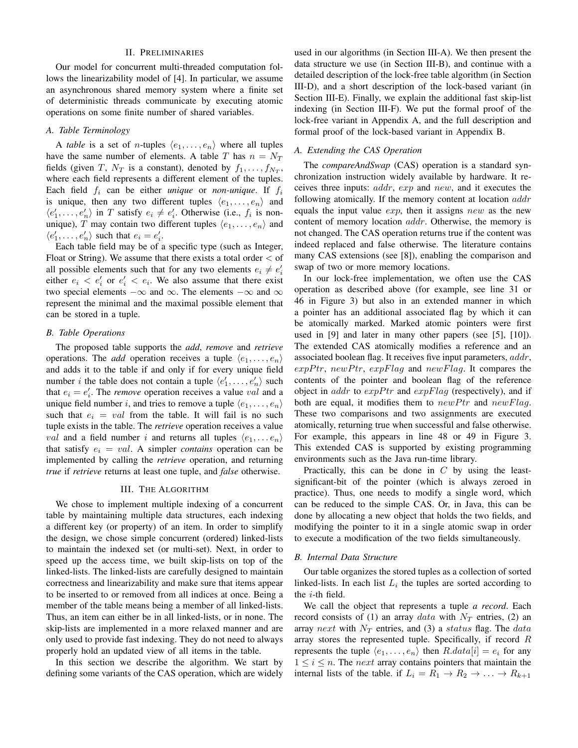## II. Preliminaries

Our model for concurrent multi-threaded computation follows the linearizability model of [4]. In particular, we assume an asynchronous shared memory system where a finite set of deterministic threads communicate by executing atomic operations on some finite number of shared variables.

### A. Table Terminology

A *table* is a set of $n$-tuples $\langle e_1, \ldots, e_n \rangle$ where all tuples have the same number of elements. A table $T$ has $n = N_T$ fields (given $T$, $N_T$ is a constant), denoted by $f_1, \ldots, f_{N_T}$, where each field represents a different element of the tuples. Each field $f_i$ can be either *unique* or *non-unique*. If $f_i$ is unique, then any two different tuples $\langle e_1, \ldots, e_n \rangle$ and $\langle e'_1, \ldots, e'_n \rangle$ in $T$ satisfy $e_i \neq e'_i$. Otherwise (i.e., $f_i$ is non-unique), $T$ may contain two different tuples $\langle e_1, \ldots, e_n \rangle$ and $\langle e'_1, \ldots, e'_n \rangle$ such that $e_i = e'_i$.

Each table field may be of a specific type (such as Integer, Float or String). We assume that there exists a total order $<$ of all possible elements such that for any two elements $e_i \neq e'_i$ either $e_i < e'_i$ or $e'_i < e_i$. We also assume that there exist two special elements $-\infty$ and $\infty$. The elements $-\infty$ and $\infty$ represent the minimal and the maximal possible element that can be stored in a tuple.

### B. Table Operations

The proposed table supports the *add*, *remove* and *retrieve* operations. The *add* operation receives a tuple $\langle e_1, \ldots, e_n \rangle$ and adds it to the table if and only if for every unique field number $i$ the table does not contain a tuple $\langle e'_1, \ldots, e'_n \rangle$ such that $e_i = e'_i$. The *remove* operation receives a value $val$ and a unique field number $i$, and tries to remove a tuple $\langle e_1, \ldots, e_n \rangle$ such that $e_i = val$ from the table. It will fail is no such tuple exists in the table. The *retrieve* operation receives a value $val$ and a field number $i$ and returns all tuples $\langle e_1, \ldots e_n \rangle$ that satisfy $e_i = val$. A simpler *contains* operation can be implemented by calling the *retrieve* operation, and returning *true* if *retrieve* returns at least one tuple, and *false* otherwise.

## III. The Algorithm

We chose to implement multiple indexing of a concurrent table by maintaining multiple data structures, each indexing a different key (or property) of an item. In order to simplify the design, we chose simple concurrent (ordered) linked-lists to maintain the indexed set (or multi-set). Next, in order to speed up the access time, we built skip-lists on top of the linked-lists. The linked-lists are carefully designed to maintain correctness and linearizability and make sure that items appear to be inserted to or removed from all indices at once. Being a member of the table means being a member of all linked-lists. Thus, an item can either be in all linked-lists, or in none. The skip-lists are implemented in a more relaxed manner and are only used to provide fast indexing. They do not need to always properly hold an updated view of all items in the table.

In this section we describe the algorithm. We start by defining some variants of the CAS operation, which are widely used in our algorithms (in Section III-A). We then present the data structure we use (in Section III-B), and continue with a detailed description of the lock-free table algorithm (in Section III-D), and a short description of the lock-based variant (in Section III-E). Finally, we explain the additional fast skip-list indexing (in Section III-F). We put the formal proof of the lock-free variant in Appendix A, and the full description and formal proof of the lock-based variant in Appendix B.

### A. Extending the CAS Operation

The *compareAndSwap* (CAS) operation is a standard synchronization instruction widely available by hardware. It receives three inputs: $addr$, $exp$ and $new$, and it executes the following atomically. If the memory content at location $addr$ equals the input value $exp$, then it assigns $new$ as the new content of memory location $addr$. Otherwise, the memory is not changed. The CAS operation returns true if the content was indeed replaced and false otherwise. The literature contains many CAS extensions (see [8]), enabling the comparison and swap of two or more memory locations.

In our lock-free implementation, we often use the CAS operation as described above (for example, see line 31 or 46 in Figure 3) but also in an extended manner in which a pointer has an additional associated flag by which it can be atomically marked. Marked atomic pointers were first used in [9] and later in many other papers (see [5], [10]). The extended CAS atomically modifies a reference and an associated boolean flag. It receives five input parameters, $addr$, $expPtr$, $newPtr$, $expFlag$ and $newFlag$. It compares the contents of the pointer and boolean flag of the reference object in $addr$ to $expPtr$ and $expFlag$ (respectively), and if both are equal, it modifies them to $newPtr$ and $newFlag$. These two comparisons and two assignments are executed atomically, returning true when successful and false otherwise. For example, this appears in line 48 or 49 in Figure 3. This extended CAS is supported by existing programming environments such as the Java run-time library.

Practically, this can be done in $C$ by using the least-significant-bit of the pointer (which is always zeroed in practice). Thus, one needs to modify a single word, which can be reduced to the simple CAS. Or, in Java, this can be done by allocating a new object that holds the two fields, and modifying the pointer to it in a single atomic swap in order to execute a modification of the two fields simultaneously.

### B. Internal Data Structure

Our table organizes the stored tuples as a collection of sorted linked-lists. In each list $L_i$ the tuples are sorted according to the $i$-th field.

We call the object that represents a tuple *a record*. Each record consists of (1) an array $data$ with $N_T$ entries, (2) an array $next$ with $N_T$ entries, and (3) a $status$ flag. The $data$ array stores the represented tuple. Specifically, if record $R$ represents the tuple $\langle e_1, \ldots, e_n \rangle$ then $R.data[i] = e_i$ for any $1 \leq i \leq n$. The $next$ array contains pointers that maintain the internal lists of the table. if $L_i = R_1 \rightarrow R_2 \rightarrow \ldots \rightarrow R_{k+1}$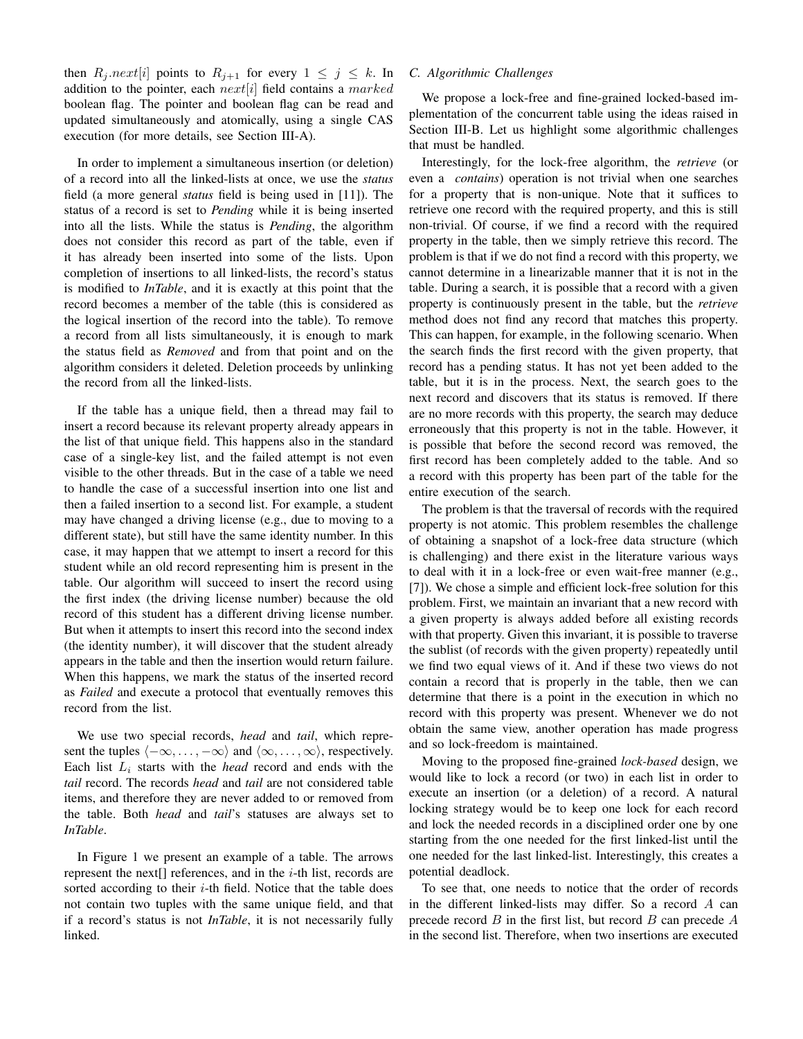then $R_j.next[i]$ points to $R_{j+1}$ for every $1 \leq j \leq k$. In addition to the pointer, each $next[i]$ field contains a $marked$ boolean flag. The pointer and boolean flag can be read and updated simultaneously and atomically, using a single CAS execution (for more details, see Section III-A).

In order to implement a simultaneous insertion (or deletion) of a record into all the linked-lists at once, we use the *status* field (a more general *status* field is being used in [11]). The status of a record is set to *Pending* while it is being inserted into all the lists. While the status is *Pending*, the algorithm does not consider this record as part of the table, even if it has already been inserted into some of the lists. Upon completion of insertions to all linked-lists, the record's status is modified to *InTable*, and it is exactly at this point that the record becomes a member of the table (this is considered as the logical insertion of the record into the table). To remove a record from all lists simultaneously, it is enough to mark the status field as *Removed* and from that point and on the algorithm considers it deleted. Deletion proceeds by unlinking the record from all the linked-lists.

If the table has a unique field, then a thread may fail to insert a record because its relevant property already appears in the list of that unique field. This happens also in the standard case of a single-key list, and the failed attempt is not even visible to the other threads. But in the case of a table we need to handle the case of a successful insertion into one list and then a failed insertion to a second list. For example, a student may have changed a driving license (e.g., due to moving to a different state), but still have the same identity number. In this case, it may happen that we attempt to insert a record for this student while an old record representing him is present in the table. Our algorithm will succeed to insert the record using the first index (the driving license number) because the old record of this student has a different driving license number. But when it attempts to insert this record into the second index (the identity number), it will discover that the student already appears in the table and then the insertion would return failure. When this happens, we mark the status of the inserted record as *Failed* and execute a protocol that eventually removes this record from the list.

We use two special records, *head* and *tail*, which represent the tuples $\langle -\infty, \ldots, -\infty \rangle$ and $\langle \infty, \ldots, \infty \rangle$, respectively. Each list $L_i$ starts with the *head* record and ends with the *tail* record. The records *head* and *tail* are not considered table items, and therefore they are never added to or removed from the table. Both *head* and *tail*'s statuses are always set to *InTable*.

In Figure 1 we present an example of a table. The arrows represent the next[] references, and in the $i$-th list, records are sorted according to their $i$-th field. Notice that the table does not contain two tuples with the same unique field, and that if a record's status is not *InTable*, it is not necessarily fully linked.

### C. Algorithmic Challenges

We propose a lock-free and fine-grained locked-based implementation of the concurrent table using the ideas raised in Section III-B. Let us highlight some algorithmic challenges that must be handled.

Interestingly, for the lock-free algorithm, the *retrieve* (or even a *contains*) operation is not trivial when one searches for a property that is non-unique. Note that it suffices to retrieve one record with the required property, and this is still non-trivial. Of course, if we find a record with the required property in the table, then we simply retrieve this record. The problem is that if we do not find a record with this property, we cannot determine in a linearizable manner that it is not in the table. During a search, it is possible that a record with a given property is continuously present in the table, but the *retrieve* method does not find any record that matches this property. This can happen, for example, in the following scenario. When the search finds the first record with the given property, that record has a pending status. It has not yet been added to the table, but it is in the process. Next, the search goes to the next record and discovers that its status is removed. If there are no more records with this property, the search may deduce erroneously that this property is not in the table. However, it is possible that before the second record was removed, the first record has been completely added to the table. And so a record with this property has been part of the table for the entire execution of the search.

The problem is that the traversal of records with the required property is not atomic. This problem resembles the challenge of obtaining a snapshot of a lock-free data structure (which is challenging) and there exist in the literature various ways to deal with it in a lock-free or even wait-free manner (e.g., [7]). We chose a simple and efficient lock-free solution for this problem. First, we maintain an invariant that a new record with a given property is always added before all existing records with that property. Given this invariant, it is possible to traverse the sublist (of records with the given property) repeatedly until we find two equal views of it. And if these two views do not contain a record that is properly in the table, then we can determine that there is a point in the execution in which no record with this property was present. Whenever we do not obtain the same view, another operation has made progress and so lock-freedom is maintained.

Moving to the proposed fine-grained *lock-based* design, we would like to lock a record (or two) in each list in order to execute an insertion (or a deletion) of a record. A natural locking strategy would be to keep one lock for each record and lock the needed records in a disciplined order one by one starting from the one needed for the first linked-list until the one needed for the last linked-list. Interestingly, this creates a potential deadlock.

To see that, one needs to notice that the order of records in the different linked-lists may differ. So a record $A$ can precede record $B$ in the first list, but record $B$ can precede $A$ in the second list. Therefore, when two insertions are executed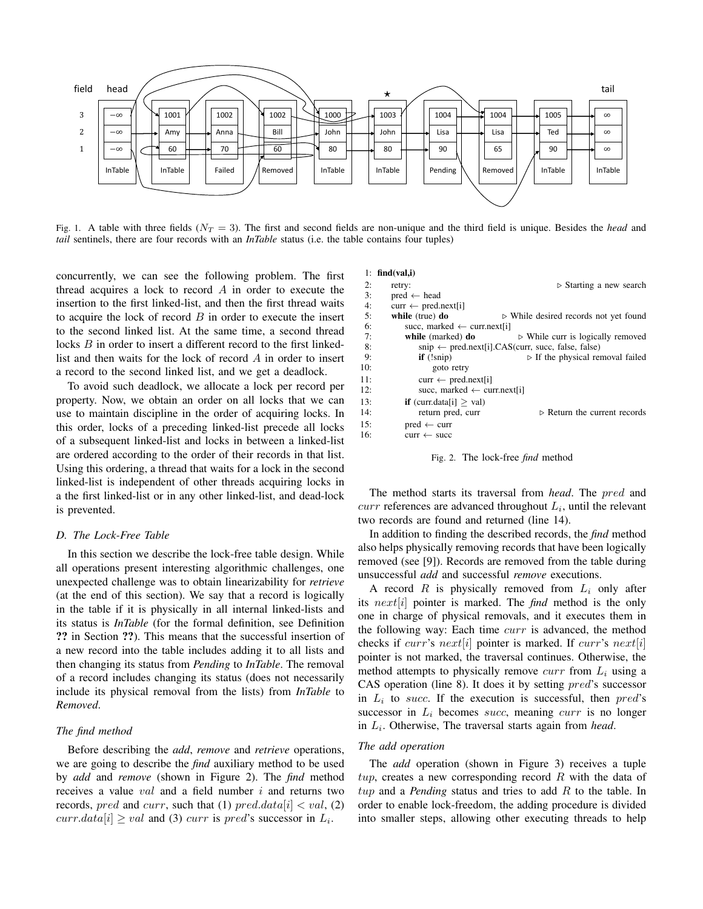Fig. 1. A table with three fields ($N_T = 3$). The first and second fields are non-unique and the third field is unique. Besides the *head* and *tail* sentinels, there are four records with an *InTable* status (i.e. the table contains four tuples)

concurrently, we can see the following problem. The first thread acquires a lock to record $A$ in order to execute the insertion to the first linked-list, and then the first thread waits to acquire the lock of record $B$ in order to execute the insert to the second linked list. At the same time, a second thread locks $B$ in order to insert a different record to the first linked-list and then waits for the lock of record $A$ in order to insert a record to the second linked list, and we get a deadlock.

To avoid such deadlock, we allocate a lock per record per property. Now, we obtain an order on all locks that we can use to maintain discipline in the order of acquiring locks. In this order, locks of a preceding linked-list precede all locks of a subsequent linked-list and locks in between a linked-list are ordered according to the order of their records in that list. Using this ordering, a thread that waits for a lock in the second linked-list is independent of other threads acquiring locks in a the first linked-list or in any other linked-list, and dead-lock is prevented.

### D. The Lock-Free Table

In this section we describe the lock-free table design. While all operations present interesting algorithmic challenges, one unexpected challenge was to obtain linearizability for *retrieve* (at the end of this section). We say that a record is logically in the table if it is physically in all internal linked-lists and its status is *InTable* (for the formal definition, see Definition ?? in Section ??). This means that the successful insertion of a new record into the table includes adding it to all lists and then changing its status from *Pending* to *InTable*. The removal of a record includes changing its status (does not necessarily include its physical removal from the lists) from *InTable* to *Removed*.

#### The find method

Before describing the *add*, *remove* and *retrieve* operations, we are going to describe the *find* auxiliary method to be used by *add* and *remove* (shown in Figure 2). The *find* method receives a value $val$ and a field number $i$ and returns two records, $pred$ and $curr$, such that (1) $pred.data[i] < val$, (2) $curr.data[i] \geq val$ and (3) $curr$ is $pred$'s successor in $L_i$.

```
1:  find(val,i)
2:    retry:                                        ▷ Starting a new search
3:    pred ← head
4:    curr ← pred.next[i]
5:    while (true) do                               ▷ While desired records not yet found
6:      succ, marked ← curr.next[i]
7:      while (marked) do                           ▷ While curr is logically removed
8:        snip ← pred.next[i].CAS(curr, succ, false, false)
9:        if (!snip)                                ▷ If the physical removal failed
10:         goto retry
11:       curr ← pred.next[i]
12:       succ, marked ← curr.next[i]
13:     if (curr.data[i] ≥ val)
14:       return pred, curr                         ▷ Return the current records
15:     pred ← curr
16:     curr ← succ
```

Fig. 2. The lock-free *find* method

The method starts its traversal from *head*. The $pred$ and $curr$ references are advanced throughout $L_i$, until the relevant two records are found and returned (line 14).

In addition to finding the described records, the *find* method also helps physically removing records that have been logically removed (see [9]). Records are removed from the table during unsuccessful *add* and successful *remove* executions.

A record $R$ is physically removed from $L_i$ only after its $next[i]$ pointer is marked. The *find* method is the only one in charge of physical removals, and it executes them in the following way: Each time $curr$ is advanced, the method checks if $curr$'s $next[i]$ pointer is marked. If $curr$'s $next[i]$ pointer is not marked, the traversal continues. Otherwise, the method attempts to physically remove $curr$ from $L_i$ using a CAS operation (line 8). It does it by setting $pred$'s successor in $L_i$ to $succ$. If the execution is successful, then $pred$'s successor in $L_i$ becomes $succ$, meaning $curr$ is no longer in $L_i$. Otherwise, The traversal starts again from *head*.

#### The add operation

The *add* operation (shown in Figure 3) receives a tuple $tup$, creates a new corresponding record $R$ with the data of $tup$ and a *Pending* status and tries to add $R$ to the table. In order to enable lock-freedom, the adding procedure is divided into smaller steps, allowing other executing threads to help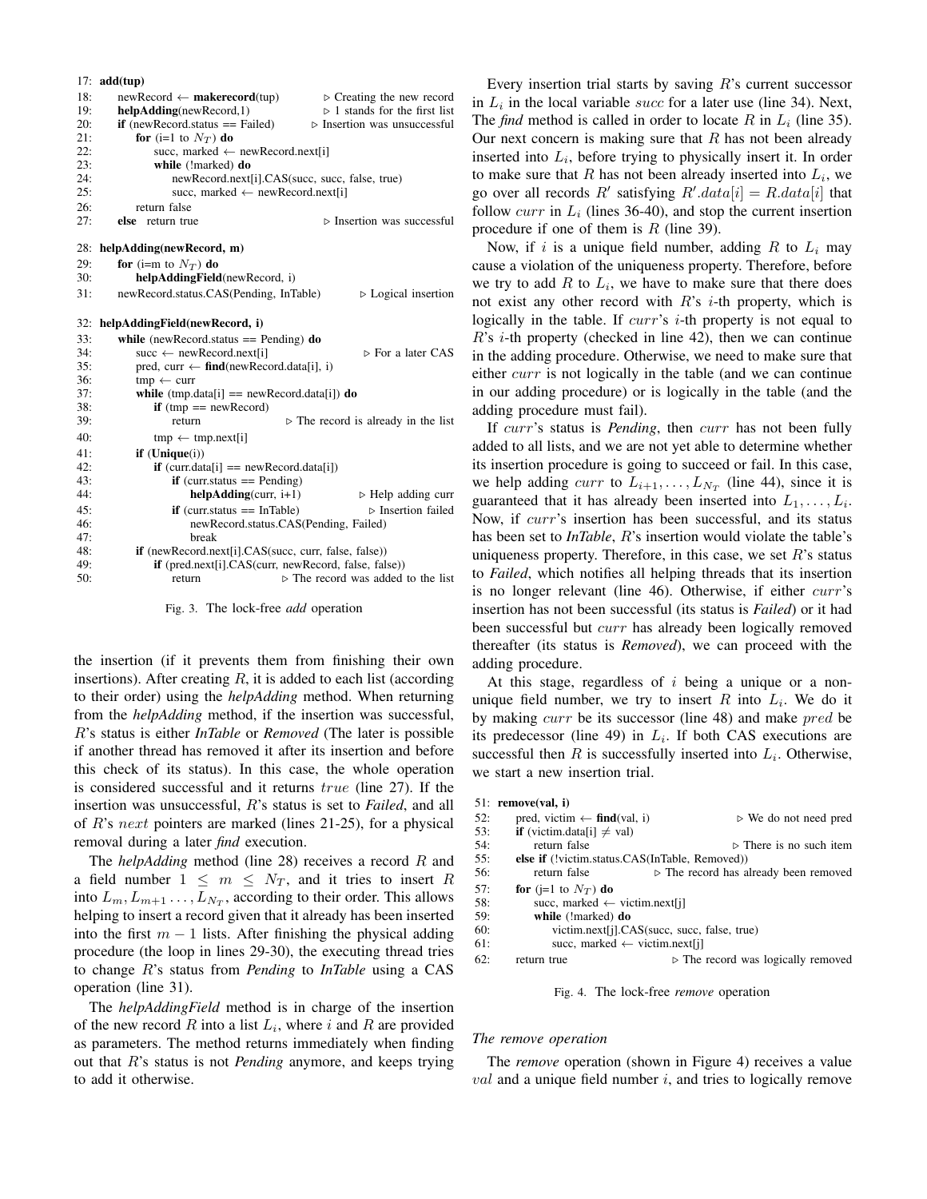```
17: add(tup)
18:     newRecord ← makerecord(tup)                    ▷ Creating the new record
19:     helpAdding(newRecord,1)                        ▷ 1 stands for the first list
20:     if (newRecord.status == Failed)                ▷ Insertion was unsuccessful
21:         for (i=1 to N_T) do
22:             succ, marked ← newRecord.next[i]
23:             while (!marked) do
24:                 newRecord.next[i].CAS(succ, succ, false, true)
25:                 succ, marked ← newRecord.next[i]
26:         return false
27:     else return true                               ▷ Insertion was successful

28: helpAdding(newRecord, m)
29:     for (i=m to N_T) do
30:         helpAddingField(newRecord, i)
31:     newRecord.status.CAS(Pending, InTable)         ▷ Logical insertion

32: helpAddingField(newRecord, i)
33:     while (newRecord.status == Pending) do
34:         succ ← newRecord.next[i]                   ▷ For a later CAS
35:         pred, curr ← find(newRecord.data[i], i)
36:         tmp ← curr
37:         while (tmp.data[i] == newRecord.data[i]) do
38:             if (tmp == newRecord)
39:                 return                             ▷ The record is already in the list
40:             tmp ← tmp.next[i]
41:         if (Unique(i))
42:             if (curr.data[i] == newRecord.data[i])
43:                 if (curr.status == Pending)
44:                     helpAdding(curr, i+1)          ▷ Help adding curr
45:                 if (curr.status == InTable)        ▷ Insertion failed
46:                     newRecord.status.CAS(Pending, Failed)
47:                     break
48:         if (newRecord.next[i].CAS(succ, curr, false, false))
49:             if (pred.next[i].CAS(curr, newRecord, false, false))
50:                 return                             ▷ The record was added to the list
```

Fig. 3. The lock-free *add* operation

the insertion (if it prevents them from finishing their own insertions). After creating $R$, it is added to each list (according to their order) using the *helpAdding* method. When returning from the *helpAdding* method, if the insertion was successful, $R$'s status is either ***InTable*** or ***Removed*** (The later is possible if another thread has removed it after its insertion and before this check of its status). In this case, the whole operation is considered successful and it returns $true$ (line 27). If the insertion was unsuccessful, $R$'s status is set to ***Failed***, and all of $R$'s $next$ pointers are marked (lines 21-25), for a physical removal during a later ***find*** execution.

The *helpAdding* method (line 28) receives a record $R$ and a field number $1 \leq m \leq N_T$, and it tries to insert $R$ into $L_m, L_{m+1} \ldots, L_{N_T}$, according to their order. This allows helping to insert a record given that it already has been inserted into the first $m-1$ lists. After finishing the physical adding procedure (the loop in lines 29-30), the executing thread tries to change $R$'s status from ***Pending*** to ***InTable*** using a CAS operation (line 31).

The *helpAddingField* method is in charge of the insertion of the new record $R$ into a list $L_i$, where $i$ and $R$ are provided as parameters. The method returns immediately when finding out that $R$'s status is not ***Pending*** anymore, and keeps trying to add it otherwise.

Every insertion trial starts by saving $R$'s current successor in $L_i$ in the local variable $succ$ for a later use (line 34). Next, The ***find*** method is called in order to locate $R$ in $L_i$ (line 35). Our next concern is making sure that $R$ has not been already inserted into $L_i$, before trying to physically insert it. In order to make sure that $R$ has not been already inserted into $L_i$, we go over all records $R'$ satisfying $R'.data[i] = R.data[i]$ that follow $curr$ in $L_i$ (lines 36-40), and stop the current insertion procedure if one of them is $R$ (line 39).

Now, if $i$ is a unique field number, adding $R$ to $L_i$ may cause a violation of the uniqueness property. Therefore, before we try to add $R$ to $L_i$, we have to make sure that there does not exist any other record with $R$'s $i$-th property, which is logically in the table. If $curr$'s $i$-th property is not equal to $R$'s $i$-th property (checked in line 42), then we can continue in the adding procedure. Otherwise, we need to make sure that either $curr$ is not logically in the table (and we can continue in our adding procedure) or is logically in the table (and the adding procedure must fail).

If $curr$'s status is ***Pending***, then $curr$ has not been fully added to all lists, and we are not yet able to determine whether its insertion procedure is going to succeed or fail. In this case, we help adding $curr$ to $L_{i+1}, \ldots, L_{N_T}$ (line 44), since it is guaranteed that it has already been inserted into $L_1, \ldots, L_i$. Now, if $curr$'s insertion has been successful, and its status has been set to ***InTable***, $R$'s insertion would violate the table's uniqueness property. Therefore, in this case, we set $R$'s status to ***Failed***, which notifies all helping threads that its insertion is no longer relevant (line 46). Otherwise, if either $curr$'s insertion has not been successful (its status is ***Failed***) or it had been successful but $curr$ has already been logically removed thereafter (its status is ***Removed***), we can proceed with the adding procedure.

At this stage, regardless of $i$ being a unique or a non-unique field number, we try to insert $R$ into $L_i$. We do it by making $curr$ be its successor (line 48) and make $pred$ be its predecessor (line 49) in $L_i$. If both CAS executions are successful then $R$ is successfully inserted into $L_i$. Otherwise, we start a new insertion trial.

```
51: remove(val, i)
52:     pred, victim ← find(val, i)                    ▷ We do not need pred
53:     if (victim.data[i] ≠ val)
54:         return false                               ▷ There is no such item
55:     else if (!victim.status.CAS(InTable, Removed))
56:         return false                  ▷ The record has already been removed
57:     for (j=1 to N_T) do
58:         succ, marked ← victim.next[j]
59:         while (!marked) do
60:             victim.next[j].CAS(succ, succ, false, true)
61:             succ, marked ← victim.next[j]
62:     return true                         ▷ The record was logically removed
```

Fig. 4. The lock-free *remove* operation

### *The remove operation*

The *remove* operation (shown in Figure 4) receives a value $val$ and a unique field number $i$, and tries to logically remove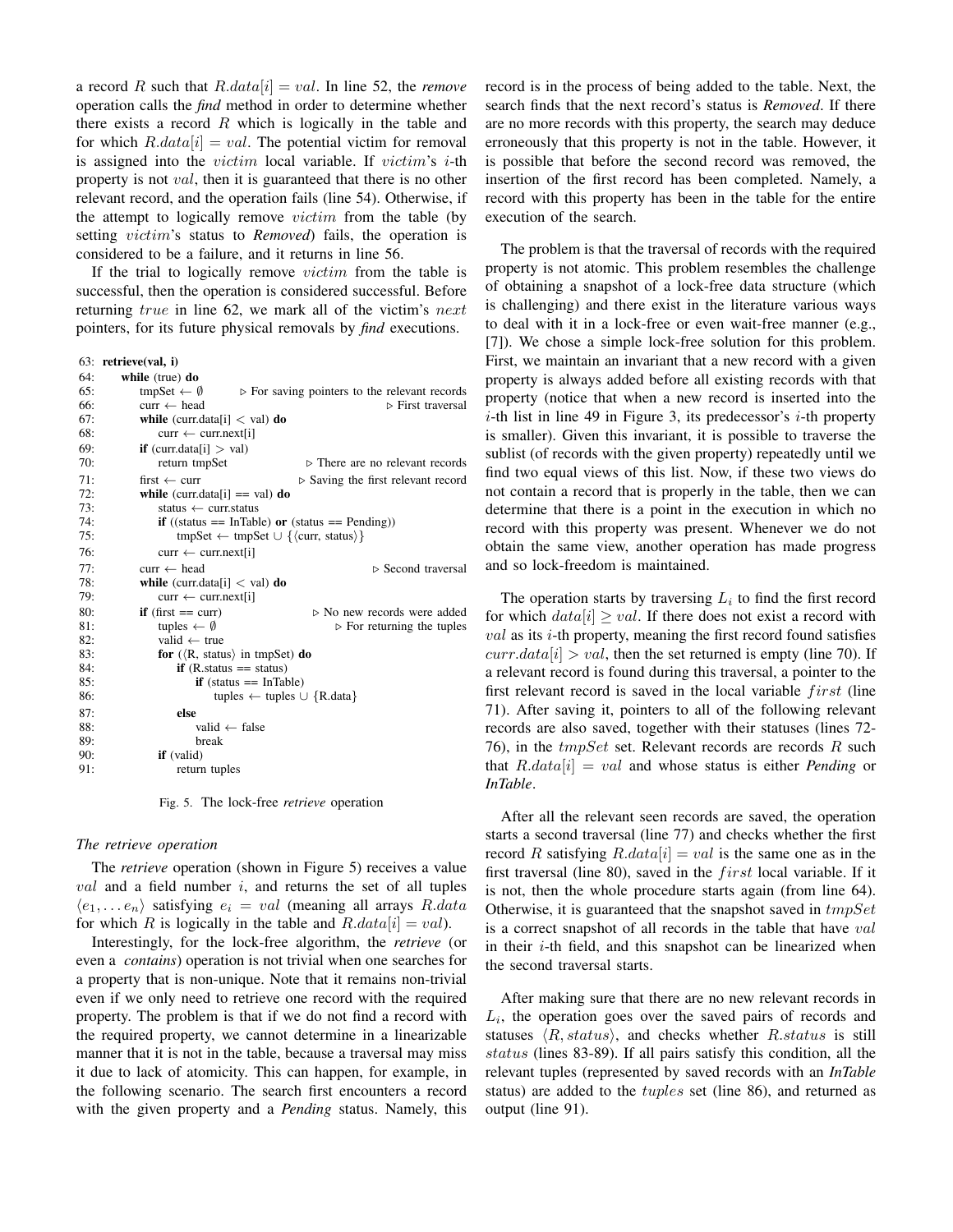a record $R$ such that $R.data[i] = val$. In line 52, the *remove* operation calls the *find* method in order to determine whether there exists a record $R$ which is logically in the table and for which $R.data[i] = val$. The potential victim for removal is assigned into the $victim$ local variable. If $victim$'s $i$-th property is not $val$, then it is guaranteed that there is no other relevant record, and the operation fails (line 54). Otherwise, if the attempt to logically remove $victim$ from the table (by setting $victim$'s status to *Removed*) fails, the operation is considered to be a failure, and it returns in line 56.

If the trial to logically remove $victim$ from the table is successful, then the operation is considered successful. Before returning $true$ in line 62, we mark all of the victim's $next$ pointers, for its future physical removals by *find* executions.

```
63: retrieve(val, i)
64:   while (true) do
65:     tmpSet ← ∅                    ▷ For saving pointers to the relevant records
66:     curr ← head                                        ▷ First traversal
67:     while (curr.data[i] < val) do
68:       curr ← curr.next[i]
69:     if (curr.data[i] > val)
70:       return tmpSet                       ▷ There are no relevant records
71:     first ← curr                       ▷ Saving the first relevant record
72:     while (curr.data[i] == val) do
73:       status ← curr.status
74:       if ((status == InTable) or (status == Pending))
75:         tmpSet ← tmpSet ∪ {⟨curr, status⟩}
76:       curr ← curr.next[i]
77:     curr ← head                                        ▷ Second traversal
78:     while (curr.data[i] < val) do
79:       curr ← curr.next[i]
80:     if (first == curr)                      ▷ No new records were added
81:       tuples ← ∅                               ▷ For returning the tuples
82:       valid ← true
83:       for (⟨R, status⟩ in tmpSet) do
84:         if (R.status == status)
85:           if (status == InTable)
86:             tuples ← tuples ∪ {R.data}
87:         else
88:           valid ← false
89:           break
90:       if (valid)
91:         return tuples
```

Fig. 5. The lock-free *retrieve* operation

### The retrieve operation

The *retrieve* operation (shown in Figure 5) receives a value $val$ and a field number $i$, and returns the set of all tuples $\langle e_1, \ldots e_n \rangle$ satisfying $e_i = val$ (meaning all arrays $R.data$ for which $R$ is logically in the table and $R.data[i] = val$).

Interestingly, for the lock-free algorithm, the *retrieve* (or even a *contains*) operation is not trivial when one searches for a property that is non-unique. Note that it remains non-trivial even if we only need to retrieve one record with the required property. The problem is that if we do not find a record with the required property, we cannot determine in a linearizable manner that it is not in the table, because a traversal may miss it due to lack of atomicity. This can happen, for example, in the following scenario. The search first encounters a record with the given property and a *Pending* status. Namely, this record is in the process of being added to the table. Next, the search finds that the next record's status is *Removed*. If there are no more records with this property, the search may deduce erroneously that this property is not in the table. However, it is possible that before the second record was removed, the insertion of the first record has been completed. Namely, a record with this property has been in the table for the entire execution of the search.

The problem is that the traversal of records with the required property is not atomic. This problem resembles the challenge of obtaining a snapshot of a lock-free data structure (which is challenging) and there exist in the literature various ways to deal with it in a lock-free or even wait-free manner (e.g., [7]). We chose a simple lock-free solution for this problem. First, we maintain an invariant that a new record with a given property is always added before all existing records with that property (notice that when a new record is inserted into the $i$-th list in line 49 in Figure 3, its predecessor's $i$-th property is smaller). Given this invariant, it is possible to traverse the sublist (of records with the given property) repeatedly until we find two equal views of this list. Now, if these two views do not contain a record that is properly in the table, then we can determine that there is a point in the execution in which no record with this property was present. Whenever we do not obtain the same view, another operation has made progress and so lock-freedom is maintained.

The operation starts by traversing $L_i$ to find the first record for which $data[i] \geq val$. If there does not exist a record with $val$ as its $i$-th property, meaning the first record found satisfies $curr.data[i] > val$, then the set returned is empty (line 70). If a relevant record is found during this traversal, a pointer to the first relevant record is saved in the local variable $first$ (line 71). After saving it, pointers to all of the following relevant records are also saved, together with their statuses (lines 72-76), in the $tmpSet$ set. Relevant records are records $R$ such that $R.data[i] = val$ and whose status is either *Pending* or *InTable*.

After all the relevant seen records are saved, the operation starts a second traversal (line 77) and checks whether the first record $R$ satisfying $R.data[i] = val$ is the same one as in the first traversal (line 80), saved in the $first$ local variable. If it is not, then the whole procedure starts again (from line 64). Otherwise, it is guaranteed that the snapshot saved in $tmpSet$ is a correct snapshot of all records in the table that have $val$ in their $i$-th field, and this snapshot can be linearized when the second traversal starts.

After making sure that there are no new relevant records in $L_i$, the operation goes over the saved pairs of records and statuses $\langle R, status \rangle$, and checks whether $R.status$ is still $status$ (lines 83-89). If all pairs satisfy this condition, all the relevant tuples (represented by saved records with an *InTable* status) are added to the $tuples$ set (line 86), and returned as output (line 91).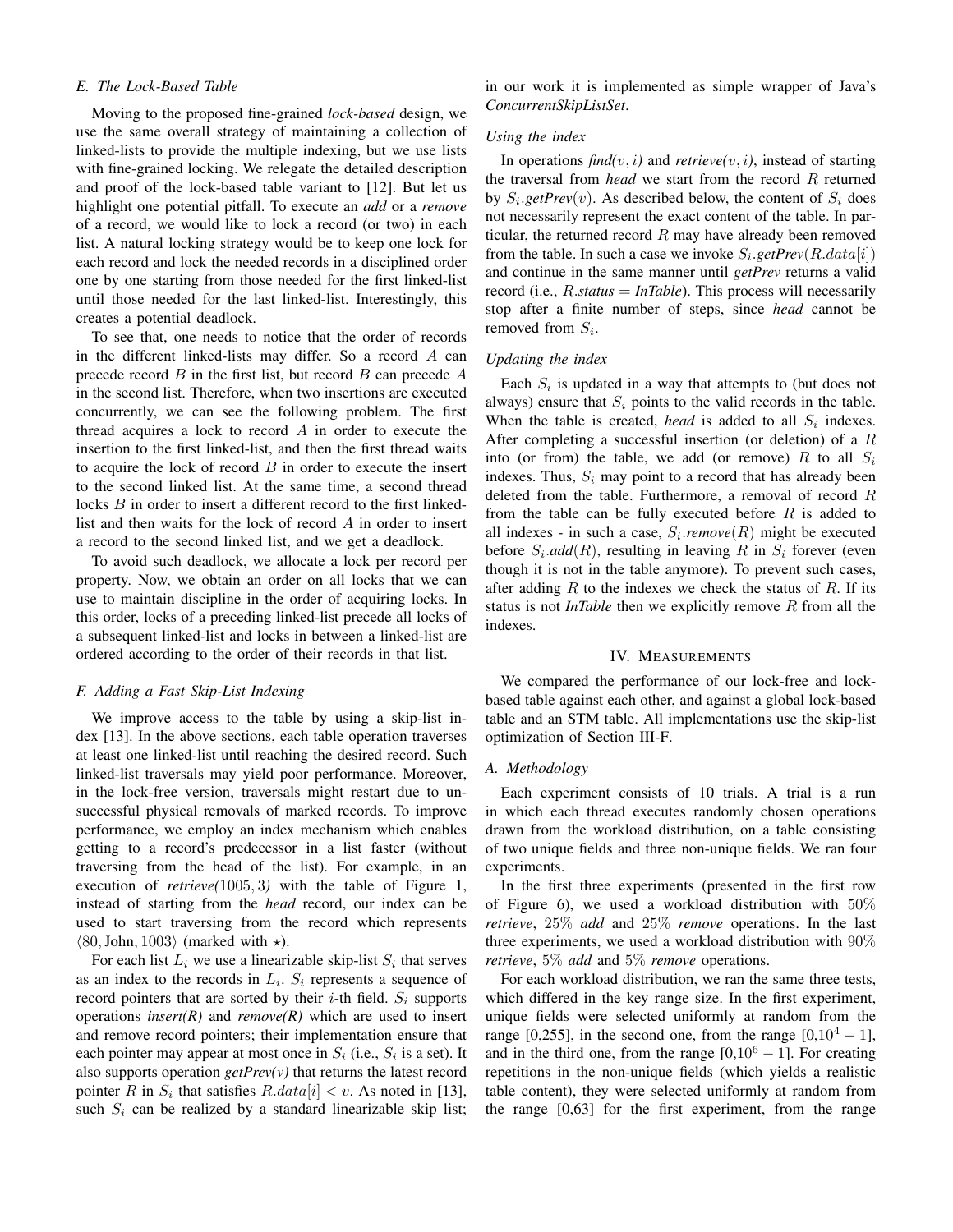### E. The Lock-Based Table

Moving to the proposed fine-grained *lock-based* design, we use the same overall strategy of maintaining a collection of linked-lists to provide the multiple indexing, but we use lists with fine-grained locking. We relegate the detailed description and proof of the lock-based table variant to [12]. But let us highlight one potential pitfall. To execute an *add* or a *remove* of a record, we would like to lock a record (or two) in each list. A natural locking strategy would be to keep one lock for each record and lock the needed records in a disciplined order one by one starting from those needed for the first linked-list until those needed for the last linked-list. Interestingly, this creates a potential deadlock.

To see that, one needs to notice that the order of records in the different linked-lists may differ. So a record $A$ can precede record $B$ in the first list, but record $B$ can precede $A$ in the second list. Therefore, when two insertions are executed concurrently, we can see the following problem. The first thread acquires a lock to record $A$ in order to execute the insertion to the first linked-list, and then the first thread waits to acquire the lock of record $B$ in order to execute the insert to the second linked list. At the same time, a second thread locks $B$ in order to insert a different record to the first linked-list and then waits for the lock of record $A$ in order to insert a record to the second linked list, and we get a deadlock.

To avoid such deadlock, we allocate a lock per record per property. Now, we obtain an order on all locks that we can use to maintain discipline in the order of acquiring locks. In this order, locks of a preceding linked-list precede all locks of a subsequent linked-list and locks in between a linked-list are ordered according to the order of their records in that list.

### F. Adding a Fast Skip-List Indexing

We improve access to the table by using a skip-list index [13]. In the above sections, each table operation traverses at least one linked-list until reaching the desired record. Such linked-list traversals may yield poor performance. Moreover, in the lock-free version, traversals might restart due to unsuccessful physical removals of marked records. To improve performance, we employ an index mechanism which enables getting to a record's predecessor in a list faster (without traversing from the head of the list). For example, in an execution of *retrieve(*$1005, 3$*)* with the table of Figure 1, instead of starting from the *head* record, our index can be used to start traversing from the record which represents $\langle 80, \text{John}, 1003\rangle$ (marked with $\star$).

For each list $L_i$ we use a linearizable skip-list $S_i$ that serves as an index to the records in $L_i$. $S_i$ represents a sequence of record pointers that are sorted by their $i$-th field. $S_i$ supports operations *insert(R)* and *remove(R)* which are used to insert and remove record pointers; their implementation ensure that each pointer may appear at most once in $S_i$ (i.e., $S_i$ is a set). It also supports operation *getPrev(v)* that returns the latest record pointer $R$ in $S_i$ that satisfies $R.data[i] < v$. As noted in [13], such $S_i$ can be realized by a standard linearizable skip list; in our work it is implemented as simple wrapper of Java's *ConcurrentSkipListSet*.

#### Using the index

In operations *find*$(v, i)$ and *retrieve*$(v, i)$, instead of starting the traversal from *head* we start from the record $R$ returned by $S_i$.*getPrev*$(v)$. As described below, the content of $S_i$ does not necessarily represent the exact content of the table. In particular, the returned record $R$ may have already been removed from the table. In such a case we invoke $S_i$.*getPrev*$(R.data[i])$ and continue in the same manner until *getPrev* returns a valid record (i.e., $R$.*status* = *InTable*). This process will necessarily stop after a finite number of steps, since *head* cannot be removed from $S_i$.

#### Updating the index

Each $S_i$ is updated in a way that attempts to (but does not always) ensure that $S_i$ points to the valid records in the table. When the table is created, *head* is added to all $S_i$ indexes. After completing a successful insertion (or deletion) of a $R$ into (or from) the table, we add (or remove) $R$ to all $S_i$ indexes. Thus, $S_i$ may point to a record that has already been deleted from the table. Furthermore, a removal of record $R$ from the table can be fully executed before $R$ is added to all indexes - in such a case, $S_i$.*remove*$(R)$ might be executed before $S_i$.*add*$(R)$, resulting in leaving $R$ in $S_i$ forever (even though it is not in the table anymore). To prevent such cases, after adding $R$ to the indexes we check the status of $R$. If its status is not *InTable* then we explicitly remove $R$ from all the indexes.

## IV. Measurements

We compared the performance of our lock-free and lock-based table against each other, and against a global lock-based table and an STM table. All implementations use the skip-list optimization of Section III-F.

### A. Methodology

Each experiment consists of 10 trials. A trial is a run in which each thread executes randomly chosen operations drawn from the workload distribution, on a table consisting of two unique fields and three non-unique fields. We ran four experiments.

In the first three experiments (presented in the first row of Figure 6), we used a workload distribution with 50% *retrieve*, 25% *add* and 25% *remove* operations. In the last three experiments, we used a workload distribution with 90% *retrieve*, 5% *add* and 5% *remove* operations.

For each workload distribution, we ran the same three tests, which differed in the key range size. In the first experiment, unique fields were selected uniformly at random from the range [0,255], in the second one, from the range $[0,10^4-1]$, and in the third one, from the range $[0,10^6-1]$. For creating repetitions in the non-unique fields (which yields a realistic table content), they were selected uniformly at random from the range [0,63] for the first experiment, from the range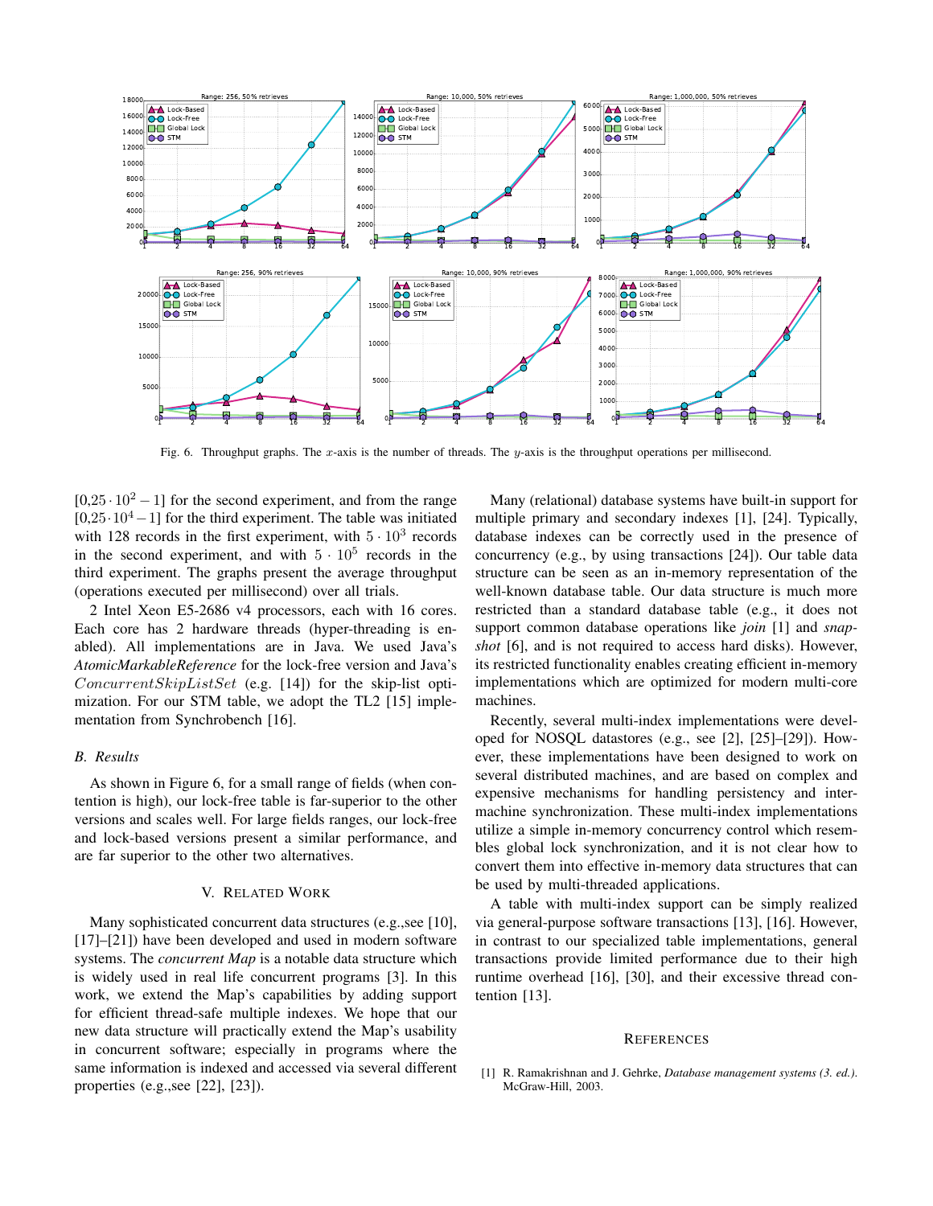Fig. 6. Throughput graphs. The $x$-axis is the number of threads. The $y$-axis is the throughput operations per millisecond.

$[0, 25 \cdot 10^2 - 1]$ for the second experiment, and from the range $[0, 25 \cdot 10^4 - 1]$ for the third experiment. The table was initiated with 128 records in the first experiment, with $5 \cdot 10^3$ records in the second experiment, and with $5 \cdot 10^5$ records in the third experiment. The graphs present the average throughput (operations executed per millisecond) over all trials.

2 Intel Xeon E5-2686 v4 processors, each with 16 cores. Each core has 2 hardware threads (hyper-threading is enabled). All implementations are in Java. We used Java's *AtomicMarkableReference* for the lock-free version and Java's $ConcurrentSkipListSet$ (e.g. [14]) for the skip-list optimization. For our STM table, we adopt the TL2 [15] implementation from Synchrobench [16].

### B. Results

As shown in Figure 6, for a small range of fields (when contention is high), our lock-free table is far-superior to the other versions and scales well. For large fields ranges, our lock-free and lock-based versions present a similar performance, and are far superior to the other two alternatives.

## V. Related Work

Many sophisticated concurrent data structures (e.g.,see [10], [17]–[21]) have been developed and used in modern software systems. The *concurrent Map* is a notable data structure which is widely used in real life concurrent programs [3]. In this work, we extend the Map's capabilities by adding support for efficient thread-safe multiple indexes. We hope that our new data structure will practically extend the Map's usability in concurrent software; especially in programs where the same information is indexed and accessed via several different properties (e.g.,see [22], [23]).

Many (relational) database systems have built-in support for multiple primary and secondary indexes [1], [24]. Typically, database indexes can be correctly used in the presence of concurrency (e.g., by using transactions [24]). Our table data structure can be seen as an in-memory representation of the well-known database table. Our data structure is much more restricted than a standard database table (e.g., it does not support common database operations like *join* [1] and *snapshot* [6], and is not required to access hard disks). However, its restricted functionality enables creating efficient in-memory implementations which are optimized for modern multi-core machines.

Recently, several multi-index implementations were developed for NOSQL datastores (e.g., see [2], [25]–[29]). However, these implementations have been designed to work on several distributed machines, and are based on complex and expensive mechanisms for handling persistency and inter-machine synchronization. These multi-index implementations utilize a simple in-memory concurrency control which resembles global lock synchronization, and it is not clear how to convert them into effective in-memory data structures that can be used by multi-threaded applications.

A table with multi-index support can be simply realized via general-purpose software transactions [13], [16]. However, in contrast to our specialized table implementations, general transactions provide limited performance due to their high runtime overhead [16], [30], and their excessive thread contention [13].

## References

[1] R. Ramakrishnan and J. Gehrke, *Database management systems (3. ed.)*. McGraw-Hill, 2003.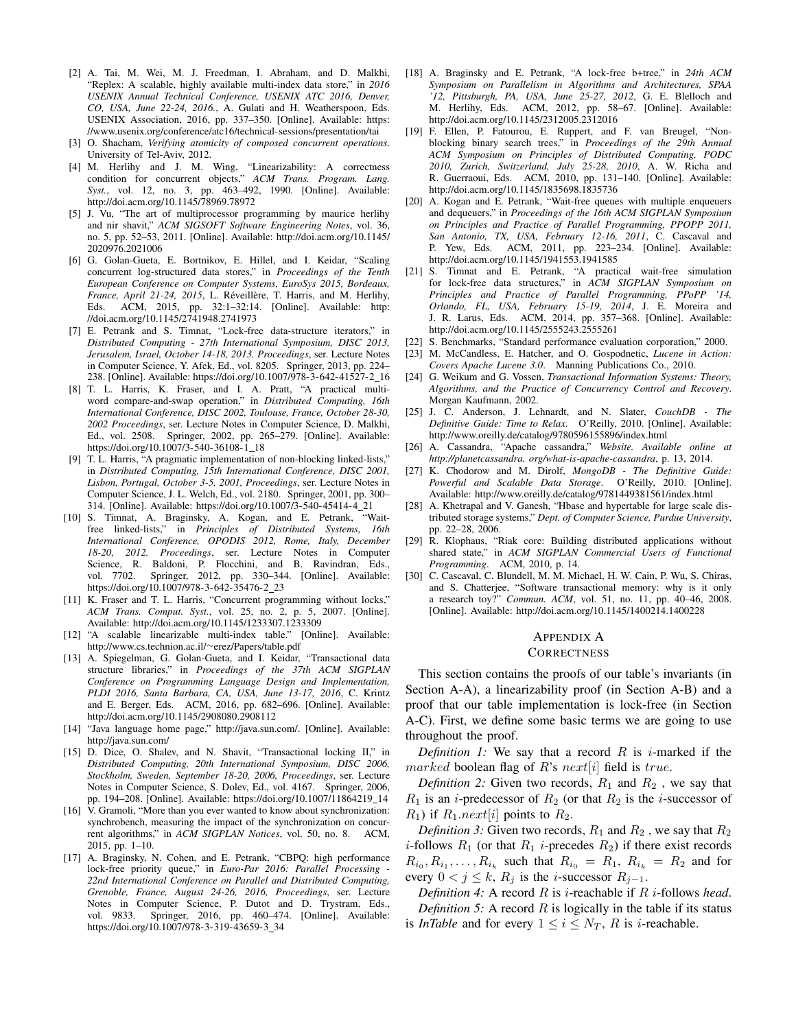[2] A. Tai, M. Wei, M. J. Freedman, I. Abraham, and D. Malkhi, "Replex: A scalable, highly available multi-index data store," in *2016 USENIX Annual Technical Conference, USENIX ATC 2016, Denver, CO, USA, June 22-24, 2016.*, A. Gulati and H. Weatherspoon, Eds. USENIX Association, 2016, pp. 337–350. [Online]. Available: https://www.usenix.org/conference/atc16/technical-sessions/presentation/tai

[3] O. Shacham, *Verifying atomicity of composed concurrent operations*. University of Tel-Aviv, 2012.

[4] M. Herlihy and J. M. Wing, "Linearizability: A correctness condition for concurrent objects," *ACM Trans. Program. Lang. Syst.*, vol. 12, no. 3, pp. 463–492, 1990. [Online]. Available: http://doi.acm.org/10.1145/78969.78972

[5] J. Vu, "The art of multiprocessor programming by maurice herlihy and nir shavit," *ACM SIGSOFT Software Engineering Notes*, vol. 36, no. 5, pp. 52–53, 2011. [Online]. Available: http://doi.acm.org/10.1145/2020976.2021006

[6] G. Golan-Gueta, E. Bortnikov, E. Hillel, and I. Keidar, "Scaling concurrent log-structured data stores," in *Proceedings of the Tenth European Conference on Computer Systems, EuroSys 2015, Bordeaux, France, April 21-24, 2015*, L. Réveillère, T. Harris, and M. Herlihy, Eds. ACM, 2015, pp. 32:1–32:14. [Online]. Available: http://doi.acm.org/10.1145/2741948.2741973

[7] E. Petrank and S. Timnat, "Lock-free data-structure iterators," in *Distributed Computing - 27th International Symposium, DISC 2013, Jerusalem, Israel, October 14-18, 2013. Proceedings*, ser. Lecture Notes in Computer Science, Y. Afek, Ed., vol. 8205. Springer, 2013, pp. 224–238. [Online]. Available: https://doi.org/10.1007/978-3-642-41527-2_16

[8] T. L. Harris, K. Fraser, and I. A. Pratt, "A practical multi-word compare-and-swap operation," in *Distributed Computing, 16th International Conference, DISC 2002, Toulouse, France, October 28-30, 2002 Proceedings*, ser. Lecture Notes in Computer Science, D. Malkhi, Ed., vol. 2508. Springer, 2002, pp. 265–279. [Online]. Available: https://doi.org/10.1007/3-540-36108-1_18

[9] T. L. Harris, "A pragmatic implementation of non-blocking linked-lists," in *Distributed Computing, 15th International Conference, DISC 2001, Lisbon, Portugal, October 3-5, 2001, Proceedings*, ser. Lecture Notes in Computer Science, J. L. Welch, Ed., vol. 2180. Springer, 2001, pp. 300–314. [Online]. Available: https://doi.org/10.1007/3-540-45414-4_21

[10] S. Timnat, A. Braginsky, A. Kogan, and E. Petrank, "Wait-free linked-lists," in *Principles of Distributed Systems, 16th International Conference, OPODIS 2012, Rome, Italy, December 18-20, 2012. Proceedings*, ser. Lecture Notes in Computer Science, R. Baldoni, P. Flocchini, and B. Ravindran, Eds., vol. 7702. Springer, 2012, pp. 330–344. [Online]. Available: https://doi.org/10.1007/978-3-642-35476-2_23

[11] K. Fraser and T. L. Harris, "Concurrent programming without locks," *ACM Trans. Comput. Syst.*, vol. 25, no. 2, p. 5, 2007. [Online]. Available: http://doi.acm.org/10.1145/1233307.1233309

[12] "A scalable linearizable multi-index table." [Online]. Available: http://www.cs.technion.ac.il/~erez/Papers/table.pdf

[13] A. Spiegelman, G. Golan-Gueta, and I. Keidar, "Transactional data structure libraries," in *Proceedings of the 37th ACM SIGPLAN Conference on Programming Language Design and Implementation, PLDI 2016, Santa Barbara, CA, USA, June 13-17, 2016*, C. Krintz and E. Berger, Eds. ACM, 2016, pp. 682–696. [Online]. Available: http://doi.acm.org/10.1145/2908080.2908112

[14] "Java language home page," http://java.sun.com/. [Online]. Available: http://java.sun.com/

[15] D. Dice, O. Shalev, and N. Shavit, "Transactional locking II," in *Distributed Computing, 20th International Symposium, DISC 2006, Stockholm, Sweden, September 18-20, 2006, Proceedings*, ser. Lecture Notes in Computer Science, S. Dolev, Ed., vol. 4167. Springer, 2006, pp. 194–208. [Online]. Available: https://doi.org/10.1007/11864219_14

[16] V. Gramoli, "More than you ever wanted to know about synchronization: synchrobench, measuring the impact of the synchronization on concurrent algorithms," in *ACM SIGPLAN Notices*, vol. 50, no. 8. ACM, 2015, pp. 1–10.

[17] A. Braginsky, N. Cohen, and E. Petrank, "CBPQ: high performance lock-free priority queue," in *Euro-Par 2016: Parallel Processing - 22nd International Conference on Parallel and Distributed Computing, Grenoble, France, August 24-26, 2016, Proceedings*, ser. Lecture Notes in Computer Science, P. Dutot and D. Trystram, Eds., vol. 9833. Springer, 2016, pp. 460–474. [Online]. Available: https://doi.org/10.1007/978-3-319-43659-3_34

[18] A. Braginsky and E. Petrank, "A lock-free b+tree," in *24th ACM Symposium on Parallelism in Algorithms and Architectures, SPAA '12, Pittsburgh, PA, USA, June 25-27, 2012*, G. E. Blelloch and M. Herlihy, Eds. ACM, 2012, pp. 58–67. [Online]. Available: http://doi.acm.org/10.1145/2312005.2312016

[19] F. Ellen, P. Fatourou, E. Ruppert, and F. van Breugel, "Non-blocking binary search trees," in *Proceedings of the 29th Annual ACM Symposium on Principles of Distributed Computing, PODC 2010, Zurich, Switzerland, July 25-28, 2010*, A. W. Richa and R. Guerraoui, Eds. ACM, 2010, pp. 131–140. [Online]. Available: http://doi.acm.org/10.1145/1835698.1835736

[20] A. Kogan and E. Petrank, "Wait-free queues with multiple enqueuers and dequeuers," in *Proceedings of the 16th ACM SIGPLAN Symposium on Principles and Practice of Parallel Programming, PPOPP 2011, San Antonio, TX, USA, February 12-16, 2011*, C. Cascaval and P. Yew, Eds. ACM, 2011, pp. 223–234. [Online]. Available: http://doi.acm.org/10.1145/1941553.1941585

[21] S. Timnat and E. Petrank, "A practical wait-free simulation for lock-free data structures," in *ACM SIGPLAN Symposium on Principles and Practice of Parallel Programming, PPoPP '14, Orlando, FL, USA, February 15-19, 2014*, J. E. Moreira and J. R. Larus, Eds. ACM, 2014, pp. 357–368. [Online]. Available: http://doi.acm.org/10.1145/2555243.2555261

[22] S. Benchmarks, "Standard performance evaluation corporation," 2000.

[23] M. McCandless, E. Hatcher, and O. Gospodnetic, *Lucene in Action: Covers Apache Lucene 3.0*. Manning Publications Co., 2010.

[24] G. Weikum and G. Vossen, *Transactional Information Systems: Theory, Algorithms, and the Practice of Concurrency Control and Recovery*. Morgan Kaufmann, 2002.

[25] J. C. Anderson, J. Lehnardt, and N. Slater, *CouchDB - The Definitive Guide: Time to Relax*. O'Reilly, 2010. [Online]. Available: http://www.oreilly.de/catalog/9780596155896/index.html

[26] A. Cassandra, "Apache cassandra," *Website. Available online at http://planetcassandra. org/what-is-apache-cassandra*, p. 13, 2014.

[27] K. Chodorow and M. Dirolf, *MongoDB - The Definitive Guide: Powerful and Scalable Data Storage*. O'Reilly, 2010. [Online]. Available: http://www.oreilly.de/catalog/9781449381561/index.html

[28] A. Khetrapal and V. Ganesh, "Hbase and hypertable for large scale distributed storage systems," *Dept. of Computer Science, Purdue University*, pp. 22–28, 2006.

[29] R. Klophaus, "Riak core: Building distributed applications without shared state," in *ACM SIGPLAN Commercial Users of Functional Programming*. ACM, 2010, p. 14.

[30] C. Cascaval, C. Blundell, M. M. Michael, H. W. Cain, P. Wu, S. Chiras, and S. Chatterjee, "Software transactional memory: why is it only a research toy?" *Commun. ACM*, vol. 51, no. 11, pp. 40–46, 2008. [Online]. Available: http://doi.acm.org/10.1145/1400214.1400228

# Appendix A
# Correctness

This section contains the proofs of our table's invariants (in Section A-A), a linearizability proof (in Section A-B) and a proof that our table implementation is lock-free (in Section A-C). First, we define some basic terms we are going to use throughout the proof.

*Definition 1:* We say that a record $R$ is $i$-marked if the $marked$ boolean flag of $R$'s $next[i]$ field is $true$.

*Definition 2:* Given two records, $R_1$ and $R_2$ , we say that $R_1$ is an $i$-predecessor of $R_2$ (or that $R_2$ is the $i$-successor of $R_1$) if $R_1.next[i]$ points to $R_2$.

*Definition 3:* Given two records, $R_1$ and $R_2$ , we say that $R_2$ $i$-follows $R_1$ (or that $R_1$ $i$-precedes $R_2$) if there exist records $R_{i_0}, R_{i_1}, \ldots, R_{i_k}$ such that $R_{i_0} = R_1$, $R_{i_k} = R_2$ and for every $0 < j \leq k$, $R_j$ is the $i$-successor $R_{j-1}$.

*Definition 4:* A record $R$ is $i$-reachable if $R$ $i$-follows *head*.

*Definition 5:* A record $R$ is logically in the table if its status is *InTable* and for every $1 \leq i \leq N_T$, $R$ is $i$-reachable.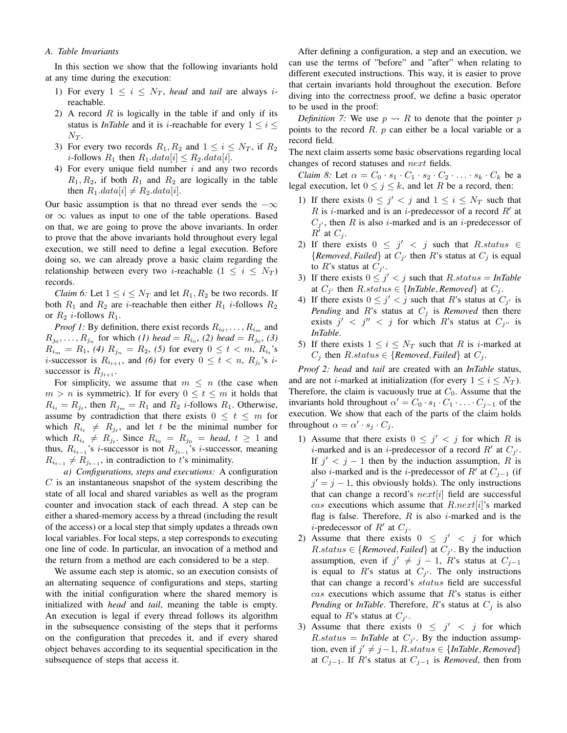### A. Table Invariants

In this section we show that the following invariants hold at any time during the execution:

1) For every $1 \leq i \leq N_T$, *head* and *tail* are always $i$-reachable.
2) A record $R$ is logically in the table if and only if its status is *InTable* and it is $i$-reachable for every $1 \leq i \leq N_T$.
3) For every two records $R_1, R_2$ and $1 \leq i \leq N_T$, if $R_2$ $i$-follows $R_1$ then $R_1.data[i] \leq R_2.data[i]$.
4) For every unique field number $i$ and any two records $R_1, R_2$, if both $R_1$ and $R_2$ are logically in the table then $R_1.data[i] \neq R_2.data[i]$.

Our basic assumption is that no thread ever sends the $-\infty$ or $\infty$ values as input to one of the table operations. Based on that, we are going to prove the above invariants. In order to prove that the above invariants hold throughout every legal execution, we still need to define a legal execution. Before doing so, we can already prove a basic claim regarding the relationship between every two $i$-reachable ($1 \leq i \leq N_T$) records.

*Claim 6:* Let $1 \leq i \leq N_T$ and let $R_1, R_2$ be two records. If both $R_1$ and $R_2$ are $i$-reachable then either $R_1$ $i$-follows $R_2$ or $R_2$ $i$-follows $R_1$.

*Proof 1:* By definition, there exist records $R_{i_0}, \ldots, R_{i_m}$ and $R_{j_0}, \ldots, R_{j_n}$ for which *(1)* *head* $= R_{i_0}$, *(2)* *head* $= R_{j_0}$, *(3)* $R_{i_m} = R_1$, *(4)* $R_{j_n} = R_2$, *(5)* for every $0 \leq t < m$, $R_{i_t}$'s $i$-successor is $R_{i_{t+1}}$, and *(6)* for every $0 \leq t < n$, $R_{j_t}$'s $i$-successor is $R_{j_{t+1}}$.

For simplicity, we assume that $m \leq n$ (the case when $m > n$ is symmetric). If for every $0 \leq t \leq m$ it holds that $R_{i_t} = R_{j_t}$, then $R_{j_m} = R_1$ and $R_2$ $i$-follows $R_1$. Otherwise, assume by contradiction that there exists $0 \leq t \leq m$ for which $R_{i_t} \neq R_{j_t}$, and let $t$ be the minimal number for which $R_{i_t} \neq R_{j_t}$. Since $R_{i_0} = R_{j_0} =$ *head*, $t \geq 1$ and thus, $R_{i_{t-1}}$'s $i$-successor is not $R_{j_{t-1}}$'s $i$-successor, meaning $R_{i_{t-1}} \neq R_{j_{t-1}}$, in contradiction to $t$'s minimality.

*a) Configurations, steps and executions:* A configuration $C$ is an instantaneous snapshot of the system describing the state of all local and shared variables as well as the program counter and invocation stack of each thread. A step can be either a shared-memory access by a thread (including the result of the access) or a local step that simply updates a threads own local variables. For local steps, a step corresponds to executing one line of code. In particular, an invocation of a method and the return from a method are each considered to be a step.

We assume each step is atomic, so an execution consists of an alternating sequence of configurations and steps, starting with the initial configuration where the shared memory is initialized with *head* and *tail*, meaning the table is empty. An execution is legal if every thread follows its algorithm in the subsequence consisting of the steps that it performs on the configuration that precedes it, and if every shared object behaves according to its sequential specification in the subsequence of steps that access it.

After defining a configuration, a step and an execution, we can use the terms of "before" and "after" when relating to different executed instructions. This way, it is easier to prove that certain invariants hold throughout the execution. Before diving into the correctness proof, we define a basic operator to be used in the proof:

*Definition 7:* We use $p \rightsquigarrow R$ to denote that the pointer $p$ points to the record $R$. $p$ can either be a local variable or a record field.

The next claim asserts some basic observations regarding local changes of record statuses and $next$ fields.

*Claim 8:* Let $\alpha = C_0 \cdot s_1 \cdot C_1 \cdot s_2 \cdot C_2 \cdot \ldots \cdot s_k \cdot C_k$ be a legal execution, let $0 \leq j \leq k$, and let $R$ be a record, then:

1) If there exists $0 \leq j' < j$ and $1 \leq i \leq N_T$ such that $R$ is $i$-marked and is an $i$-predecessor of a record $R'$ at $C_{j'}$, then $R$ is also $i$-marked and is an $i$-predecessor of $R'$ at $C_j$.
2) If there exists $0 \leq j' < j$ such that $R.status \in \{$*Removed*, *Failed*$\}$ at $C_{j'}$ then $R$'s status at $C_j$ is equal to $R$'s status at $C_{j'}$.
3) If there exists $0 \leq j' < j$ such that $R.status =$ *InTable* at $C_{j'}$ then $R.status \in \{$*InTable*, *Removed*$\}$ at $C_j$.
4) If there exists $0 \leq j' < j$ such that $R$'s status at $C_{j'}$ is *Pending* and $R$'s status at $C_j$ is *Removed* then there exists $j' < j'' < j$ for which $R$'s status at $C_{j''}$ is *InTable*.
5) If there exists $1 \leq i \leq N_T$ such that $R$ is $i$-marked at $C_j$ then $R.status \in \{$*Removed*, *Failed*$\}$ at $C_j$.

*Proof 2:* *head* and *tail* are created with an *InTable* status, and are not $i$-marked at initialization (for every $1 \leq i \leq N_T$). Therefore, the claim is vacuously true at $C_0$. Assume that the invariants hold throughout $\alpha' = C_0 \cdot s_1 \cdot C_1 \cdot \ldots \cdot C_{j-1}$ of the execution. We show that each of the parts of the claim holds throughout $\alpha = \alpha' \cdot s_j \cdot C_j$.

1) Assume that there exists $0 \leq j' < j$ for which $R$ is $i$-marked and is an $i$-predecessor of a record $R'$ at $C_{j'}$. If $j' < j - 1$ then by the induction assumption, $R$ is also $i$-marked and is the $i$-predecessor of $R'$ at $C_{j-1}$ (if $j' = j - 1$, this obviously holds). The only instructions that can change a record's $next[i]$ field are successful $cas$ executions which assume that $R.next[i]$'s marked flag is false. Therefore, $R$ is also $i$-marked and is the $i$-predecessor of $R'$ at $C_j$.
2) Assume that there exists $0 \leq j' < j$ for which $R.status \in \{$*Removed*, *Failed*$\}$ at $C_{j'}$. By the induction assumption, even if $j' \neq j - 1$, $R$'s status at $C_{j-1}$ is equal to $R$'s status at $C_{j'}$. The only instructions that can change a record's $status$ field are successful $cas$ executions which assume that $R$'s status is either *Pending* or *InTable*. Therefore, $R$'s status at $C_j$ is also equal to $R$'s status at $C_{j'}$.
3) Assume that there exists $0 \leq j' < j$ for which $R.status =$ *InTable* at $C_{j'}$. By the induction assumption, even if $j' \neq j-1$, $R.status \in \{$*InTable*, *Removed*$\}$ at $C_{j-1}$. If $R$'s status at $C_{j-1}$ is *Removed*, then from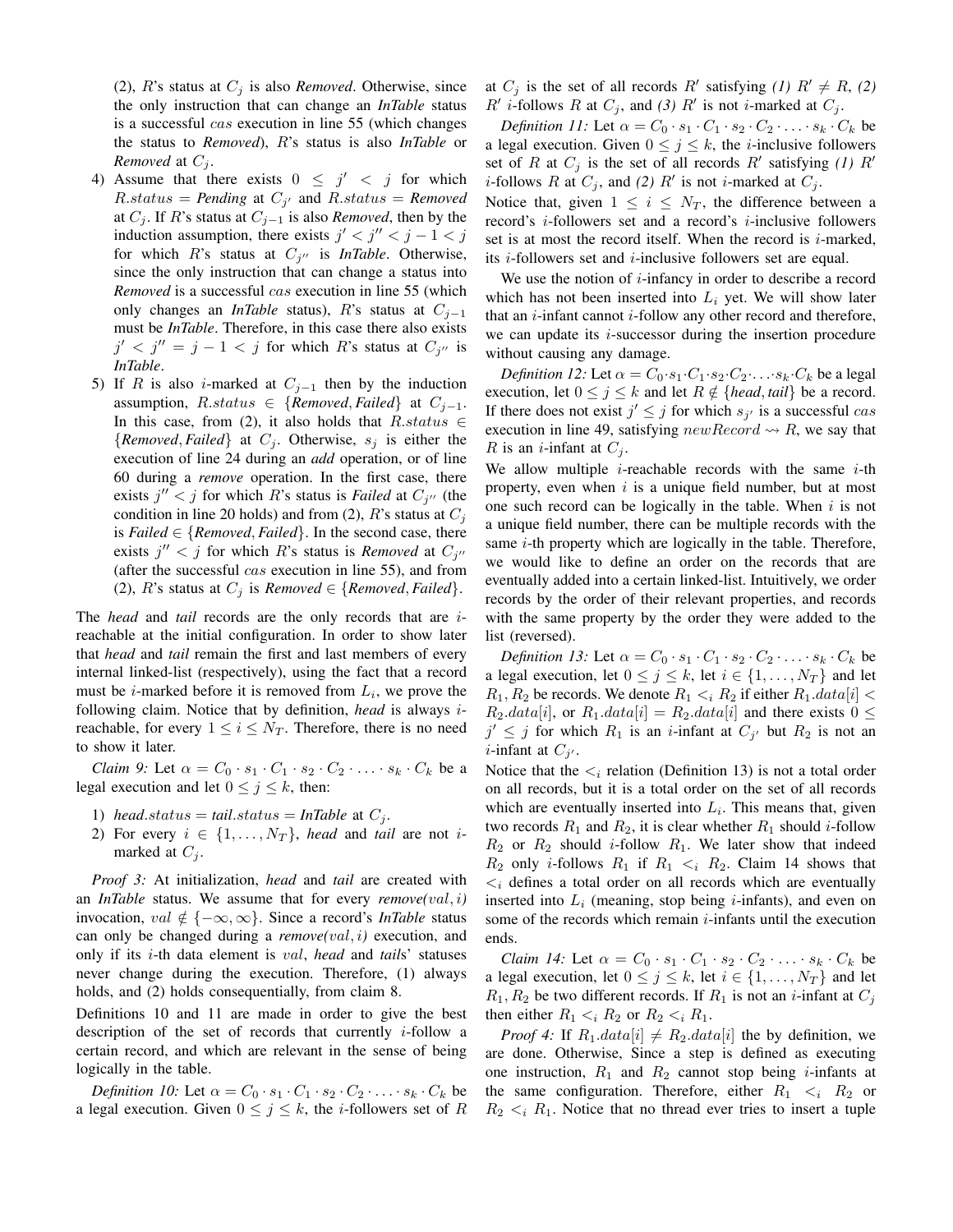(2), $R$'s status at $C_j$ is also *Removed*. Otherwise, since the only instruction that can change an *InTable* status is a successful $cas$ execution in line 55 (which changes the status to *Removed*), $R$'s status is also *InTable* or *Removed* at $C_j$.

4) Assume that there exists $0 \leq j' < j$ for which $R.status =$ *Pending* at $C_{j'}$ and $R.status =$ *Removed* at $C_j$. If $R$'s status at $C_{j-1}$ is also *Removed*, then by the induction assumption, there exists $j' < j'' < j-1 < j$ for which $R$'s status at $C_{j''}$ is *InTable*. Otherwise, since the only instruction that can change a status into *Removed* is a successful $cas$ execution in line 55 (which only changes an *InTable* status), $R$'s status at $C_{j-1}$ must be *InTable*. Therefore, in this case there also exists $j' < j'' = j-1 < j$ for which $R$'s status at $C_{j''}$ is *InTable*.

5) If $R$ is also $i$-marked at $C_{j-1}$ then by the induction assumption, $R.status \in \{$*Removed*, *Failed*$\}$ at $C_{j-1}$. In this case, from (2), it also holds that $R.status \in \{$*Removed*, *Failed*$\}$ at $C_j$. Otherwise, $s_j$ is either the execution of line 24 during an *add* operation, or of line 60 during a *remove* operation. In the first case, there exists $j'' < j$ for which $R$'s status is *Failed* at $C_{j''}$ (the condition in line 20 holds) and from (2), $R$'s status at $C_j$ is *Failed* $\in \{$*Removed*, *Failed*$\}$. In the second case, there exists $j'' < j$ for which $R$'s status is *Removed* at $C_{j''}$ (after the successful $cas$ execution in line 55), and from (2), $R$'s status at $C_j$ is *Removed* $\in \{$*Removed*, *Failed*$\}$.

The *head* and *tail* records are the only records that are $i$-reachable at the initial configuration. In order to show later that *head* and *tail* remain the first and last members of every internal linked-list (respectively), using the fact that a record must be $i$-marked before it is removed from $L_i$, we prove the following claim. Notice that by definition, *head* is always $i$-reachable, for every $1 \leq i \leq N_T$. Therefore, there is no need to show it later.

*Claim 9:* Let $\alpha = C_0 \cdot s_1 \cdot C_1 \cdot s_2 \cdot C_2 \cdot \ldots \cdot s_k \cdot C_k$ be a legal execution and let $0 \leq j \leq k$, then:

1) *head*.$status$ = *tail*.$status$ = *InTable* at $C_j$.
2) For every $i \in \{1, \ldots, N_T\}$, *head* and *tail* are not $i$-marked at $C_j$.

*Proof 3:* At initialization, *head* and *tail* are created with an *InTable* status. We assume that for every *remove*($val, i$) invocation, $val \notin \{-\infty, \infty\}$. Since a record's *InTable* status can only be changed during a *remove*($val, i$) execution, and only if its $i$-th data element is $val$, *head* and *tail*s' statuses never change during the execution. Therefore, (1) always holds, and (2) holds consequentially, from claim 8.

Definitions 10 and 11 are made in order to give the best description of the set of records that currently $i$-follow a certain record, and which are relevant in the sense of being logically in the table.

*Definition 10:* Let $\alpha = C_0 \cdot s_1 \cdot C_1 \cdot s_2 \cdot C_2 \cdot \ldots \cdot s_k \cdot C_k$ be a legal execution. Given $0 \leq j \leq k$, the $i$-followers set of $R$ at $C_j$ is the set of all records $R'$ satisfying *(1)* $R' \neq R$, *(2)* $R'$ $i$-follows $R$ at $C_j$, and *(3)* $R'$ is not $i$-marked at $C_j$.

*Definition 11:* Let $\alpha = C_0 \cdot s_1 \cdot C_1 \cdot s_2 \cdot C_2 \cdot \ldots \cdot s_k \cdot C_k$ be a legal execution. Given $0 \leq j \leq k$, the $i$-inclusive followers set of $R$ at $C_j$ is the set of all records $R'$ satisfying *(1)* $R'$ $i$-follows $R$ at $C_j$, and *(2)* $R'$ is not $i$-marked at $C_j$.

Notice that, given $1 \leq i \leq N_T$, the difference between a record's $i$-followers set and a record's $i$-inclusive followers set is at most the record itself. When the record is $i$-marked, its $i$-followers set and $i$-inclusive followers set are equal.

We use the notion of $i$-infancy in order to describe a record which has not been inserted into $L_i$ yet. We will show later that an $i$-infant cannot $i$-follow any other record and therefore, we can update its $i$-successor during the insertion procedure without causing any damage.

*Definition 12:* Let $\alpha = C_0 \cdot s_1 \cdot C_1 \cdot s_2 \cdot C_2 \cdot \ldots \cdot s_k \cdot C_k$ be a legal execution, let $0 \leq j \leq k$ and let $R \notin \{$*head*, *tail*$\}$ be a record. If there does not exist $j' \leq j$ for which $s_{j'}$ is a successful $cas$ execution in line 49, satisfying $newRecord \rightsquigarrow R$, we say that $R$ is an $i$-infant at $C_j$.

We allow multiple $i$-reachable records with the same $i$-th property, even when $i$ is a unique field number, but at most one such record can be logically in the table. When $i$ is not a unique field number, there can be multiple records with the same $i$-th property which are logically in the table. Therefore, we would like to define an order on the records that are eventually added into a certain linked-list. Intuitively, we order records by the order of their relevant properties, and records with the same property by the order they were added to the list (reversed).

*Definition 13:* Let $\alpha = C_0 \cdot s_1 \cdot C_1 \cdot s_2 \cdot C_2 \cdot \ldots \cdot s_k \cdot C_k$ be a legal execution, let $0 \leq j \leq k$, let $i \in \{1, \ldots, N_T\}$ and let $R_1, R_2$ be records. We denote $R_1 <_i R_2$ if either $R_1.data[i] < R_2.data[i]$, or $R_1.data[i] = R_2.data[i]$ and there exists $0 \leq j' \leq j$ for which $R_1$ is an $i$-infant at $C_{j'}$ but $R_2$ is not an $i$-infant at $C_{j'}$.

Notice that the $<_i$ relation (Definition 13) is not a total order on all records, but it is a total order on the set of all records which are eventually inserted into $L_i$. This means that, given two records $R_1$ and $R_2$, it is clear whether $R_1$ should $i$-follow $R_2$ or $R_2$ should $i$-follow $R_1$. We later show that indeed $R_2$ only $i$-follows $R_1$ if $R_1 <_i R_2$. Claim 14 shows that $<_i$ defines a total order on all records which are eventually inserted into $L_i$ (meaning, stop being $i$-infants), and even on some of the records which remain $i$-infants until the execution ends.

*Claim 14:* Let $\alpha = C_0 \cdot s_1 \cdot C_1 \cdot s_2 \cdot C_2 \cdot \ldots \cdot s_k \cdot C_k$ be a legal execution, let $0 \leq j \leq k$, let $i \in \{1, \ldots, N_T\}$ and let $R_1, R_2$ be two different records. If $R_1$ is not an $i$-infant at $C_j$ then either $R_1 <_i R_2$ or $R_2 <_i R_1$.

*Proof 4:* If $R_1.data[i] \neq R_2.data[i]$ the by definition, we are done. Otherwise, Since a step is defined as executing one instruction, $R_1$ and $R_2$ cannot stop being $i$-infants at the same configuration. Therefore, either $R_1 <_i R_2$ or $R_2 <_i R_1$. Notice that no thread ever tries to insert a tuple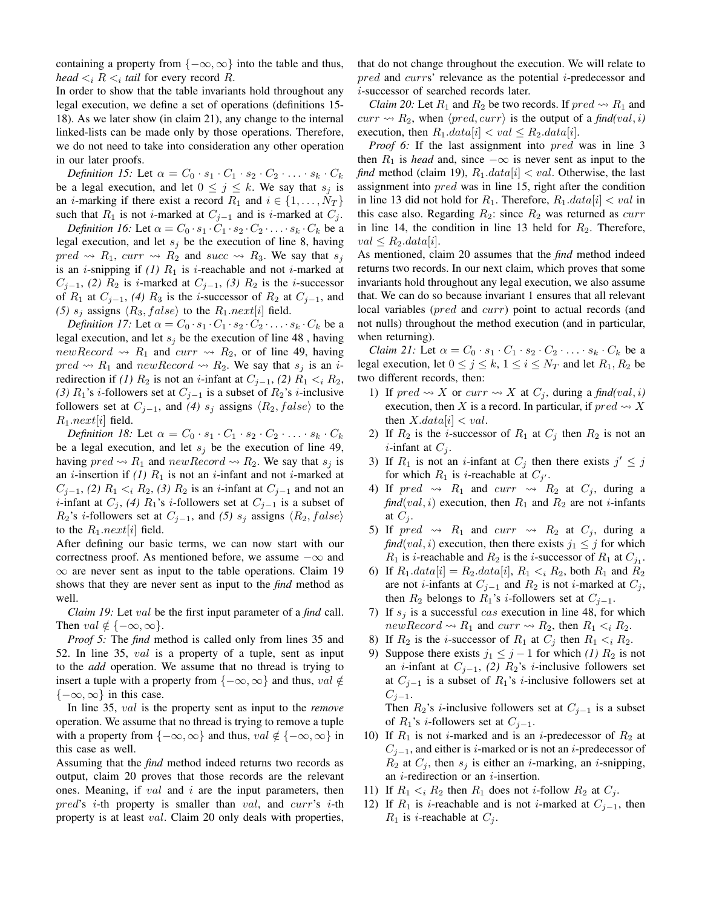containing a property from $\{-\infty, \infty\}$ into the table and thus, *head* $<_i R <_i$ *tail* for every record $R$.

In order to show that the table invariants hold throughout any legal execution, we define a set of operations (definitions 15-18). As we later show (in claim 21), any change to the internal linked-lists can be made only by those operations. Therefore, we do not need to take into consideration any other operation in our later proofs.

*Definition 15:* Let $\alpha = C_0 \cdot s_1 \cdot C_1 \cdot s_2 \cdot C_2 \cdot \ldots \cdot s_k \cdot C_k$ be a legal execution, and let $0 \le j \le k$. We say that $s_j$ is an $i$-marking if there exist a record $R_1$ and $i \in \{1, \ldots, N_T\}$ such that $R_1$ is not $i$-marked at $C_{j-1}$ and is $i$-marked at $C_j$.

*Definition 16:* Let $\alpha = C_0 \cdot s_1 \cdot C_1 \cdot s_2 \cdot C_2 \cdot \ldots \cdot s_k \cdot C_k$ be a legal execution, and let $s_j$ be the execution of line 8, having $pred \rightsquigarrow R_1$, $curr \rightsquigarrow R_2$ and $succ \rightsquigarrow R_3$. We say that $s_j$ is an $i$-snipping if *(1)* $R_1$ is $i$-reachable and not $i$-marked at $C_{j-1}$, *(2)* $R_2$ is $i$-marked at $C_{j-1}$, *(3)* $R_2$ is the $i$-successor of $R_1$ at $C_{j-1}$, *(4)* $R_3$ is the $i$-successor of $R_2$ at $C_{j-1}$, and *(5)* $s_j$ assigns $\langle R_3, false \rangle$ to the $R_1.next[i]$ field.

*Definition 17:* Let $\alpha = C_0 \cdot s_1 \cdot C_1 \cdot s_2 \cdot C_2 \cdot \ldots \cdot s_k \cdot C_k$ be a legal execution, and let $s_j$ be the execution of line 48 , having $newRecord \rightsquigarrow R_1$ and $curr \rightsquigarrow R_2$, or of line 49, having $pred \rightsquigarrow R_1$ and $newRecord \rightsquigarrow R_2$. We say that $s_j$ is an $i$-redirection if *(1)* $R_2$ is not an $i$-infant at $C_{j-1}$, *(2)* $R_1 <_i R_2$, *(3)* $R_1$'s $i$-followers set at $C_{j-1}$ is a subset of $R_2$'s $i$-inclusive followers set at $C_{j-1}$, and *(4)* $s_j$ assigns $\langle R_2, false \rangle$ to the $R_1.next[i]$ field.

*Definition 18:* Let $\alpha = C_0 \cdot s_1 \cdot C_1 \cdot s_2 \cdot C_2 \cdot \ldots \cdot s_k \cdot C_k$ be a legal execution, and let $s_j$ be the execution of line 49, having $pred \rightsquigarrow R_1$ and $newRecord \rightsquigarrow R_2$. We say that $s_j$ is an $i$-insertion if *(1)* $R_1$ is not an $i$-infant and not $i$-marked at $C_{j-1}$, *(2)* $R_1 <_i R_2$, *(3)* $R_2$ is an $i$-infant at $C_{j-1}$ and not an $i$-infant at $C_j$, *(4)* $R_1$'s $i$-followers set at $C_{j-1}$ is a subset of $R_2$'s $i$-followers set at $C_{j-1}$, and *(5)* $s_j$ assigns $\langle R_2, false \rangle$ to the $R_1.next[i]$ field.

After defining our basic terms, we can now start with our correctness proof. As mentioned before, we assume $-\infty$ and $\infty$ are never sent as input to the table operations. Claim 19 shows that they are never sent as input to the *find* method as well.

*Claim 19:* Let $val$ be the first input parameter of a *find* call. Then $val \notin \{-\infty, \infty\}$.

*Proof 5:* The *find* method is called only from lines 35 and 52. In line 35, $val$ is a property of a tuple, sent as input to the *add* operation. We assume that no thread is trying to insert a tuple with a property from $\{-\infty, \infty\}$ and thus, $val \notin \{-\infty, \infty\}$ in this case.

In line 35, $val$ is the property sent as input to the *remove* operation. We assume that no thread is trying to remove a tuple with a property from $\{-\infty, \infty\}$ and thus, $val \notin \{-\infty, \infty\}$ in this case as well.

Assuming that the *find* method indeed returns two records as output, claim 20 proves that those records are the relevant ones. Meaning, if $val$ and $i$ are the input parameters, then $pred$'s $i$-th property is smaller than $val$, and $curr$'s $i$-th property is at least $val$. Claim 20 only deals with properties, that do not change throughout the execution. We will relate to $pred$ and $curr$s' relevance as the potential $i$-predecessor and $i$-successor of searched records later.

*Claim 20:* Let $R_1$ and $R_2$ be two records. If $pred \rightsquigarrow R_1$ and $curr \rightsquigarrow R_2$, when $\langle pred, curr \rangle$ is the output of a *find*$(val, i)$ execution, then $R_1.data[i] < val \le R_2.data[i]$.

*Proof 6:* If the last assignment into $pred$ was in line 3 then $R_1$ is *head* and, since $-\infty$ is never sent as input to the *find* method (claim 19), $R_1.data[i] < val$. Otherwise, the last assignment into $pred$ was in line 15, right after the condition in line 13 did not hold for $R_1$. Therefore, $R_1.data[i] < val$ in this case also. Regarding $R_2$: since $R_2$ was returned as $curr$ in line 14, the condition in line 13 held for $R_2$. Therefore, $val \le R_2.data[i]$.

As mentioned, claim 20 assumes that the *find* method indeed returns two records. In our next claim, which proves that some invariants hold throughout any legal execution, we also assume that. We can do so because invariant 1 ensures that all relevant local variables ($pred$ and $curr$) point to actual records (and not nulls) throughout the method execution (and in particular, when returning).

*Claim 21:* Let $\alpha = C_0 \cdot s_1 \cdot C_1 \cdot s_2 \cdot C_2 \cdot \ldots \cdot s_k \cdot C_k$ be a legal execution, let $0 \le j \le k$, $1 \le i \le N_T$ and let $R_1, R_2$ be two different records, then:

1) If $pred \rightsquigarrow X$ or $curr \rightsquigarrow X$ at $C_j$, during a *find*$(val, i)$ execution, then $X$ is a record. In particular, if $pred \rightsquigarrow X$ then $X.data[i] < val$.
2) If $R_2$ is the $i$-successor of $R_1$ at $C_j$ then $R_2$ is not an $i$-infant at $C_j$.
3) If $R_1$ is not an $i$-infant at $C_j$ then there exists $j' \le j$ for which $R_1$ is $i$-reachable at $C_{j'}$.
4) If $pred \rightsquigarrow R_1$ and $curr \rightsquigarrow R_2$ at $C_j$, during a *find*$(val, i)$ execution, then $R_1$ and $R_2$ are not $i$-infants at $C_j$.
5) If $pred \rightsquigarrow R_1$ and $curr \rightsquigarrow R_2$ at $C_j$, during a *find*$(val, i)$ execution, then there exists $j_1 \le j$ for which $R_1$ is $i$-reachable and $R_2$ is the $i$-successor of $R_1$ at $C_{j_1}$.
6) If $R_1.data[i] = R_2.data[i]$, $R_1 <_i R_2$, both $R_1$ and $R_2$ are not $i$-infants at $C_{j-1}$ and $R_2$ is not $i$-marked at $C_j$, then $R_2$ belongs to $R_1$'s $i$-followers set at $C_{j-1}$.
7) If $s_j$ is a successful $cas$ execution in line 48, for which $newRecord \rightsquigarrow R_1$ and $curr \rightsquigarrow R_2$, then $R_1 <_i R_2$.
8) If $R_2$ is the $i$-successor of $R_1$ at $C_j$ then $R_1 <_i R_2$.
9) Suppose there exists $j_1 \le j-1$ for which *(1)* $R_2$ is not an $i$-infant at $C_{j-1}$, *(2)* $R_2$'s $i$-inclusive followers set at $C_{j-1}$ is a subset of $R_1$'s $i$-inclusive followers set at $C_{j-1}$.

   Then $R_2$'s $i$-inclusive followers set at $C_{j-1}$ is a subset of $R_1$'s $i$-followers set at $C_{j-1}$.
10) If $R_1$ is not $i$-marked and is an $i$-predecessor of $R_2$ at $C_{j-1}$, and either is $i$-marked or is not an $i$-predecessor of $R_2$ at $C_j$, then $s_j$ is either an $i$-marking, an $i$-snipping, an $i$-redirection or an $i$-insertion.
11) If $R_1 <_i R_2$ then $R_1$ does not $i$-follow $R_2$ at $C_j$.
12) If $R_1$ is $i$-reachable and is not $i$-marked at $C_{j-1}$, then $R_1$ is $i$-reachable at $C_j$.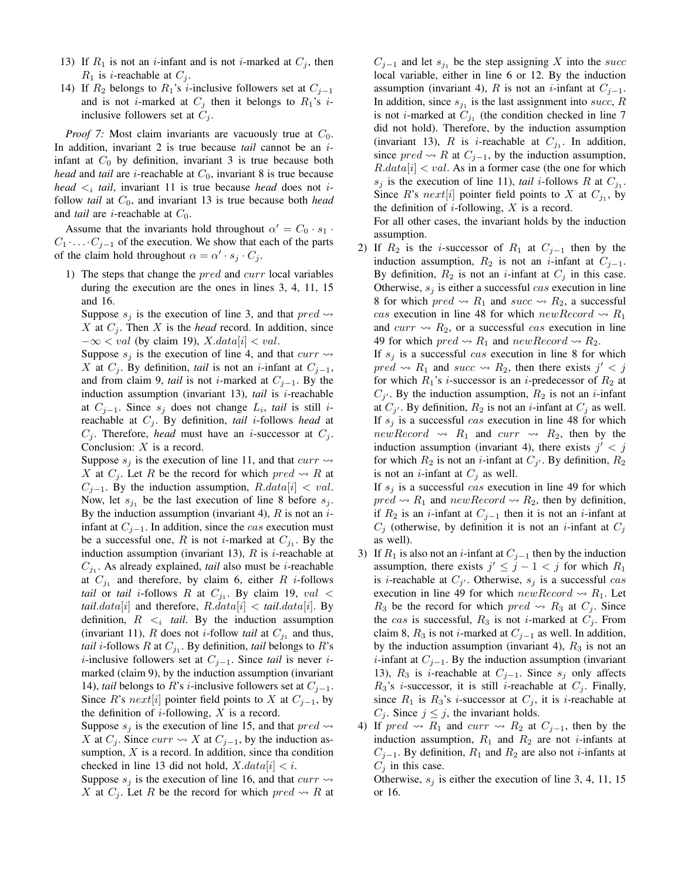13) If $R_1$ is not an $i$-infant and is not $i$-marked at $C_j$, then $R_1$ is $i$-reachable at $C_j$.
14) If $R_2$ belongs to $R_1$'s $i$-inclusive followers set at $C_{j-1}$ and is not $i$-marked at $C_j$ then it belongs to $R_1$'s $i$-inclusive followers set at $C_j$.

*Proof 7:* Most claim invariants are vacuously true at $C_0$. In addition, invariant 2 is true because *tail* cannot be an $i$-infant at $C_0$ by definition, invariant 3 is true because both *head* and *tail* are $i$-reachable at $C_0$, invariant 8 is true because *head* $<_i$ *tail*, invariant 11 is true because *head* does not $i$-follow *tail* at $C_0$, and invariant 13 is true because both *head* and *tail* are $i$-reachable at $C_0$.

Assume that the invariants hold throughout $\alpha' = C_0 \cdot s_1 \cdot C_1 \cdot \ldots \cdot C_{j-1}$ of the execution. We show that each of the parts of the claim hold throughout $\alpha = \alpha' \cdot s_j \cdot C_j$.

1) The steps that change the $pred$ and $curr$ local variables during the execution are the ones in lines 3, 4, 11, 15 and 16.

   Suppose $s_j$ is the execution of line 3, and that $pred \rightsquigarrow X$ at $C_j$. Then $X$ is the *head* record. In addition, since $-\infty < val$ (by claim 19), $X.data[i] < val$.

   Suppose $s_j$ is the execution of line 4, and that $curr \rightsquigarrow X$ at $C_j$. By definition, *tail* is not an $i$-infant at $C_{j-1}$, and from claim 9, *tail* is not $i$-marked at $C_{j-1}$. By the induction assumption (invariant 13), *tail* is $i$-reachable at $C_{j-1}$. Since $s_j$ does not change $L_i$, *tail* is still $i$-reachable at $C_j$. By definition, *tail* $i$-follows *head* at $C_j$. Therefore, *head* must have an $i$-successor at $C_j$. Conclusion: $X$ is a record.

   Suppose $s_j$ is the execution of line 11, and that $curr \rightsquigarrow X$ at $C_j$. Let $R$ be the record for which $pred \rightsquigarrow R$ at $C_{j-1}$. By the induction assumption, $R.data[i] < val$. Now, let $s_{j_1}$ be the last execution of line 8 before $s_j$. By the induction assumption (invariant 4), $R$ is not an $i$-infant at $C_{j-1}$. In addition, since the $cas$ execution must be a successful one, $R$ is not $i$-marked at $C_{j_1}$. By the induction assumption (invariant 13), $R$ is $i$-reachable at $C_{j_1}$. As already explained, *tail* also must be $i$-reachable at $C_{j_1}$ and therefore, by claim 6, either $R$ $i$-follows *tail* or *tail* $i$-follows $R$ at $C_{j_1}$. By claim 19, $val <$ *tail*$.data[i]$ and therefore, $R.data[i] <$ *tail*$.data[i]$. By definition, $R <_i$ *tail*. By the induction assumption (invariant 11), $R$ does not $i$-follow *tail* at $C_{j_1}$ and thus, *tail* $i$-follows $R$ at $C_{j_1}$. By definition, *tail* belongs to $R$'s $i$-inclusive followers set at $C_{j-1}$. Since *tail* is never $i$-marked (claim 9), by the induction assumption (invariant 14), *tail* belongs to $R$'s $i$-inclusive followers set at $C_{j-1}$. Since $R$'s $next[i]$ pointer field points to $X$ at $C_{j-1}$, by the definition of $i$-following, $X$ is a record.

   Suppose $s_j$ is the execution of line 15, and that $pred \rightsquigarrow X$ at $C_j$. Since $curr \rightsquigarrow X$ at $C_{j-1}$, by the induction assumption, $X$ is a record. In addition, since tha condition checked in line 13 did not hold, $X.data[i] < i$.

   Suppose $s_j$ is the execution of line 16, and that $curr \rightsquigarrow X$ at $C_j$. Let $R$ be the record for which $pred \rightsquigarrow R$ at $C_{j-1}$ and let $s_{j_1}$ be the step assigning $X$ into the $succ$ local variable, either in line 6 or 12. By the induction assumption (invariant 4), $R$ is not an $i$-infant at $C_{j-1}$. In addition, since $s_{j_1}$ is the last assignment into $succ$, $R$ is not $i$-marked at $C_{j_1}$ (the condition checked in line 7 did not hold). Therefore, by the induction assumption (invariant 13), $R$ is $i$-reachable at $C_{j_1}$. In addition, since $pred \rightsquigarrow R$ at $C_{j-1}$, by the induction assumption, $R.data[i] < val$. As in a former case (the one for which $s_j$ is the execution of line 11), *tail* $i$-follows $R$ at $C_{j_1}$. Since $R$'s $next[i]$ pointer field points to $X$ at $C_{j_1}$, by the definition of $i$-following, $X$ is a record.

   For all other cases, the invariant holds by the induction assumption.

2) If $R_2$ is the $i$-successor of $R_1$ at $C_{j-1}$ then by the induction assumption, $R_2$ is not an $i$-infant at $C_{j-1}$. By definition, $R_2$ is not an $i$-infant at $C_j$ in this case. Otherwise, $s_j$ is either a successful $cas$ execution in line 8 for which $pred \rightsquigarrow R_1$ and $succ \rightsquigarrow R_2$, a successful $cas$ execution in line 48 for which $newRecord \rightsquigarrow R_1$ and $curr \rightsquigarrow R_2$, or a successful $cas$ execution in line 49 for which $pred \rightsquigarrow R_1$ and $newRecord \rightsquigarrow R_2$.

   If $s_j$ is a successful $cas$ execution in line 8 for which $pred \rightsquigarrow R_1$ and $succ \rightsquigarrow R_2$, then there exists $j' < j$ for which $R_1$'s $i$-successor is an $i$-predecessor of $R_2$ at $C_{j'}$. By the induction assumption, $R_2$ is not an $i$-infant at $C_{j'}$. By definition, $R_2$ is not an $i$-infant at $C_j$ as well.

   If $s_j$ is a successful $cas$ execution in line 48 for which $newRecord \rightsquigarrow R_1$ and $curr \rightsquigarrow R_2$, then by the induction assumption (invariant 4), there exists $j' < j$ for which $R_2$ is not an $i$-infant at $C_{j'}$. By definition, $R_2$ is not an $i$-infant at $C_j$ as well.

   If $s_j$ is a successful $cas$ execution in line 49 for which $pred \rightsquigarrow R_1$ and $newRecord \rightsquigarrow R_2$, then by definition, if $R_2$ is an $i$-infant at $C_{j-1}$ then it is not an $i$-infant at $C_j$ (otherwise, by definition it is not an $i$-infant at $C_j$ as well).

3) If $R_1$ is also not an $i$-infant at $C_{j-1}$ then by the induction assumption, there exists $j' \leq j-1 < j$ for which $R_1$ is $i$-reachable at $C_{j'}$. Otherwise, $s_j$ is a successful $cas$ execution in line 49 for which $newRecord \rightsquigarrow R_1$. Let $R_3$ be the record for which $pred \rightsquigarrow R_3$ at $C_j$. Since the $cas$ is successful, $R_3$ is not $i$-marked at $C_j$. From claim 8, $R_3$ is not $i$-marked at $C_{j-1}$ as well. In addition, by the induction assumption (invariant 4), $R_3$ is not an $i$-infant at $C_{j-1}$. By the induction assumption (invariant 13), $R_3$ is $i$-reachable at $C_{j-1}$. Since $s_j$ only affects $R_3$'s $i$-successor, it is still $i$-reachable at $C_j$. Finally, since $R_1$ is $R_3$'s $i$-successor at $C_j$, it is $i$-reachable at $C_j$. Since $j \leq j$, the invariant holds.

4) If $pred \rightsquigarrow R_1$ and $curr \rightsquigarrow R_2$ at $C_{j-1}$, then by the induction assumption, $R_1$ and $R_2$ are not $i$-infants at $C_{j-1}$. By definition, $R_1$ and $R_2$ are also not $i$-infants at $C_j$ in this case.

   Otherwise, $s_j$ is either the execution of line 3, 4, 11, 15 or 16.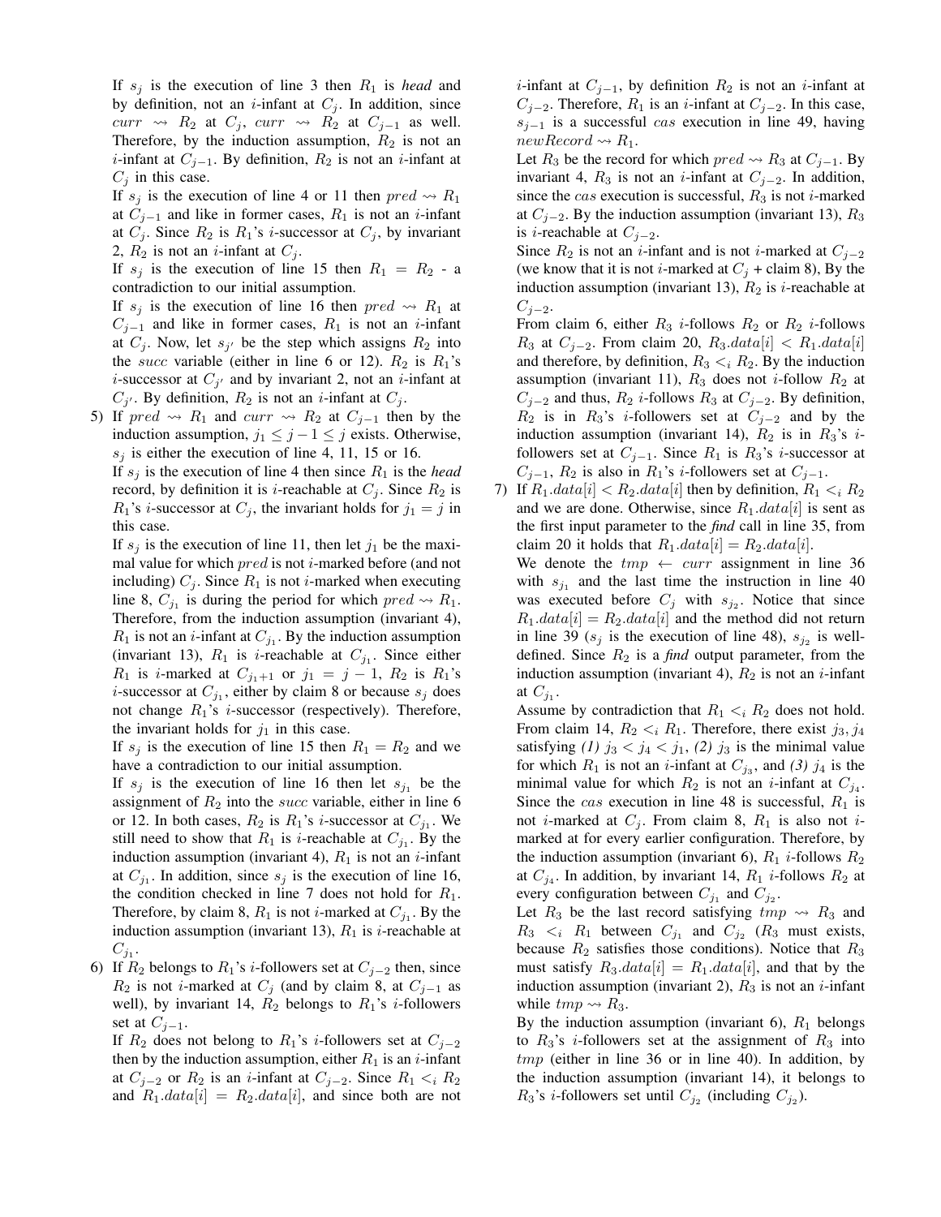If $s_j$ is the execution of line 3 then $R_1$ is *head* and by definition, not an $i$-infant at $C_j$. In addition, since $curr \rightsquigarrow R_2$ at $C_j$, $curr \rightsquigarrow R_2$ at $C_{j-1}$ as well. Therefore, by the induction assumption, $R_2$ is not an $i$-infant at $C_{j-1}$. By definition, $R_2$ is not an $i$-infant at $C_j$ in this case.

If $s_j$ is the execution of line 4 or 11 then $pred \rightsquigarrow R_1$ at $C_{j-1}$ and like in former cases, $R_1$ is not an $i$-infant at $C_j$. Since $R_2$ is $R_1$'s $i$-successor at $C_j$, by invariant 2, $R_2$ is not an $i$-infant at $C_j$.

If $s_j$ is the execution of line 15 then $R_1 = R_2$ - a contradiction to our initial assumption.

If $s_j$ is the execution of line 16 then $pred \rightsquigarrow R_1$ at $C_{j-1}$ and like in former cases, $R_1$ is not an $i$-infant at $C_j$. Now, let $s_{j'}$ be the step which assigns $R_2$ into the $succ$ variable (either in line 6 or 12). $R_2$ is $R_1$'s $i$-successor at $C_{j'}$ and by invariant 2, not an $i$-infant at $C_{j'}$. By definition, $R_2$ is not an $i$-infant at $C_j$.

5) If $pred \rightsquigarrow R_1$ and $curr \rightsquigarrow R_2$ at $C_{j-1}$ then by the induction assumption, $j_1 \le j-1 \le j$ exists. Otherwise, $s_j$ is either the execution of line 4, 11, 15 or 16.

   If $s_j$ is the execution of line 4 then since $R_1$ is the *head* record, by definition it is $i$-reachable at $C_j$. Since $R_2$ is $R_1$'s $i$-successor at $C_j$, the invariant holds for $j_1 = j$ in this case.

   If $s_j$ is the execution of line 11, then let $j_1$ be the maximal value for which $pred$ is not $i$-marked before (and not including) $C_j$. Since $R_1$ is not $i$-marked when executing line 8, $C_{j_1}$ is during the period for which $pred \rightsquigarrow R_1$. Therefore, from the induction assumption (invariant 4), $R_1$ is not an $i$-infant at $C_{j_1}$. By the induction assumption (invariant 13), $R_1$ is $i$-reachable at $C_{j_1}$. Since either $R_1$ is $i$-marked at $C_{j_1+1}$ or $j_1 = j-1$, $R_2$ is $R_1$'s $i$-successor at $C_{j_1}$, either by claim 8 or because $s_j$ does not change $R_1$'s $i$-successor (respectively). Therefore, the invariant holds for $j_1$ in this case.

   If $s_j$ is the execution of line 15 then $R_1 = R_2$ and we have a contradiction to our initial assumption.

   If $s_j$ is the execution of line 16 then let $s_{j_1}$ be the assignment of $R_2$ into the $succ$ variable, either in line 6 or 12. In both cases, $R_2$ is $R_1$'s $i$-successor at $C_{j_1}$. We still need to show that $R_1$ is $i$-reachable at $C_{j_1}$. By the induction assumption (invariant 4), $R_1$ is not an $i$-infant at $C_{j_1}$. In addition, since $s_j$ is the execution of line 16, the condition checked in line 7 does not hold for $R_1$. Therefore, by claim 8, $R_1$ is not $i$-marked at $C_{j_1}$. By the induction assumption (invariant 13), $R_1$ is $i$-reachable at $C_{j_1}$.

6) If $R_2$ belongs to $R_1$'s $i$-followers set at $C_{j-2}$ then, since $R_2$ is not $i$-marked at $C_j$ (and by claim 8, at $C_{j-1}$ as well), by invariant 14, $R_2$ belongs to $R_1$'s $i$-followers set at $C_{j-1}$.

   If $R_2$ does not belong to $R_1$'s $i$-followers set at $C_{j-2}$ then by the induction assumption, either $R_1$ is an $i$-infant at $C_{j-2}$ or $R_2$ is an $i$-infant at $C_{j-2}$. Since $R_1 <_i R_2$ and $R_1.data[i] = R_2.data[i]$, and since both are not $i$-infant at $C_{j-1}$, by definition $R_2$ is not an $i$-infant at $C_{j-2}$. Therefore, $R_1$ is an $i$-infant at $C_{j-2}$. In this case, $s_{j-1}$ is a successful $cas$ execution in line 49, having $newRecord \rightsquigarrow R_1$.

   Let $R_3$ be the record for which $pred \rightsquigarrow R_3$ at $C_{j-1}$. By invariant 4, $R_3$ is not an $i$-infant at $C_{j-2}$. In addition, since the $cas$ execution is successful, $R_3$ is not $i$-marked at $C_{j-2}$. By the induction assumption (invariant 13), $R_3$ is $i$-reachable at $C_{j-2}$.

   Since $R_2$ is not an $i$-infant and is not $i$-marked at $C_{j-2}$ (we know that it is not $i$-marked at $C_j$ + claim 8), By the induction assumption (invariant 13), $R_2$ is $i$-reachable at $C_{j-2}$.

   From claim 6, either $R_3$ $i$-follows $R_2$ or $R_2$ $i$-follows $R_3$ at $C_{j-2}$. From claim 20, $R_3.data[i] < R_1.data[i]$ and therefore, by definition, $R_3 <_i R_2$. By the induction assumption (invariant 11), $R_3$ does not $i$-follow $R_2$ at $C_{j-2}$ and thus, $R_2$ $i$-follows $R_3$ at $C_{j-2}$. By definition, $R_2$ is in $R_3$'s $i$-followers set at $C_{j-2}$ and by the induction assumption (invariant 14), $R_2$ is in $R_3$'s $i$-followers set at $C_{j-1}$. Since $R_1$ is $R_3$'s $i$-successor at $C_{j-1}$, $R_2$ is also in $R_1$'s $i$-followers set at $C_{j-1}$.

7) If $R_1.data[i] < R_2.data[i]$ then by definition, $R_1 <_i R_2$ and we are done. Otherwise, since $R_1.data[i]$ is sent as the first input parameter to the ***find*** call in line 35, from claim 20 it holds that $R_1.data[i] = R_2.data[i]$.

   We denote the $tmp \leftarrow curr$ assignment in line 36 with $s_{j_1}$ and the last time the instruction in line 40 was executed before $C_j$ with $s_{j_2}$. Notice that since $R_1.data[i] = R_2.data[i]$ and the method did not return in line 39 ($s_j$ is the execution of line 48), $s_{j_2}$ is well-defined. Since $R_2$ is a ***find*** output parameter, from the induction assumption (invariant 4), $R_2$ is not an $i$-infant at $C_{j_1}$.

   Assume by contradiction that $R_1 <_i R_2$ does not hold. From claim 14, $R_2 <_i R_1$. Therefore, there exist $j_3, j_4$ satisfying *(1)* $j_3 < j_4 < j_1$, *(2)* $j_3$ is the minimal value for which $R_1$ is not an $i$-infant at $C_{j_3}$, and *(3)* $j_4$ is the minimal value for which $R_2$ is not an $i$-infant at $C_{j_4}$. Since the $cas$ execution in line 48 is successful, $R_1$ is not $i$-marked at $C_j$. From claim 8, $R_1$ is also not $i$-marked at for every earlier configuration. Therefore, by the induction assumption (invariant 6), $R_1$ $i$-follows $R_2$ at $C_{j_4}$. In addition, by invariant 14, $R_1$ $i$-follows $R_2$ at every configuration between $C_{j_1}$ and $C_{j_2}$.

   Let $R_3$ be the last record satisfying $tmp \rightsquigarrow R_3$ and $R_3 <_i R_1$ between $C_{j_1}$ and $C_{j_2}$ ($R_3$ must exists, because $R_2$ satisfies those conditions). Notice that $R_3$ must satisfy $R_3.data[i] = R_1.data[i]$, and that by the induction assumption (invariant 2), $R_3$ is not an $i$-infant while $tmp \rightsquigarrow R_3$.

   By the induction assumption (invariant 6), $R_1$ belongs to $R_3$'s $i$-followers set at the assignment of $R_3$ into $tmp$ (either in line 36 or in line 40). In addition, by the induction assumption (invariant 14), it belongs to $R_3$'s $i$-followers set until $C_{j_2}$ (including $C_{j_2}$).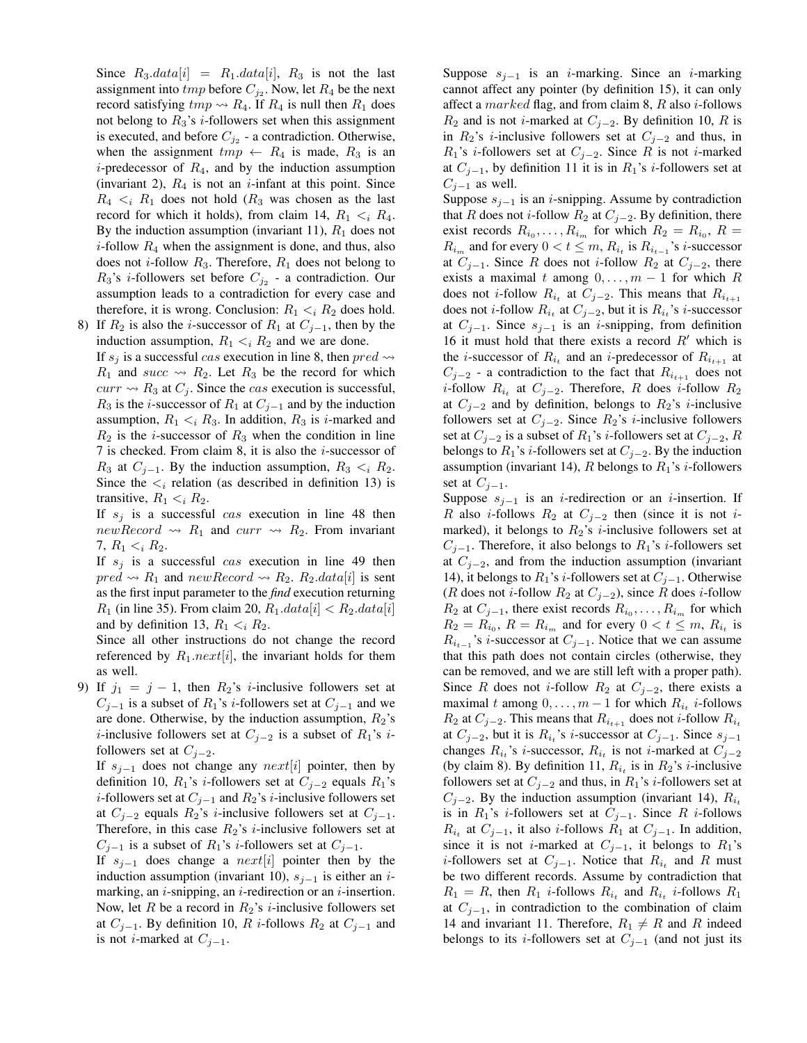Since $R_3.data[i] = R_1.data[i]$, $R_3$ is not the last assignment into $tmp$ before $C_{j_2}$. Now, let $R_4$ be the next record satisfying $tmp \rightsquigarrow R_4$. If $R_4$ is null then $R_1$ does not belong to $R_3$'s $i$-followers set when this assignment is executed, and before $C_{j_2}$ - a contradiction. Otherwise, when the assignment $tmp \leftarrow R_4$ is made, $R_3$ is an $i$-predecessor of $R_4$, and by the induction assumption (invariant 2), $R_4$ is not an $i$-infant at this point. Since $R_4 <_i R_1$ does not hold ($R_3$ was chosen as the last record for which it holds), from claim 14, $R_1 <_i R_4$. By the induction assumption (invariant 11), $R_1$ does not $i$-follow $R_4$ when the assignment is done, and thus, also does not $i$-follow $R_3$. Therefore, $R_1$ does not belong to $R_3$'s $i$-followers set before $C_{j_2}$ - a contradiction. Our assumption leads to a contradiction for every case and therefore, it is wrong. Conclusion: $R_1 <_i R_2$ does hold.

8) If $R_2$ is also the $i$-successor of $R_1$ at $C_{j-1}$, then by the induction assumption, $R_1 <_i R_2$ and we are done.
If $s_j$ is a successful $cas$ execution in line 8, then $pred \rightsquigarrow R_1$ and $succ \rightsquigarrow R_2$. Let $R_3$ be the record for which $curr \rightsquigarrow R_3$ at $C_j$. Since the $cas$ execution is successful, $R_3$ is the $i$-successor of $R_1$ at $C_{j-1}$ and by the induction assumption, $R_1 <_i R_3$. In addition, $R_3$ is $i$-marked and $R_2$ is the $i$-successor of $R_3$ when the condition in line 7 is checked. From claim 8, it is also the $i$-successor of $R_3$ at $C_{j-1}$. By the induction assumption, $R_3 <_i R_2$. Since the $<_i$ relation (as described in definition 13) is transitive, $R_1 <_i R_2$.
If $s_j$ is a successful $cas$ execution in line 48 then $newRecord \rightsquigarrow R_1$ and $curr \rightsquigarrow R_2$. From invariant 7, $R_1 <_i R_2$.
If $s_j$ is a successful $cas$ execution in line 49 then $pred \rightsquigarrow R_1$ and $newRecord \rightsquigarrow R_2$. $R_2.data[i]$ is sent as the first input parameter to the *find* execution returning $R_1$ (in line 35). From claim 20, $R_1.data[i] < R_2.data[i]$ and by definition 13, $R_1 <_i R_2$.
Since all other instructions do not change the record referenced by $R_1.next[i]$, the invariant holds for them as well.

9) If $j_1 = j - 1$, then $R_2$'s $i$-inclusive followers set at $C_{j-1}$ is a subset of $R_1$'s $i$-followers set at $C_{j-1}$ and we are done. Otherwise, by the induction assumption, $R_2$'s $i$-inclusive followers set at $C_{j-2}$ is a subset of $R_1$'s $i$-followers set at $C_{j-2}$.
If $s_{j-1}$ does not change any $next[i]$ pointer, then by definition 10, $R_1$'s $i$-followers set at $C_{j-2}$ equals $R_1$'s $i$-followers set at $C_{j-1}$ and $R_2$'s $i$-inclusive followers set at $C_{j-2}$ equals $R_2$'s $i$-inclusive followers set at $C_{j-1}$. Therefore, in this case $R_2$'s $i$-inclusive followers set at $C_{j-1}$ is a subset of $R_1$'s $i$-followers set at $C_{j-1}$.
If $s_{j-1}$ does change a $next[i]$ pointer then by the induction assumption (invariant 10), $s_{j-1}$ is either an $i$-marking, an $i$-snipping, an $i$-redirection or an $i$-insertion. Now, let $R$ be a record in $R_2$'s $i$-inclusive followers set at $C_{j-1}$. By definition 10, $R$ $i$-follows $R_2$ at $C_{j-1}$ and is not $i$-marked at $C_{j-1}$.

Suppose $s_{j-1}$ is an $i$-marking. Since an $i$-marking cannot affect any pointer (by definition 15), it can only affect a $marked$ flag, and from claim 8, $R$ also $i$-follows $R_2$ and is not $i$-marked at $C_{j-2}$. By definition 10, $R$ is in $R_2$'s $i$-inclusive followers set at $C_{j-2}$ and thus, in $R_1$'s $i$-followers set at $C_{j-2}$. Since $R$ is not $i$-marked at $C_{j-1}$, by definition 11 it is in $R_1$'s $i$-followers set at $C_{j-1}$ as well.

Suppose $s_{j-1}$ is an $i$-snipping. Assume by contradiction that $R$ does not $i$-follow $R_2$ at $C_{j-2}$. By definition, there exist records $R_{i_0}, \ldots, R_{i_m}$ for which $R_2 = R_{i_0}$, $R = R_{i_m}$ and for every $0 < t \leq m$, $R_{i_t}$ is $R_{i_{t-1}}$'s $i$-successor at $C_{j-1}$. Since $R$ does not $i$-follow $R_2$ at $C_{j-2}$, there exists a maximal $t$ among $0, \ldots, m-1$ for which $R$ does not $i$-follow $R_{i_t}$ at $C_{j-2}$. This means that $R_{i_{t+1}}$ does not $i$-follow $R_{i_t}$ at $C_{j-2}$, but it is $R_{i_t}$'s $i$-successor at $C_{j-1}$. Since $s_{j-1}$ is an $i$-snipping, from definition 16 it must hold that there exists a record $R'$ which is the $i$-successor of $R_{i_t}$ and an $i$-predecessor of $R_{i_{t+1}}$ at $C_{j-2}$ - a contradiction to the fact that $R_{i_{t+1}}$ does not $i$-follow $R_{i_t}$ at $C_{j-2}$. Therefore, $R$ does $i$-follow $R_2$ at $C_{j-2}$ and by definition, belongs to $R_2$'s $i$-inclusive followers set at $C_{j-2}$. Since $R_2$'s $i$-inclusive followers set at $C_{j-2}$ is a subset of $R_1$'s $i$-followers set at $C_{j-2}$, $R$ belongs to $R_1$'s $i$-followers set at $C_{j-2}$. By the induction assumption (invariant 14), $R$ belongs to $R_1$'s $i$-followers set at $C_{j-1}$.

Suppose $s_{j-1}$ is an $i$-redirection or an $i$-insertion. If $R$ also $i$-follows $R_2$ at $C_{j-2}$ then (since it is not $i$-marked), it belongs to $R_2$'s $i$-inclusive followers set at $C_{j-1}$. Therefore, it also belongs to $R_1$'s $i$-followers set at $C_{j-2}$, and from the induction assumption (invariant 14), it belongs to $R_1$'s $i$-followers set at $C_{j-1}$. Otherwise ($R$ does not $i$-follow $R_2$ at $C_{j-2}$), since $R$ does $i$-follow $R_2$ at $C_{j-1}$, there exist records $R_{i_0}, \ldots, R_{i_m}$ for which $R_2 = R_{i_0}$, $R = R_{i_m}$ and for every $0 < t \leq m$, $R_{i_t}$ is $R_{i_{t-1}}$'s $i$-successor at $C_{j-1}$. Notice that we can assume that this path does not contain circles (otherwise, they can be removed, and we are still left with a proper path). Since $R$ does not $i$-follow $R_2$ at $C_{j-2}$, there exists a maximal $t$ among $0, \ldots, m-1$ for which $R_{i_t}$ $i$-follows $R_2$ at $C_{j-2}$. This means that $R_{i_{t+1}}$ does not $i$-follow $R_{i_t}$ at $C_{j-2}$, but it is $R_{i_t}$'s $i$-successor at $C_{j-1}$. Since $s_{j-1}$ changes $R_{i_t}$'s $i$-successor, $R_{i_t}$ is not $i$-marked at $C_{j-2}$ (by claim 8). By definition 11, $R_{i_t}$ is in $R_2$'s $i$-inclusive followers set at $C_{j-2}$ and thus, in $R_1$'s $i$-followers set at $C_{j-2}$. By the induction assumption (invariant 14), $R_{i_t}$ is in $R_1$'s $i$-followers set at $C_{j-1}$. Since $R$ $i$-follows $R_{i_t}$ at $C_{j-1}$, it also $i$-follows $R_1$ at $C_{j-1}$. In addition, since it is not $i$-marked at $C_{j-1}$, it belongs to $R_1$'s $i$-followers set at $C_{j-1}$. Notice that $R_{i_t}$ and $R$ must be two different records. Assume by contradiction that $R_1 = R$, then $R_1$ $i$-follows $R_{i_t}$ and $R_{i_t}$ $i$-follows $R_1$ at $C_{j-1}$, in contradiction to the combination of claim 14 and invariant 11. Therefore, $R_1 \neq R$ and $R$ indeed belongs to its $i$-followers set at $C_{j-1}$ (and not just its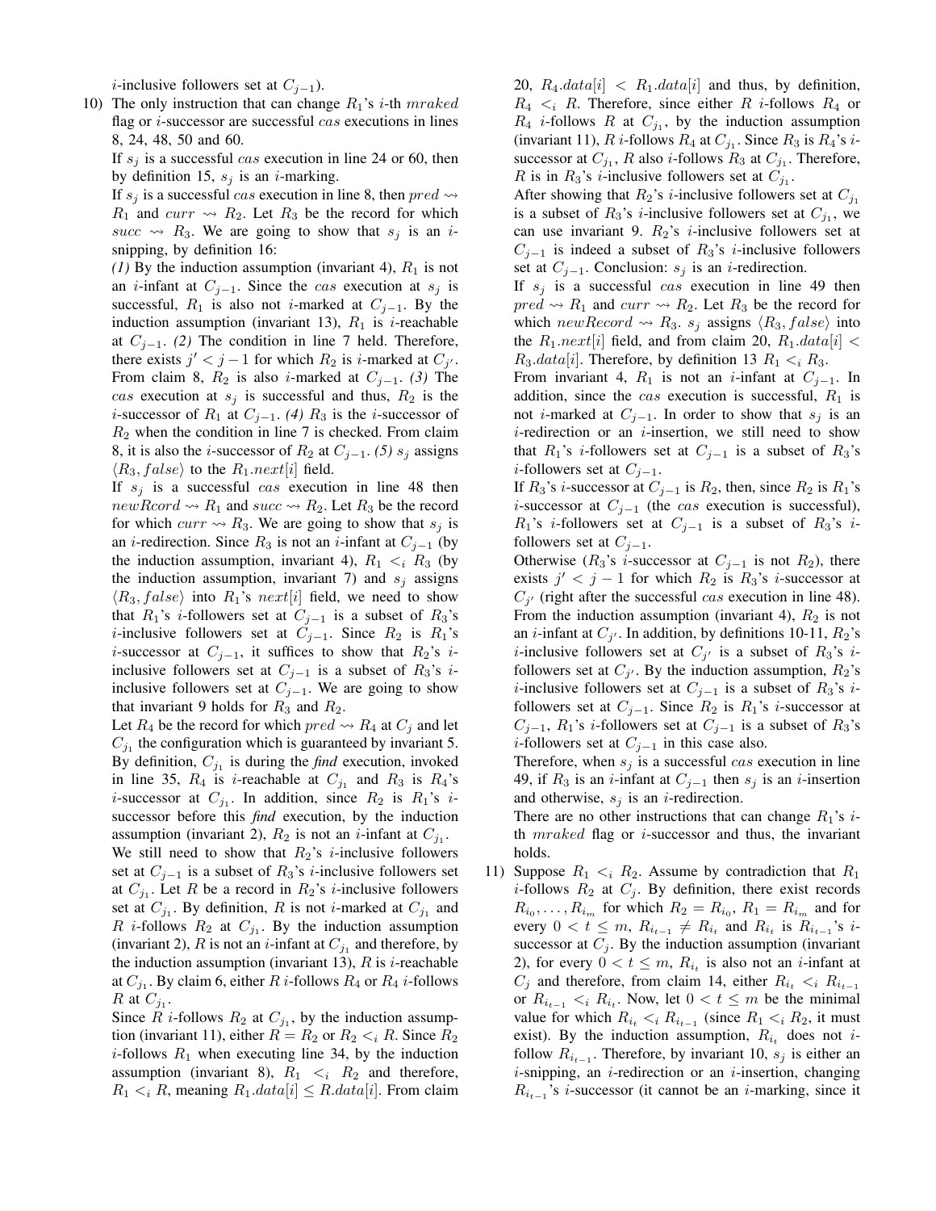$i$-inclusive followers set at $C_{j-1}$).

10) The only instruction that can change $R_1$'s $i$-th *mraked* flag or $i$-successor are successful *cas* executions in lines 8, 24, 48, 50 and 60.

    If $s_j$ is a successful *cas* execution in line 24 or 60, then by definition 15, $s_j$ is an $i$-marking.

    If $s_j$ is a successful *cas* execution in line 8, then $pred \rightsquigarrow R_1$ and $curr \rightsquigarrow R_2$. Let $R_3$ be the record for which $succ \rightsquigarrow R_3$. We are going to show that $s_j$ is an $i$-snipping, by definition 16:

    *(1)* By the induction assumption (invariant 4), $R_1$ is not an $i$-infant at $C_{j-1}$. Since the *cas* execution at $s_j$ is successful, $R_1$ is also not $i$-marked at $C_{j-1}$. By the induction assumption (invariant 13), $R_1$ is $i$-reachable at $C_{j-1}$. *(2)* The condition in line 7 held. Therefore, there exists $j' < j-1$ for which $R_2$ is $i$-marked at $C_{j'}$. From claim 8, $R_2$ is also $i$-marked at $C_{j-1}$. *(3)* The *cas* execution at $s_j$ is successful and thus, $R_2$ is the $i$-successor of $R_1$ at $C_{j-1}$. *(4)* $R_3$ is the $i$-successor of $R_2$ when the condition in line 7 is checked. From claim 8, it is also the $i$-successor of $R_2$ at $C_{j-1}$. *(5)* $s_j$ assigns $\langle R_3, false\rangle$ to the $R_1.next[i]$ field.

    If $s_j$ is a successful *cas* execution in line 48 then $newRcord \rightsquigarrow R_1$ and $succ \rightsquigarrow R_2$. Let $R_3$ be the record for which $curr \rightsquigarrow R_3$. We are going to show that $s_j$ is an $i$-redirection. Since $R_3$ is not an $i$-infant at $C_{j-1}$ (by the induction assumption, invariant 4), $R_1 <_i R_3$ (by the induction assumption, invariant 7) and $s_j$ assigns $\langle R_3, false\rangle$ into $R_1$'s $next[i]$ field, we need to show that $R_1$'s $i$-followers set at $C_{j-1}$ is a subset of $R_3$'s $i$-inclusive followers set at $C_{j-1}$. Since $R_2$ is $R_1$'s $i$-successor at $C_{j-1}$, it suffices to show that $R_2$'s $i$-inclusive followers set at $C_{j-1}$ is a subset of $R_3$'s $i$-inclusive followers set at $C_{j-1}$. We are going to show that invariant 9 holds for $R_3$ and $R_2$.

    Let $R_4$ be the record for which $pred \rightsquigarrow R_4$ at $C_j$ and let $C_{j_1}$ the configuration which is guaranteed by invariant 5. By definition, $C_{j_1}$ is during the ***find*** execution, invoked in line 35, $R_4$ is $i$-reachable at $C_{j_1}$ and $R_3$ is $R_4$'s $i$-successor at $C_{j_1}$. In addition, since $R_2$ is $R_1$'s $i$-successor before this ***find*** execution, by the induction assumption (invariant 2), $R_2$ is not an $i$-infant at $C_{j_1}$.

    We still need to show that $R_2$'s $i$-inclusive followers set at $C_{j-1}$ is a subset of $R_3$'s $i$-inclusive followers set at $C_{j_1}$. Let $R$ be a record in $R_2$'s $i$-inclusive followers set at $C_{j_1}$. By definition, $R$ is not $i$-marked at $C_{j_1}$ and $R$ $i$-follows $R_2$ at $C_{j_1}$. By the induction assumption (invariant 2), $R$ is not an $i$-infant at $C_{j_1}$ and therefore, by the induction assumption (invariant 13), $R$ is $i$-reachable at $C_{j_1}$. By claim 6, either $R$ $i$-follows $R_4$ or $R_4$ $i$-follows $R$ at $C_{j_1}$.

    Since $R$ $i$-follows $R_2$ at $C_{j_1}$, by the induction assumption (invariant 11), either $R = R_2$ or $R_2 <_i R$. Since $R_2$ $i$-follows $R_1$ when executing line 34, by the induction assumption (invariant 8), $R_1 <_i R_2$ and therefore, $R_1 <_i R$, meaning $R_1.data[i] \leq R.data[i]$. From claim 20, $R_4.data[i] < R_1.data[i]$ and thus, by definition, $R_4 <_i R$. Therefore, since either $R$ $i$-follows $R_4$ or $R_4$ $i$-follows $R$ at $C_{j_1}$, by the induction assumption (invariant 11), $R$ $i$-follows $R_4$ at $C_{j_1}$. Since $R_3$ is $R_4$'s $i$-successor at $C_{j_1}$, $R$ also $i$-follows $R_3$ at $C_{j_1}$. Therefore, $R$ is in $R_3$'s $i$-inclusive followers set at $C_{j_1}$.

    After showing that $R_2$'s $i$-inclusive followers set at $C_{j_1}$ is a subset of $R_3$'s $i$-inclusive followers set at $C_{j_1}$, we can use invariant 9. $R_2$'s $i$-inclusive followers set at $C_{j-1}$ is indeed a subset of $R_3$'s $i$-inclusive followers set at $C_{j-1}$. Conclusion: $s_j$ is an $i$-redirection.

    If $s_j$ is a successful *cas* execution in line 49 then $pred \rightsquigarrow R_1$ and $curr \rightsquigarrow R_2$. Let $R_3$ be the record for which $newRecord \rightsquigarrow R_3$. $s_j$ assigns $\langle R_3, false\rangle$ into the $R_1.next[i]$ field, and from claim 20, $R_1.data[i] < R_3.data[i]$. Therefore, by definition 13 $R_1 <_i R_3$.

    From invariant 4, $R_1$ is not an $i$-infant at $C_{j-1}$. In addition, since the *cas* execution is successful, $R_1$ is not $i$-marked at $C_{j-1}$. In order to show that $s_j$ is an $i$-redirection or an $i$-insertion, we still need to show that $R_1$'s $i$-followers set at $C_{j-1}$ is a subset of $R_3$'s $i$-followers set at $C_{j-1}$.

    If $R_3$'s $i$-successor at $C_{j-1}$ is $R_2$, then, since $R_2$ is $R_1$'s $i$-successor at $C_{j-1}$ (the *cas* execution is successful), $R_1$'s $i$-followers set at $C_{j-1}$ is a subset of $R_3$'s $i$-followers set at $C_{j-1}$.

    Otherwise ($R_3$'s $i$-successor at $C_{j-1}$ is not $R_2$), there exists $j' < j-1$ for which $R_2$ is $R_3$'s $i$-successor at $C_{j'}$ (right after the successful *cas* execution in line 48). From the induction assumption (invariant 4), $R_2$ is not an $i$-infant at $C_{j'}$. In addition, by definitions 10-11, $R_2$'s $i$-inclusive followers set at $C_{j'}$ is a subset of $R_3$'s $i$-followers set at $C_{j'}$. By the induction assumption, $R_2$'s $i$-inclusive followers set at $C_{j-1}$ is a subset of $R_3$'s $i$-followers set at $C_{j-1}$. Since $R_2$ is $R_1$'s $i$-successor at $C_{j-1}$, $R_1$'s $i$-followers set at $C_{j-1}$ is a subset of $R_3$'s $i$-followers set at $C_{j-1}$ in this case also.

    Therefore, when $s_j$ is a successful *cas* execution in line 49, if $R_3$ is an $i$-infant at $C_{j-1}$ then $s_j$ is an $i$-insertion and otherwise, $s_j$ is an $i$-redirection.

    There are no other instructions that can change $R_1$'s $i$-th *mraked* flag or $i$-successor and thus, the invariant holds.

11) Suppose $R_1 <_i R_2$. Assume by contradiction that $R_1$ $i$-follows $R_2$ at $C_j$. By definition, there exist records $R_{i_0}, \ldots, R_{i_m}$ for which $R_2 = R_{i_0}$, $R_1 = R_{i_m}$ and for every $0 < t \leq m$, $R_{i_{t-1}} \neq R_{i_t}$ and $R_{i_t}$ is $R_{i_{t-1}}$'s $i$-successor at $C_j$. By the induction assumption (invariant 2), for every $0 < t \leq m$, $R_{i_t}$ is also not an $i$-infant at $C_j$ and therefore, from claim 14, either $R_{i_t} <_i R_{i_{t-1}}$ or $R_{i_{t-1}} <_i R_{i_t}$. Now, let $0 < t \leq m$ be the minimal value for which $R_{i_t} <_i R_{i_{t-1}}$ (since $R_1 <_i R_2$, it must exist). By the induction assumption, $R_{i_t}$ does not $i$-follow $R_{i_{t-1}}$. Therefore, by invariant 10, $s_j$ is either an $i$-snipping, an $i$-redirection or an $i$-insertion, changing $R_{i_{t-1}}$'s $i$-successor (it cannot be an $i$-marking, since it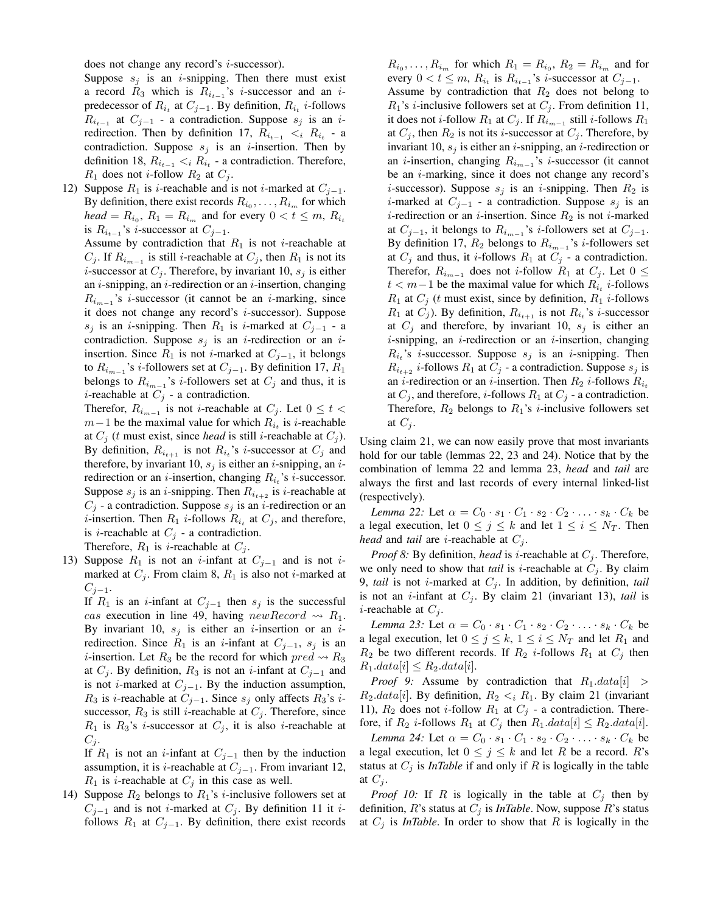does not change any record's $i$-successor).

Suppose $s_j$ is an $i$-snipping. Then there must exist a record $R_3$ which is $R_{i_{t-1}}$'s $i$-successor and an $i$-predecessor of $R_{i_t}$ at $C_{j-1}$. By definition, $R_{i_t}$ $i$-follows $R_{i_{t-1}}$ at $C_{j-1}$ - a contradiction. Suppose $s_j$ is an $i$-redirection. Then by definition 17, $R_{i_{t-1}} <_i R_{i_t}$ - a contradiction. Suppose $s_j$ is an $i$-insertion. Then by definition 18, $R_{i_{t-1}} <_i R_{i_t}$ - a contradiction. Therefore, $R_1$ does not $i$-follow $R_2$ at $C_j$.

12) Suppose $R_1$ is $i$-reachable and is not $i$-marked at $C_{j-1}$. By definition, there exist records $R_{i_0}, \ldots, R_{i_m}$ for which *head* $= R_{i_0}$, $R_1 = R_{i_m}$ and for every $0 < t \leq m$, $R_{i_t}$ is $R_{i_{t-1}}$'s $i$-successor at $C_{j-1}$.

Assume by contradiction that $R_1$ is not $i$-reachable at $C_j$. If $R_{i_{m-1}}$ is still $i$-reachable at $C_j$, then $R_1$ is not its $i$-successor at $C_j$. Therefore, by invariant 10, $s_j$ is either an $i$-snipping, an $i$-redirection or an $i$-insertion, changing $R_{i_{m-1}}$'s $i$-successor (it cannot be an $i$-marking, since it does not change any record's $i$-successor). Suppose $s_j$ is an $i$-snipping. Then $R_1$ is $i$-marked at $C_{j-1}$ - a contradiction. Suppose $s_j$ is an $i$-redirection or an $i$-insertion. Since $R_1$ is not $i$-marked at $C_{j-1}$, it belongs to $R_{i_{m-1}}$'s $i$-followers set at $C_{j-1}$. By definition 17, $R_1$ belongs to $R_{i_{m-1}}$'s $i$-followers set at $C_j$ and thus, it is $i$-reachable at $C_j$ - a contradiction.

Therefor, $R_{i_{m-1}}$ is not $i$-reachable at $C_j$. Let $0 \leq t < m-1$ be the maximal value for which $R_{i_t}$ is $i$-reachable at $C_j$ ($t$ must exist, since *head* is still $i$-reachable at $C_j$). By definition, $R_{i_{t+1}}$ is not $R_{i_t}$'s $i$-successor at $C_j$ and therefore, by invariant 10, $s_j$ is either an $i$-snipping, an $i$-redirection or an $i$-insertion, changing $R_{i_t}$'s $i$-successor. Suppose $s_j$ is an $i$-snipping. Then $R_{i_{t+2}}$ is $i$-reachable at $C_j$ - a contradiction. Suppose $s_j$ is an $i$-redirection or an $i$-insertion. Then $R_1$ $i$-follows $R_{i_t}$ at $C_j$, and therefore, is $i$-reachable at $C_j$ - a contradiction.

Therefore, $R_1$ is $i$-reachable at $C_j$.

13) Suppose $R_1$ is not an $i$-infant at $C_{j-1}$ and is not $i$-marked at $C_j$. From claim 8, $R_1$ is also not $i$-marked at $C_{j-1}$.

If $R_1$ is an $i$-infant at $C_{j-1}$ then $s_j$ is the successful $cas$ execution in line 49, having $newRecord \rightsquigarrow R_1$. By invariant 10, $s_j$ is either an $i$-insertion or an $i$-redirection. Since $R_1$ is an $i$-infant at $C_{j-1}$, $s_j$ is an $i$-insertion. Let $R_3$ be the record for which $pred \rightsquigarrow R_3$ at $C_j$. By definition, $R_3$ is not an $i$-infant at $C_{j-1}$ and is not $i$-marked at $C_{j-1}$. By the induction assumption, $R_3$ is $i$-reachable at $C_{j-1}$. Since $s_j$ only affects $R_3$'s $i$-successor, $R_3$ is still $i$-reachable at $C_j$. Therefore, since $R_1$ is $R_3$'s $i$-successor at $C_j$, it is also $i$-reachable at $C_j$.

If $R_1$ is not an $i$-infant at $C_{j-1}$ then by the induction assumption, it is $i$-reachable at $C_{j-1}$. From invariant 12, $R_1$ is $i$-reachable at $C_j$ in this case as well.

14) Suppose $R_2$ belongs to $R_1$'s $i$-inclusive followers set at $C_{j-1}$ and is not $i$-marked at $C_j$. By definition 11 it $i$-follows $R_1$ at $C_{j-1}$. By definition, there exist records $R_{i_0}, \ldots, R_{i_m}$ for which $R_1 = R_{i_0}$, $R_2 = R_{i_m}$ and for every $0 < t \leq m$, $R_{i_t}$ is $R_{i_{t-1}}$'s $i$-successor at $C_{j-1}$.

Assume by contradiction that $R_2$ does not belong to $R_1$'s $i$-inclusive followers set at $C_j$. From definition 11, it does not $i$-follow $R_1$ at $C_j$. If $R_{i_{m-1}}$ still $i$-follows $R_1$ at $C_j$, then $R_2$ is not its $i$-successor at $C_j$. Therefore, by invariant 10, $s_j$ is either an $i$-snipping, an $i$-redirection or an $i$-insertion, changing $R_{i_{m-1}}$'s $i$-successor (it cannot be an $i$-marking, since it does not change any record's $i$-successor). Suppose $s_j$ is an $i$-snipping. Then $R_2$ is $i$-marked at $C_{j-1}$ - a contradiction. Suppose $s_j$ is an $i$-redirection or an $i$-insertion. Since $R_2$ is not $i$-marked at $C_{j-1}$, it belongs to $R_{i_{m-1}}$'s $i$-followers set at $C_{j-1}$. By definition 17, $R_2$ belongs to $R_{i_{m-1}}$'s $i$-followers set at $C_j$ and thus, it $i$-follows $R_1$ at $C_j$ - a contradiction.

Therefor, $R_{i_{m-1}}$ does not $i$-follow $R_1$ at $C_j$. Let $0 \leq t < m-1$ be the maximal value for which $R_{i_t}$ $i$-follows $R_1$ at $C_j$ ($t$ must exist, since by definition, $R_1$ $i$-follows $R_1$ at $C_j$). By definition, $R_{i_{t+1}}$ is not $R_{i_t}$'s $i$-successor at $C_j$ and therefore, by invariant 10, $s_j$ is either an $i$-snipping, an $i$-redirection or an $i$-insertion, changing $R_{i_t}$'s $i$-successor. Suppose $s_j$ is an $i$-snipping. Then $R_{i_{t+2}}$ $i$-follows $R_1$ at $C_j$ - a contradiction. Suppose $s_j$ is an $i$-redirection or an $i$-insertion. Then $R_2$ $i$-follows $R_{i_t}$ at $C_j$, and therefore, $i$-follows $R_1$ at $C_j$ - a contradiction. Therefore, $R_2$ belongs to $R_1$'s $i$-inclusive followers set at $C_j$.

Using claim 21, we can now easily prove that most invariants hold for our table (lemmas 22, 23 and 24). Notice that by the combination of lemma 22 and lemma 23, *head* and *tail* are always the first and last records of every internal linked-list (respectively).

*Lemma 22:* Let $\alpha = C_0 \cdot s_1 \cdot C_1 \cdot s_2 \cdot C_2 \cdot \ldots \cdot s_k \cdot C_k$ be a legal execution, let $0 \leq j \leq k$ and let $1 \leq i \leq N_T$. Then *head* and *tail* are $i$-reachable at $C_j$.

*Proof 8:* By definition, *head* is $i$-reachable at $C_j$. Therefore, we only need to show that *tail* is $i$-reachable at $C_j$. By claim 9, *tail* is not $i$-marked at $C_j$. In addition, by definition, *tail* is not an $i$-infant at $C_j$. By claim 21 (invariant 13), *tail* is $i$-reachable at $C_j$.

*Lemma 23:* Let $\alpha = C_0 \cdot s_1 \cdot C_1 \cdot s_2 \cdot C_2 \cdot \ldots \cdot s_k \cdot C_k$ be a legal execution, let $0 \leq j \leq k$, $1 \leq i \leq N_T$ and let $R_1$ and $R_2$ be two different records. If $R_2$ $i$-follows $R_1$ at $C_j$ then $R_1.data[i] \leq R_2.data[i]$.

*Proof 9:* Assume by contradiction that $R_1.data[i] > R_2.data[i]$. By definition, $R_2 <_i R_1$. By claim 21 (invariant 11), $R_2$ does not $i$-follow $R_1$ at $C_j$ - a contradiction. Therefore, if $R_2$ $i$-follows $R_1$ at $C_j$ then $R_1.data[i] \leq R_2.data[i]$.

*Lemma 24:* Let $\alpha = C_0 \cdot s_1 \cdot C_1 \cdot s_2 \cdot C_2 \cdot \ldots \cdot s_k \cdot C_k$ be a legal execution, let $0 \leq j \leq k$ and let $R$ be a record. $R$'s status at $C_j$ is *InTable* if and only if $R$ is logically in the table at $C_j$.

*Proof 10:* If $R$ is logically in the table at $C_j$ then by definition, $R$'s status at $C_j$ is *InTable*. Now, suppose $R$'s status at $C_j$ is *InTable*. In order to show that $R$ is logically in the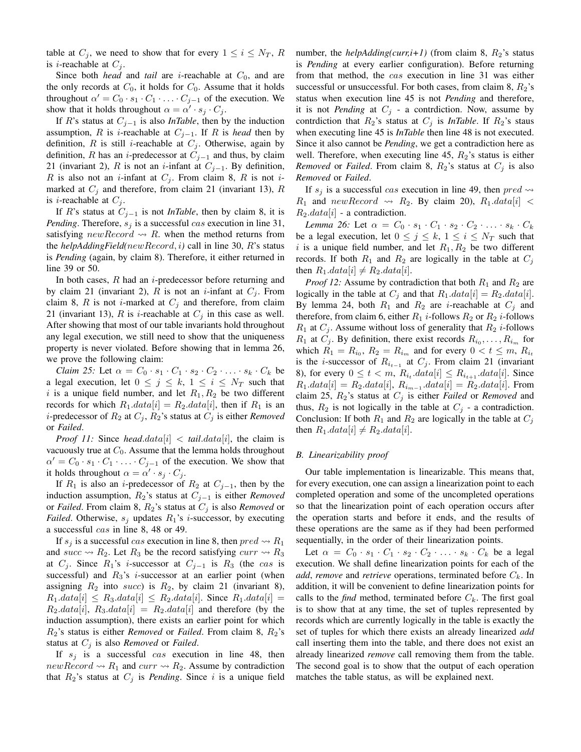table at $C_j$, we need to show that for every $1 \leq i \leq N_T$, $R$ is $i$-reachable at $C_j$.

Since both *head* and *tail* are $i$-reachable at $C_0$, and are the only records at $C_0$, it holds for $C_0$. Assume that it holds throughout $\alpha' = C_0 \cdot s_1 \cdot C_1 \cdot \ldots \cdot C_{j-1}$ of the execution. We show that it holds throughout $\alpha = \alpha' \cdot s_j \cdot C_j$.

If $R$'s status at $C_{j-1}$ is also *InTable*, then by the induction assumption, $R$ is $i$-reachable at $C_{j-1}$. If $R$ is *head* then by definition, $R$ is still $i$-reachable at $C_j$. Otherwise, again by definition, $R$ has an $i$-predecessor at $C_{j-1}$ and thus, by claim 21 (invariant 2), $R$ is not an $i$-infant at $C_{j-1}$. By definition, $R$ is also not an $i$-infant at $C_j$. From claim 8, $R$ is not $i$-marked at $C_j$ and therefore, from claim 21 (invariant 13), $R$ is $i$-reachable at $C_j$.

If $R$'s status at $C_{j-1}$ is not *InTable*, then by claim 8, it is *Pending*. Therefore, $s_j$ is a successful $cas$ execution in line 31, satisfying $newRecord \rightsquigarrow R$. when the method returns from the *helpAddingField*($newRecord, i$) call in line 30, $R$'s status is *Pending* (again, by claim 8). Therefore, it either returned in line 39 or 50.

In both cases, $R$ had an $i$-predecessor before returning and by claim 21 (invariant 2), $R$ is not an $i$-infant at $C_j$. From claim 8, $R$ is not $i$-marked at $C_j$ and therefore, from claim 21 (invariant 13), $R$ is $i$-reachable at $C_j$ in this case as well. After showing that most of our table invariants hold throughout any legal execution, we still need to show that the uniqueness property is never violated. Before showing that in lemma 26, we prove the following claim:

*Claim 25:* Let $\alpha = C_0 \cdot s_1 \cdot C_1 \cdot s_2 \cdot C_2 \cdot \ldots \cdot s_k \cdot C_k$ be a legal execution, let $0 \leq j \leq k$, $1 \leq i \leq N_T$ such that $i$ is a unique field number, and let $R_1, R_2$ be two different records for which $R_1.data[i] = R_2.data[i]$, then if $R_1$ is an $i$-predecessor of $R_2$ at $C_j$, $R_2$'s status at $C_j$ is either *Removed* or *Failed*.

*Proof 11:* Since *head*.$data[i] <$ *tail*.$data[i]$, the claim is vacuously true at $C_0$. Assume that the lemma holds throughout $\alpha' = C_0 \cdot s_1 \cdot C_1 \cdot \ldots \cdot C_{j-1}$ of the execution. We show that it holds throughout $\alpha = \alpha' \cdot s_j \cdot C_j$.

If $R_1$ is also an $i$-predecessor of $R_2$ at $C_{j-1}$, then by the induction assumption, $R_2$'s status at $C_{j-1}$ is either *Removed* or *Failed*. From claim 8, $R_2$'s status at $C_j$ is also *Removed* or *Failed*. Otherwise, $s_j$ updates $R_1$'s $i$-successor, by executing a successful $cas$ in line 8, 48 or 49.

If $s_j$ is a successful $cas$ execution in line 8, then $pred \rightsquigarrow R_1$ and $succ \rightsquigarrow R_2$. Let $R_3$ be the record satisfying $curr \rightsquigarrow R_3$ at $C_j$. Since $R_1$'s $i$-successor at $C_{j-1}$ is $R_3$ (the $cas$ is successful) and $R_3$'s $i$-successor at an earlier point (when assigning $R_2$ into $succ$) is $R_2$, by claim 21 (invariant 8), $R_1.data[i] \leq R_3.data[i] \leq R_2.data[i]$. Since $R_1.data[i] = R_2.data[i]$, $R_3.data[i] = R_2.data[i]$ and therefore (by the induction assumption), there exists an earlier point for which $R_2$'s status is either *Removed* or *Failed*. From claim 8, $R_2$'s status at $C_j$ is also *Removed* or *Failed*.

If $s_j$ is a successful $cas$ execution in line 48, then $newRecord \rightsquigarrow R_1$ and $curr \rightsquigarrow R_2$. Assume by contradiction that $R_2$'s status at $C_j$ is *Pending*. Since $i$ is a unique field number, the *helpAdding(curr,i+1)* (from claim 8, $R_2$'s status is *Pending* at every earlier configuration). Before returning from that method, the $cas$ execution in line 31 was either successful or unsuccessful. For both cases, from claim 8, $R_2$'s status when execution line 45 is not *Pending* and therefore, it is not *Pending* at $C_j$ - a contrdiction. Now, assume by contrdiction that $R_2$'s status at $C_j$ is *InTable*. If $R_2$'s staus when executing line 45 is *InTable* then line 48 is not executed. Since it also cannot be *Pending*, we get a contradiction here as well. Therefore, when executing line 45, $R_2$'s status is either *Removed* or *Failed*. From claim 8, $R_2$'s status at $C_j$ is also *Removed* or *Failed*.

If $s_j$ is a successful $cas$ execution in line 49, then $pred \rightsquigarrow R_1$ and $newRecord \rightsquigarrow R_2$. By claim 20), $R_1.data[i] < R_2.data[i]$ - a contradiction.

*Lemma 26:* Let $\alpha = C_0 \cdot s_1 \cdot C_1 \cdot s_2 \cdot C_2 \cdot \ldots \cdot s_k \cdot C_k$ be a legal execution, let $0 \leq j \leq k$, $1 \leq i \leq N_T$ such that $i$ is a unique field number, and let $R_1, R_2$ be two different records. If both $R_1$ and $R_2$ are logically in the table at $C_j$ then $R_1.data[i] \neq R_2.data[i]$.

*Proof 12:* Assume by contradiction that both $R_1$ and $R_2$ are logically in the table at $C_j$ and that $R_1.data[i] = R_2.data[i]$. By lemma 24, both $R_1$ and $R_2$ are $i$-reachable at $C_j$ and therefore, from claim 6, either $R_1$ $i$-follows $R_2$ or $R_2$ $i$-follows $R_1$ at $C_j$. Assume without loss of generality that $R_2$ $i$-follows $R_1$ at $C_j$. By definition, there exist records $R_{i_0}, \ldots, R_{i_m}$ for which $R_1 = R_{i_0}$, $R_2 = R_{i_m}$ and for every $0 < t \leq m$, $R_{i_t}$ is the $i$-successor of $R_{i_{t-1}}$ at $C_j$. From claim 21 (invariant 8), for every $0 \leq t < m$, $R_{i_t}.data[i] \leq R_{i_{t+1}}.data[i]$. Since $R_1.data[i] = R_2.data[i]$, $R_{i_{m-1}}.data[i] = R_2.data[i]$. From claim 25, $R_2$'s status at $C_j$ is either *Failed* or *Removed* and thus, $R_2$ is not logically in the table at $C_j$ - a contradiction. Conclusion: If both $R_1$ and $R_2$ are logically in the table at $C_j$ then $R_1.data[i] \neq R_2.data[i]$.

### B. Linearizability proof

Our table implementation is linearizable. This means that, for every execution, one can assign a linearization point to each completed operation and some of the uncompleted operations so that the linearization point of each operation occurs after the operation starts and before it ends, and the results of these operations are the same as if they had been performed sequentially, in the order of their linearization points.

Let $\alpha = C_0 \cdot s_1 \cdot C_1 \cdot s_2 \cdot C_2 \cdot \ldots \cdot s_k \cdot C_k$ be a legal execution. We shall define linearization points for each of the *add*, *remove* and *retrieve* operations, terminated before $C_k$. In addition, it will be convenient to define linearization points for calls to the *find* method, terminated before $C_k$. The first goal is to show that at any time, the set of tuples represented by records which are currently logically in the table is exactly the set of tuples for which there exists an already linearized *add* call inserting them into the table, and there does not exist an already linearized *remove* call removing them from the table. The second goal is to show that the output of each operation matches the table status, as will be explained next.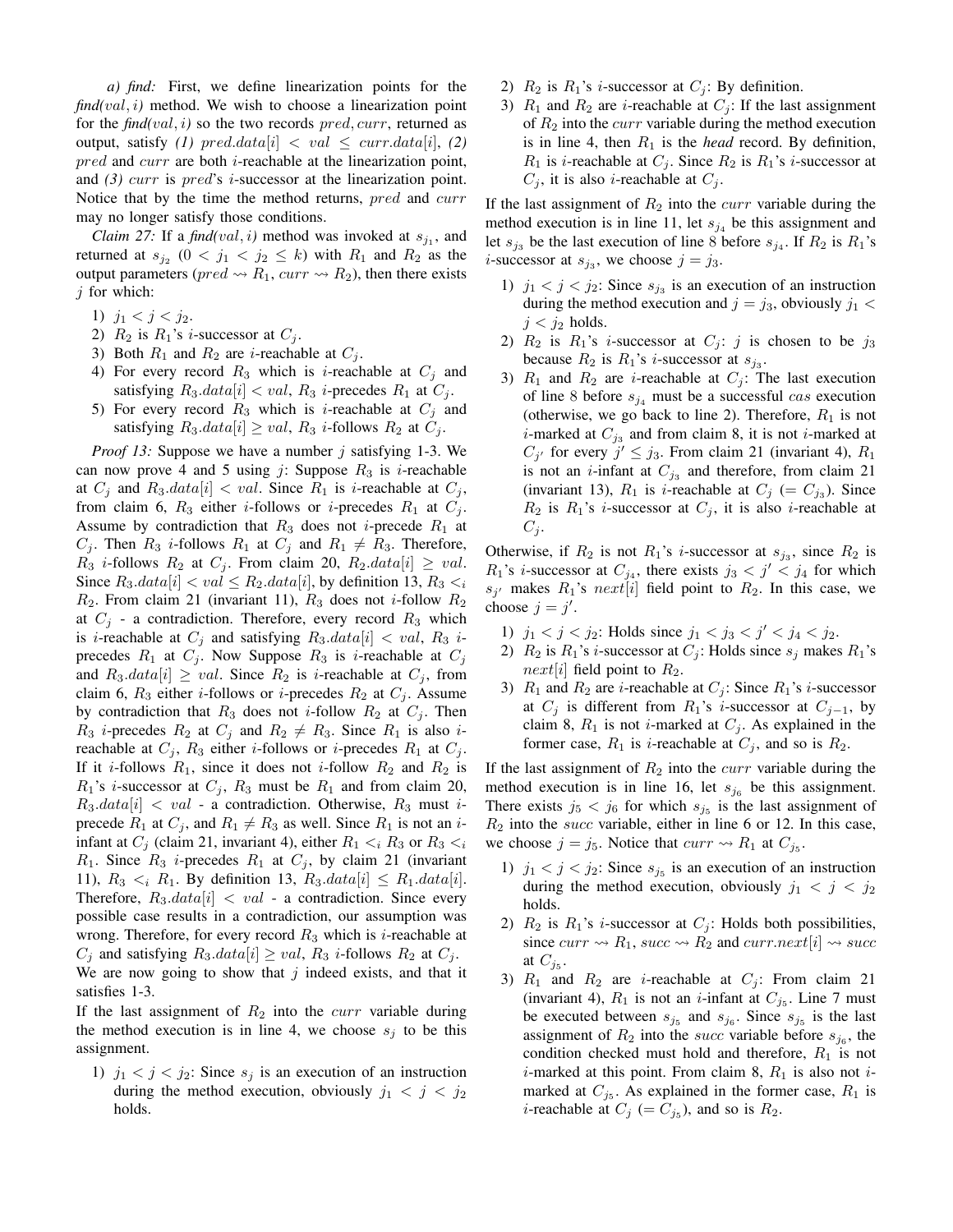*a) find:* First, we define linearization points for the *find($val, i$)* method. We wish to choose a linearization point for the *find($val, i$)* so the two records $pred, curr$, returned as output, satisfy *(1)* $pred.data[i] < val \leq curr.data[i]$, *(2)* $pred$ and $curr$ are both $i$-reachable at the linearization point, and *(3)* $curr$ is $pred$'s $i$-successor at the linearization point. Notice that by the time the method returns, $pred$ and $curr$ may no longer satisfy those conditions.

*Claim 27:* If a *find($val, i$)* method was invoked at $s_{j_1}$, and returned at $s_{j_2}$ ($0 < j_1 < j_2 \leq k$) with $R_1$ and $R_2$ as the output parameters ($pred \rightsquigarrow R_1$, $curr \rightsquigarrow R_2$), then there exists $j$ for which:

1) $j_1 < j < j_2$.
2) $R_2$ is $R_1$'s $i$-successor at $C_j$.
3) Both $R_1$ and $R_2$ are $i$-reachable at $C_j$.
4) For every record $R_3$ which is $i$-reachable at $C_j$ and satisfying $R_3.data[i] < val$, $R_3$ $i$-precedes $R_1$ at $C_j$.
5) For every record $R_3$ which is $i$-reachable at $C_j$ and satisfying $R_3.data[i] \geq val$, $R_3$ $i$-follows $R_2$ at $C_j$.

*Proof 13:* Suppose we have a number $j$ satisfying 1-3. We can now prove 4 and 5 using $j$: Suppose $R_3$ is $i$-reachable at $C_j$ and $R_3.data[i] < val$. Since $R_1$ is $i$-reachable at $C_j$, from claim 6, $R_3$ either $i$-follows or $i$-precedes $R_1$ at $C_j$. Assume by contradiction that $R_3$ does not $i$-precede $R_1$ at $C_j$. Then $R_3$ $i$-follows $R_1$ at $C_j$ and $R_1 \neq R_3$. Therefore, $R_3$ $i$-follows $R_2$ at $C_j$. From claim 20, $R_2.data[i] \geq val$. Since $R_3.data[i] < val \leq R_2.data[i]$, by definition 13, $R_3 <_i R_2$. From claim 21 (invariant 11), $R_3$ does not $i$-follow $R_2$ at $C_j$ - a contradiction. Therefore, every record $R_3$ which is $i$-reachable at $C_j$ and satisfying $R_3.data[i] < val$, $R_3$ $i$-precedes $R_1$ at $C_j$. Now Suppose $R_3$ is $i$-reachable at $C_j$ and $R_3.data[i] \geq val$. Since $R_2$ is $i$-reachable at $C_j$, from claim 6, $R_3$ either $i$-follows or $i$-precedes $R_2$ at $C_j$. Assume by contradiction that $R_3$ does not $i$-follow $R_2$ at $C_j$. Then $R_3$ $i$-precedes $R_2$ at $C_j$ and $R_2 \neq R_3$. Since $R_1$ is also $i$-reachable at $C_j$, $R_3$ either $i$-follows or $i$-precedes $R_1$ at $C_j$. If it $i$-follows $R_1$, since it does not $i$-follow $R_2$ and $R_2$ is $R_1$'s $i$-successor at $C_j$, $R_3$ must be $R_1$ and from claim 20, $R_3.data[i] < val$ - a contradiction. Otherwise, $R_3$ must $i$-precede $R_1$ at $C_j$, and $R_1 \neq R_3$ as well. Since $R_1$ is not an $i$-infant at $C_j$ (claim 21, invariant 4), either $R_1 <_i R_3$ or $R_3 <_i R_1$. Since $R_3$ $i$-precedes $R_1$ at $C_j$, by claim 21 (invariant 11), $R_3 <_i R_1$. By definition 13, $R_3.data[i] \leq R_1.data[i]$. Therefore, $R_3.data[i] < val$ - a contradiction. Since every possible case results in a contradiction, our assumption was wrong. Therefore, for every record $R_3$ which is $i$-reachable at $C_j$ and satisfying $R_3.data[i] \geq val$, $R_3$ $i$-follows $R_2$ at $C_j$.
We are now going to show that $j$ indeed exists, and that it satisfies 1-3.
If the last assignment of $R_2$ into the $curr$ variable during the method execution is in line 4, we choose $s_j$ to be this assignment.

1) $j_1 < j < j_2$: Since $s_j$ is an execution of an instruction during the method execution, obviously $j_1 < j < j_2$ holds.
2) $R_2$ is $R_1$'s $i$-successor at $C_j$: By definition.
3) $R_1$ and $R_2$ are $i$-reachable at $C_j$: If the last assignment of $R_2$ into the $curr$ variable during the method execution is in line 4, then $R_1$ is the *head* record. By definition, $R_1$ is $i$-reachable at $C_j$. Since $R_2$ is $R_1$'s $i$-successor at $C_j$, it is also $i$-reachable at $C_j$.

If the last assignment of $R_2$ into the $curr$ variable during the method execution is in line 11, let $s_{j_4}$ be this assignment and let $s_{j_3}$ be the last execution of line 8 before $s_{j_4}$. If $R_2$ is $R_1$'s $i$-successor at $s_{j_3}$, we choose $j = j_3$.

1) $j_1 < j < j_2$: Since $s_{j_3}$ is an execution of an instruction during the method execution and $j = j_3$, obviously $j_1 < j < j_2$ holds.
2) $R_2$ is $R_1$'s $i$-successor at $C_j$: $j$ is chosen to be $j_3$ because $R_2$ is $R_1$'s $i$-successor at $s_{j_3}$.
3) $R_1$ and $R_2$ are $i$-reachable at $C_j$: The last execution of line 8 before $s_{j_4}$ must be a successful $cas$ execution (otherwise, we go back to line 2). Therefore, $R_1$ is not $i$-marked at $C_{j_3}$ and from claim 8, it is not $i$-marked at $C_{j'}$ for every $j' \leq j_3$. From claim 21 (invariant 4), $R_1$ is not an $i$-infant at $C_{j_3}$ and therefore, from claim 21 (invariant 13), $R_1$ is $i$-reachable at $C_j$ ($= C_{j_3}$). Since $R_2$ is $R_1$'s $i$-successor at $C_j$, it is also $i$-reachable at $C_j$.

Otherwise, if $R_2$ is not $R_1$'s $i$-successor at $s_{j_3}$, since $R_2$ is $R_1$'s $i$-successor at $C_{j_4}$, there exists $j_3 < j' < j_4$ for which $s_{j'}$ makes $R_1$'s $next[i]$ field point to $R_2$. In this case, we choose $j = j'$.

1) $j_1 < j < j_2$: Holds since $j_1 < j_3 < j' < j_4 < j_2$.
2) $R_2$ is $R_1$'s $i$-successor at $C_j$: Holds since $s_j$ makes $R_1$'s $next[i]$ field point to $R_2$.
3) $R_1$ and $R_2$ are $i$-reachable at $C_j$: Since $R_1$'s $i$-successor at $C_j$ is different from $R_1$'s $i$-successor at $C_{j-1}$, by claim 8, $R_1$ is not $i$-marked at $C_j$. As explained in the former case, $R_1$ is $i$-reachable at $C_j$, and so is $R_2$.

If the last assignment of $R_2$ into the $curr$ variable during the method execution is in line 16, let $s_{j_6}$ be this assignment. There exists $j_5 < j_6$ for which $s_{j_5}$ is the last assignment of $R_2$ into the $succ$ variable, either in line 6 or 12. In this case, we choose $j = j_5$. Notice that $curr \rightsquigarrow R_1$ at $C_{j_5}$.

1) $j_1 < j < j_2$: Since $s_{j_5}$ is an execution of an instruction during the method execution, obviously $j_1 < j < j_2$ holds.
2) $R_2$ is $R_1$'s $i$-successor at $C_j$: Holds both possibilities, since $curr \rightsquigarrow R_1$, $succ \rightsquigarrow R_2$ and $curr.next[i] \rightsquigarrow succ$ at $C_{j_5}$.
3) $R_1$ and $R_2$ are $i$-reachable at $C_j$: From claim 21 (invariant 4), $R_1$ is not an $i$-infant at $C_{j_5}$. Line 7 must be executed between $s_{j_5}$ and $s_{j_6}$. Since $s_{j_5}$ is the last assignment of $R_2$ into the $succ$ variable before $s_{j_6}$, the condition checked must hold and therefore, $R_1$ is not $i$-marked at this point. From claim 8, $R_1$ is also not $i$-marked at $C_{j_5}$. As explained in the former case, $R_1$ is $i$-reachable at $C_j$ ($= C_{j_5}$), and so is $R_2$.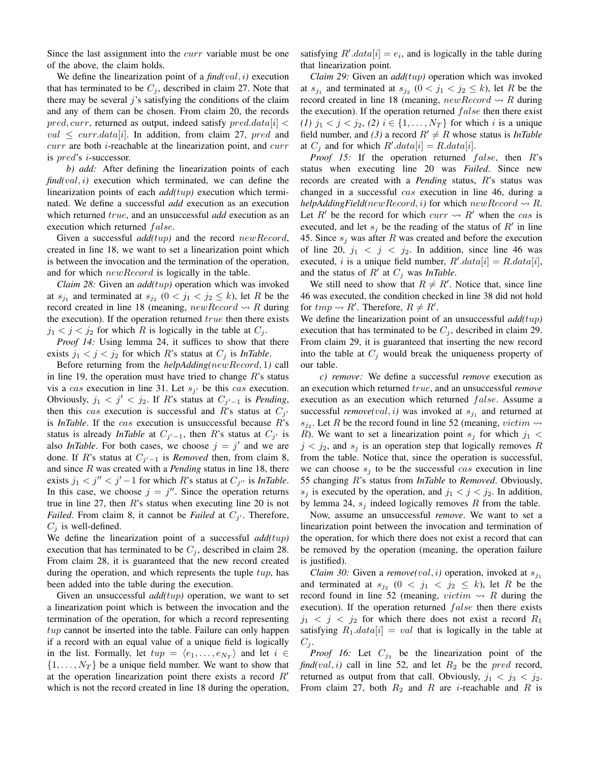Since the last assignment into the $curr$ variable must be one of the above, the claim holds.

We define the linearization point of a *find*($val, i$) execution that has terminated to be $C_j$, described in claim 27. Note that there may be several $j$'s satisfying the conditions of the claim and any of them can be chosen. From claim 20, the records $pred, curr$, returned as output, indeed satisfy $pred.data[i] < val \leq curr.data[i]$. In addition, from claim 27, $pred$ and $curr$ are both $i$-reachable at the linearization point, and $curr$ is $pred$'s $i$-successor.

*b) add:* After defining the linearization points of each *find*($val, i$) execution which terminated, we can define the linearization points of each *add*($tup$) execution which terminated. We define a successful *add* execution as an execution which returned $true$, and an unsuccessful *add* execution as an execution which returned $false$.

Given a successful *add*($tup$) and the record $newRecord$, created in line 18, we want to set a linearization point which is between the invocation and the termination of the operation, and for which $newRecord$ is logically in the table.

*Claim 28:* Given an *add*($tup$) operation which was invoked at $s_{j_1}$ and terminated at $s_{j_2}$ ($0 < j_1 < j_2 \leq k$), let $R$ be the record created in line 18 (meaning, $newRecord \rightsquigarrow R$ during the execution). If the operation returned $true$ then there exists $j_1 < j < j_2$ for which $R$ is logically in the table at $C_j$.

*Proof 14:* Using lemma 24, it suffices to show that there exists $j_1 < j < j_2$ for which $R$'s status at $C_j$ is ***InTable***.

Before returning from the *helpAdding*($newRecord, 1$) call in line 19, the operation must have tried to change $R$'s status vis a $cas$ execution in line 31. Let $s_{j'}$ be this $cas$ execution. Obviously, $j_1 < j' < j_2$. If $R$'s status at $C_{j'-1}$ is ***Pending***, then this $cas$ execution is successful and $R$'s status at $C_{j'}$ is ***InTable***. If the $cas$ execution is unsuccessful because $R$'s status is already ***InTable*** at $C_{j'-1}$, then $R$'s status at $C_{j'}$ is also ***InTable***. For both cases, we choose $j = j'$ and we are done. If $R$'s status at $C_{j'-1}$ is ***Removed*** then, from claim 8, and since $R$ was created with a ***Pending*** status in line 18, there exists $j_1 < j'' < j'-1$ for which $R$'s status at $C_{j''}$ is ***InTable***. In this case, we choose $j = j''$. Since the operation returns true in line 27, then $R$'s status when executing line 20 is not ***Failed***. From claim 8, it cannot be ***Failed*** at $C_{j'}$. Therefore, $C_j$ is well-defined.

We define the linearization point of a successful *add*($tup$) execution that has terminated to be $C_j$, described in claim 28. From claim 28, it is guaranteed that the new record created during the operation, and which represents the tuple $tup$, has been added into the table during the execution.

Given an unsuccessful *add*($tup$) operation, we want to set a linearization point which is between the invocation and the termination of the operation, for which a record representing $tup$ cannot be inserted into the table. Failure can only happen if a record with an equal value of a unique field is logically in the list. Formally, let $tup = \langle e_1, \ldots, e_{N_T} \rangle$ and let $i \in \{1, \ldots, N_T\}$ be a unique field number. We want to show that at the operation linearization point there exists a record $R'$ which is not the record created in line 18 during the operation, satisfying $R'.data[i] = e_i$, and is logically in the table during that linearization point.

*Claim 29:* Given an *add*($tup$) operation which was invoked at $s_{j_1}$ and terminated at $s_{j_2}$ ($0 < j_1 < j_2 \leq k$), let $R$ be the record created in line 18 (meaning, $newRecord \rightsquigarrow R$ during the execution). If the operation returned $false$ then there exist *(1)* $j_1 < j < j_2$, *(2)* $i \in \{1, \ldots, N_T\}$ for which $i$ is a unique field number, and *(3)* a record $R' \neq R$ whose status is ***InTable*** at $C_j$ and for which $R'.data[i] = R.data[i]$.

*Proof 15:* If the operation returned $false$, then $R$'s status when executing line 20 was ***Failed***. Since new records are created with a ***Pending*** status, $R$'s status was changed in a successful $cas$ execution in line 46, during a *helpAddingField*($newRecord, i$) for which $newRecord \rightsquigarrow R$. Let $R'$ be the record for which $curr \rightsquigarrow R'$ when the $cas$ is executed, and let $s_j$ be the reading of the status of $R'$ in line 45. Since $s_j$ was after $R$ was created and before the execution of line 20, $j_1 < j < j_2$. In addition, since line 46 was executed, $i$ is a unique field number, $R'.data[i] = R.data[i]$, and the status of $R'$ at $C_j$ was ***InTable***.

We still need to show that $R \neq R'$. Notice that, since line 46 was executed, the condition checked in line 38 did not hold for $tmp \rightsquigarrow R'$. Therefore, $R \neq R'$.

We define the linearization point of an unsuccessful *add*($tup$) execution that has terminated to be $C_j$, described in claim 29. From claim 29, it is guaranteed that inserting the new record into the table at $C_j$ would break the uniqueness property of our table.

*c) remove:* We define a successful *remove* execution as an execution which returned $true$, and an unsuccessful *remove* execution as an execution which returned $false$. Assume a successful *remove*($val, i$) was invoked at $s_{j_1}$ and returned at $s_{j_2}$. Let $R$ be the record found in line 52 (meaning, $victim \rightsquigarrow R$). We want to set a linearization point $s_j$ for which $j_1 < j < j_2$, and $s_j$ is an operation step that logically removes $R$ from the table. Notice that, since the operation is successful, we can choose $s_j$ to be the successful $cas$ execution in line 55 changing $R$'s status from ***InTable*** to ***Removed***. Obviously, $s_j$ is executed by the operation, and $j_1 < j < j_2$. In addition, by lemma 24, $s_j$ indeed logically removes $R$ from the table.

Now, assume an unsuccessful *remove*. We want to set a linearization point between the invocation and termination of the operation, for which there does not exist a record that can be removed by the operation (meaning, the operation failure is justified).

*Claim 30:* Given a *remove*($val, i$) operation, invoked at $s_{j_1}$ and terminated at $s_{j_2}$ ($0 < j_1 < j_2 \leq k$), let $R$ be the record found in line 52 (meaning, $victim \rightsquigarrow R$ during the execution). If the operation returned $false$ then there exists $j_1 < j < j_2$ for which there does not exist a record $R_1$ satisfying $R_1.data[i] = val$ that is logically in the table at $C_j$.

*Proof 16:* Let $C_{j_3}$ be the linearization point of the *find*($val, i$) call in line 52, and let $R_2$ be the $pred$ record, returned as output from that call. Obviously, $j_1 < j_3 < j_2$. From claim 27, both $R_2$ and $R$ are $i$-reachable and $R$ is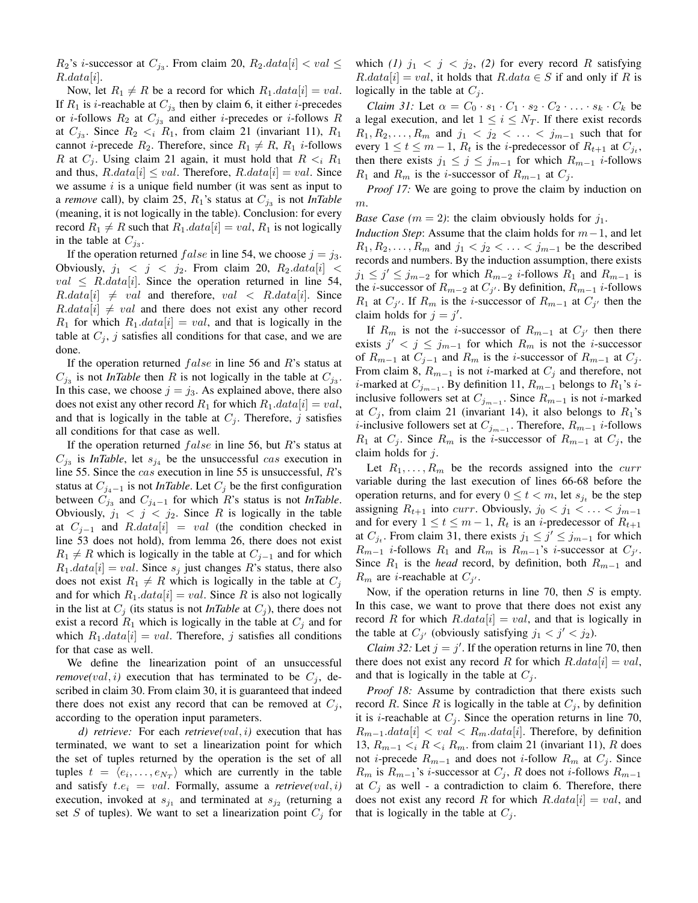$R_2$'s $i$-successor at $C_{j_3}$. From claim 20, $R_2.data[i] < val \leq R.data[i]$.

Now, let $R_1 \neq R$ be a record for which $R_1.data[i] = val$. If $R_1$ is $i$-reachable at $C_{j_3}$ then by claim 6, it either $i$-precedes or $i$-follows $R_2$ at $C_{j_3}$ and either $i$-precedes or $i$-follows $R$ at $C_{j_3}$. Since $R_2 <_i R_1$, from claim 21 (invariant 11), $R_1$ cannot $i$-precede $R_2$. Therefore, since $R_1 \neq R$, $R_1$ $i$-follows $R$ at $C_j$. Using claim 21 again, it must hold that $R <_i R_1$ and thus, $R.data[i] \leq val$. Therefore, $R.data[i] = val$. Since we assume $i$ is a unique field number (it was sent as input to a *remove* call), by claim 25, $R_1$'s status at $C_{j_3}$ is not ***InTable*** (meaning, it is not logically in the table). Conclusion: for every record $R_1 \neq R$ such that $R_1.data[i] = val$, $R_1$ is not logically in the table at $C_{j_3}$.

If the operation returned $false$ in line 54, we choose $j = j_3$. Obviously, $j_1 < j < j_2$. From claim 20, $R_2.data[i] < val \leq R.data[i]$. Since the operation returned in line 54, $R.data[i] \neq val$ and therefore, $val < R.data[i]$. Since $R.data[i] \neq val$ and there does not exist any other record $R_1$ for which $R_1.data[i] = val$, and that is logically in the table at $C_j$, $j$ satisfies all conditions for that case, and we are done.

If the operation returned $false$ in line 56 and $R$'s status at $C_{j_3}$ is not ***InTable*** then $R$ is not logically in the table at $C_{j_3}$. In this case, we choose $j = j_3$. As explained above, there also does not exist any other record $R_1$ for which $R_1.data[i] = val$, and that is logically in the table at $C_j$. Therefore, $j$ satisfies all conditions for that case as well.

If the operation returned $false$ in line 56, but $R$'s status at $C_{j_3}$ is ***InTable***, let $s_{j_4}$ be the unsuccessful $cas$ execution in line 55. Since the $cas$ execution in line 55 is unsuccessful, $R$'s status at $C_{j_4-1}$ is not ***InTable***. Let $C_j$ be the first configuration between $C_{j_3}$ and $C_{j_4-1}$ for which $R$'s status is not ***InTable***. Obviously, $j_1 < j < j_2$. Since $R$ is logically in the table at $C_{j-1}$ and $R.data[i] = val$ (the condition checked in line 53 does not hold), from lemma 26, there does not exist $R_1 \neq R$ which is logically in the table at $C_{j-1}$ and for which $R_1.data[i] = val$. Since $s_j$ just changes $R$'s status, there also does not exist $R_1 \neq R$ which is logically in the table at $C_j$ and for which $R_1.data[i] = val$. Since $R$ is also not logically in the list at $C_j$ (its status is not ***InTable*** at $C_j$), there does not exist a record $R_1$ which is logically in the table at $C_j$ and for which $R_1.data[i] = val$. Therefore, $j$ satisfies all conditions for that case as well.

We define the linearization point of an unsuccessful ***remove***($val, i$) execution that has terminated to be $C_j$, described in claim 30. From claim 30, it is guaranteed that indeed there does not exist any record that can be removed at $C_j$, according to the operation input parameters.

*d) retrieve:* For each ***retrieve***($val, i$) execution that has terminated, we want to set a linearization point for which the set of tuples returned by the operation is the set of all tuples $t = \langle e_i, \ldots, e_{N_T} \rangle$ which are currently in the table and satisfy $t.e_i = val$. Formally, assume a ***retrieve***($val, i$) execution, invoked at $s_{j_1}$ and terminated at $s_{j_2}$ (returning a set $S$ of tuples). We want to set a linearization point $C_j$ for which *(1)* $j_1 < j < j_2$, *(2)* for every record $R$ satisfying $R.data[i] = val$, it holds that $R.data \in S$ if and only if $R$ is logically in the table at $C_j$.

*Claim 31:* Let $\alpha = C_0 \cdot s_1 \cdot C_1 \cdot s_2 \cdot C_2 \cdot \ldots \cdot s_k \cdot C_k$ be a legal execution, and let $1 \leq i \leq N_T$. If there exist records $R_1, R_2, \ldots, R_m$ and $j_1 < j_2 < \ldots < j_{m-1}$ such that for every $1 \leq t \leq m-1$, $R_t$ is the $i$-predecessor of $R_{t+1}$ at $C_{j_t}$, then there exists $j_1 \leq j \leq j_{m-1}$ for which $R_{m-1}$ $i$-follows $R_1$ and $R_m$ is the $i$-successor of $R_{m-1}$ at $C_j$.

*Proof 17:* We are going to prove the claim by induction on $m$.

*Base Case ($m = 2$)*: the claim obviously holds for $j_1$.

*Induction Step*: Assume that the claim holds for $m-1$, and let $R_1, R_2, \ldots, R_m$ and $j_1 < j_2 < \ldots < j_{m-1}$ be the described records and numbers. By the induction assumption, there exists $j_1 \leq j' \leq j_{m-2}$ for which $R_{m-2}$ $i$-follows $R_1$ and $R_{m-1}$ is the $i$-successor of $R_{m-2}$ at $C_{j'}$. By definition, $R_{m-1}$ $i$-follows $R_1$ at $C_{j'}$. If $R_m$ is the $i$-successor of $R_{m-1}$ at $C_{j'}$ then the claim holds for $j = j'$.

If $R_m$ is not the $i$-successor of $R_{m-1}$ at $C_{j'}$ then there exists $j' < j \leq j_{m-1}$ for which $R_m$ is not the $i$-successor of $R_{m-1}$ at $C_{j-1}$ and $R_m$ is the $i$-successor of $R_{m-1}$ at $C_j$. From claim 8, $R_{m-1}$ is not $i$-marked at $C_j$ and therefore, not $i$-marked at $C_{j_{m-1}}$. By definition 11, $R_{m-1}$ belongs to $R_1$'s $i$-inclusive followers set at $C_{j_{m-1}}$. Since $R_{m-1}$ is not $i$-marked at $C_j$, from claim 21 (invariant 14), it also belongs to $R_1$'s $i$-inclusive followers set at $C_{j_{m-1}}$. Therefore, $R_{m-1}$ $i$-follows $R_1$ at $C_j$. Since $R_m$ is the $i$-successor of $R_{m-1}$ at $C_j$, the claim holds for $j$.

Let $R_1, \ldots, R_m$ be the records assigned into the $curr$ variable during the last execution of lines 66-68 before the operation returns, and for every $0 \leq t < m$, let $s_{j_t}$ be the step assigning $R_{t+1}$ into $curr$. Obviously, $j_0 < j_1 < \ldots < j_{m-1}$ and for every $1 \leq t \leq m-1$, $R_t$ is an $i$-predecessor of $R_{t+1}$ at $C_{j_t}$. From claim 31, there exists $j_1 \leq j' \leq j_{m-1}$ for which $R_{m-1}$ $i$-follows $R_1$ and $R_m$ is $R_{m-1}$'s $i$-successor at $C_{j'}$. Since $R_1$ is the *head* record, by definition, both $R_{m-1}$ and $R_m$ are $i$-reachable at $C_{j'}$.

Now, if the operation returns in line 70, then $S$ is empty. In this case, we want to prove that there does not exist any record $R$ for which $R.data[i] = val$, and that is logically in the table at $C_{j'}$ (obviously satisfying $j_1 < j' < j_2$).

*Claim 32:* Let $j = j'$. If the operation returns in line 70, then there does not exist any record $R$ for which $R.data[i] = val$, and that is logically in the table at $C_j$.

*Proof 18:* Assume by contradiction that there exists such record $R$. Since $R$ is logically in the table at $C_j$, by definition it is $i$-reachable at $C_j$. Since the operation returns in line 70, $R_{m-1}.data[i] < val < R_m.data[i]$. Therefore, by definition 13, $R_{m-1} <_i R <_i R_m$. from claim 21 (invariant 11), $R$ does not $i$-precede $R_{m-1}$ and does not $i$-follow $R_m$ at $C_j$. Since $R_m$ is $R_{m-1}$'s $i$-successor at $C_j$, $R$ does not $i$-follows $R_{m-1}$ at $C_j$ as well - a contradiction to claim 6. Therefore, there does not exist any record $R$ for which $R.data[i] = val$, and that is logically in the table at $C_j$.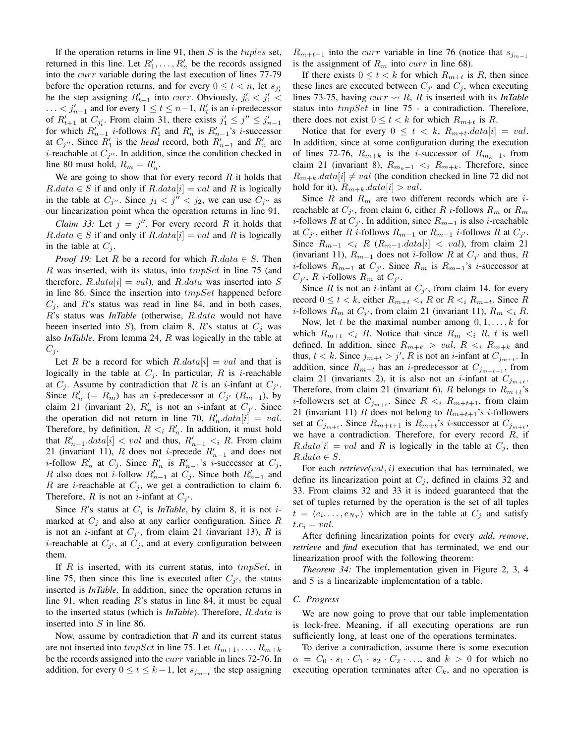If the operation returns in line 91, then $S$ is the $tuples$ set, returned in this line. Let $R'_1, \ldots, R'_n$ be the records assigned into the $curr$ variable during the last execution of lines 77-79 before the operation returns, and for every $0 \leq t < n$, let $s_{j'_t}$ be the step assigning $R'_{t+1}$ into $curr$. Obviously, $j'_0 < j'_1 < \ldots < j'_{n-1}$ and for every $1 \leq t \leq n-1$, $R'_t$ is an $i$-predecessor of $R'_{t+1}$ at $C_{j'_t}$. From claim 31, there exists $j'_1 \leq j'' \leq j'_{n-1}$ for which $R'_{n-1}$ $i$-follows $R'_1$ and $R'_n$ is $R'_{n-1}$'s $i$-successor at $C_{j''}$. Since $R'_1$ is the *head* record, both $R'_{n-1}$ and $R'_n$ are $i$-reachable at $C_{j''}$. In addition, since the condition checked in line 80 must hold, $R_m = R'_n$.

We are going to show that for every record $R$ it holds that $R.data \in S$ if and only if $R.data[i] = val$ and $R$ is logically in the table at $C_{j''}$. Since $j_1 < j'' < j_2$, we can use $C_{j''}$ as our linearization point when the operation returns in line 91.

*Claim 33:* Let $j = j''$. For every record $R$ it holds that $R.data \in S$ if and only if $R.data[i] = val$ and $R$ is logically in the table at $C_j$.

*Proof 19:* Let $R$ be a record for which $R.data \in S$. Then $R$ was inserted, with its status, into $tmpSet$ in line 75 (and therefore, $R.data[i] = val$), and $R.data$ was inserted into $S$ in line 86. Since the insertion into $tmpSet$ happened before $C_j$, and $R$'s status was read in line 84, and in both cases, $R$'s status was ***InTable*** (otherwise, $R.data$ would not have beeen inserted into $S$), from claim 8, $R$'s status at $C_j$ was also ***InTable***. From lemma 24, $R$ was logically in the table at $C_j$.

Let $R$ be a record for which $R.data[i] = val$ and that is logically in the table at $C_j$. In particular, $R$ is $i$-reachable at $C_j$. Assume by contradiction that $R$ is an $i$-infant at $C_{j'}$. Since $R'_n$ $(= R_m)$ has an $i$-predecessor at $C_{j'}$ $(R_{m-1})$, by claim 21 (invariant 2), $R'_n$ is not an $i$-infant at $C_{j'}$. Since the operation did not return in line 70, $R'_n.data[i] = val$. Therefore, by definition, $R <_i R'_n$. In addition, it must hold that $R'_{n-1}.data[i] < val$ and thus, $R'_{n-1} <_i R$. From claim 21 (invariant 11), $R$ does not $i$-precede $R'_{n-1}$ and does not $i$-follow $R'_n$ at $C_j$. Since $R'_n$ is $R'_{n-1}$'s $i$-successor at $C_j$, $R$ also does not $i$-follow $R'_{n-1}$ at $C_j$. Since both $R'_{n-1}$ and $R$ are $i$-reachable at $C_j$, we get a contradiction to claim 6. Therefore, $R$ is not an $i$-infant at $C_{j'}$.

Since $R$'s status at $C_j$ is ***InTable***, by claim 8, it is not $i$-marked at $C_j$ and also at any earlier configuration. Since $R$ is not an $i$-infant at $C_{j'}$, from claim 21 (invariant 13), $R$ is $i$-reachable at $C_{j'}$, at $C_j$, and at every configuration between them.

If $R$ is inserted, with its current status, into $tmpSet$, in line 75, then since this line is executed after $C_{j'}$, the status inserted is ***InTable***. In addition, since the operation returns in line 91, when reading $R$'s status in line 84, it must be equal to the inserted status (which is ***InTable***). Therefore, $R.data$ is inserted into $S$ in line 86.

Now, assume by contradiction that $R$ and its current status are not inserted into $tmpSet$ in line 75. Let $R_{m+1}, \ldots, R_{m+k}$ be the records assigned into the $curr$ variable in lines 72-76. In addition, for every $0 \leq t \leq k-1$, let $s_{j_{m+t}}$ the step assigning $R_{m+t-1}$ into the $curr$ variable in line 76 (notice that $s_{j_{m-1}}$ is the assignment of $R_m$ into $curr$ in line 68).

If there exists $0 \leq t < k$ for which $R_{m+t}$ is $R$, then since these lines are executed between $C_{j'}$ and $C_j$, when executing lines 73-75, having $curr \rightsquigarrow R$, $R$ is inserted with its ***InTable*** status into $tmpSet$ in line 75 - a contradiction. Therefore, there does not exist $0 \leq t < k$ for which $R_{m+t}$ is $R$.

Notice that for every $0 \leq t < k$, $R_{m+t}.data[i] = val$. In addition, since at some configuration during the execution of lines 72-76, $R_{m+k}$ is the $i$-successor of $R_{m_k-1}$, from claim 21 (invariant 8), $R_{m_k-1} <_i R_{m+k}$. Therefore, since $R_{m+k}.data[i] \neq val$ (the condition checked in line 72 did not hold for it), $R_{m+k}.data[i] > val$.

Since $R$ and $R_m$ are two different records which are $i$-reachable at $C_{j'}$, from claim 6, either $R$ $i$-follows $R_m$ or $R_m$ $i$-follows $R$ at $C_{j'}$. In addition, since $R_{m-1}$ is also $i$-reachable at $C_{j'}$, either $R$ $i$-follows $R_{m-1}$ or $R_{m-1}$ $i$-follows $R$ at $C_{j'}$. Since $R_{m-1} <_i R$ $(R_{m-1}.data[i] < val)$, from claim 21 (invariant 11), $R_{m-1}$ does not $i$-follow $R$ at $C_{j'}$ and thus, $R$ $i$-follows $R_{m-1}$ at $C_{j'}$. Since $R_m$ is $R_{m-1}$'s $i$-successor at $C_{j'}$, $R$ $i$-follows $R_m$ at $C_{j'}$.

Since $R$ is not an $i$-infant at $C_{j'}$, from claim 14, for every record $0 \leq t < k$, either $R_{m+t} <_i R$ or $R <_i R_{m+t}$. Since $R$ $i$-follows $R_m$ at $C_{j'}$, from claim 21 (invariant 11), $R_m <_i R$.

Now, let $t$ be the maximal number among $0, 1, \ldots, k$ for which $R_{m+t} <_i R$. Notice that since $R_m <_i R$, $t$ is well defined. In addition, since $R_{m+k} > val$, $R <_i R_{m+k}$ and thus, $t < k$. Since $j_{m+t} > j'$, $R$ is not an $i$-infant at $C_{j_{m+t}}$. In addition, since $R_{m+t}$ has an $i$-predecessor at $C_{j_{m+t-1}}$, from claim 21 (invariants 2), it is also not an $i$-infant at $C_{j_{m+t}}$. Therefore, from claim 21 (invariant 6), $R$ belongs to $R_{m+t}$'s $i$-followers set at $C_{j_{m+t}}$. Since $R <_i R_{m+t+1}$, from claim 21 (invariant 11) $R$ does not belong to $R_{m+t+1}$'s $i$-followers set at $C_{j_{m+t}}$. Since $R_{m+t+1}$ is $R_{m+t}$'s $i$-successor at $C_{j_{m+t}}$, we have a contradiction. Therefore, for every record $R$, if $R.data[i] = val$ and $R$ is logically in the table at $C_j$, then $R.data \in S$.

For each *retrieve*$(val, i)$ execution that has terminated, we define its linearization point at $C_j$, defined in claims 32 and 33. From claims 32 and 33 it is indeed guaranteed that the set of tuples returned by the operation is the set of all tuples $t = \langle e_i, \ldots, e_{N_T} \rangle$ which are in the table at $C_j$ and satisfy $t.e_i = val$.

After defining linearization points for every *add*, *remove*, *retrieve* and *find* execution that has terminated, we end our linearization proof with the following theorem:

*Theorem 34:* The implementation given in Figure 2, 3, 4 and 5 is a linearizable implementation of a table.

### C. Progress

We are now going to prove that our table implementation is lock-free. Meaning, if all executing operations are run sufficiently long, at least one of the operations terminates.

To derive a contradiction, assume there is some execution $\alpha = C_0 \cdot s_1 \cdot C_1 \cdot s_2 \cdot C_2 \cdot \ldots$, and $k > 0$ for which no executing operation terminates after $C_k$, and no operation is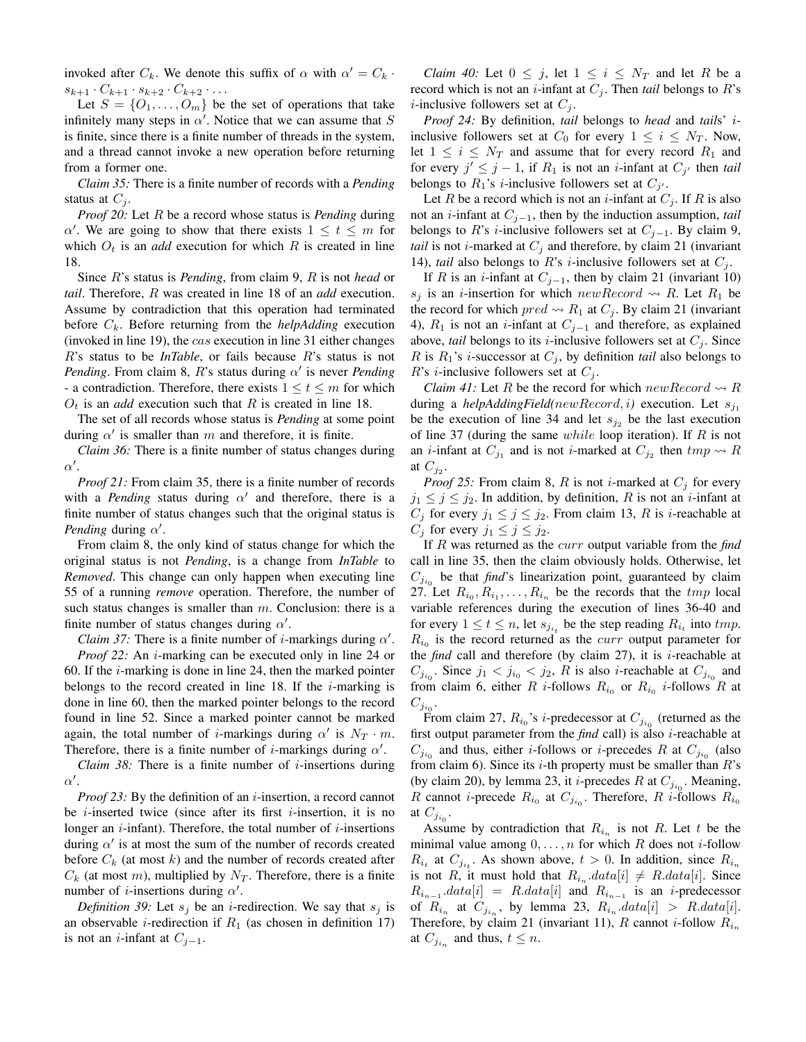invoked after $C_k$. We denote this suffix of $\alpha$ with $\alpha' = C_k \cdot s_{k+1} \cdot C_{k+1} \cdot s_{k+2} \cdot C_{k+2} \cdot \ldots$

Let $S = \{O_1, \ldots, O_m\}$ be the set of operations that take infinitely many steps in $\alpha'$. Notice that we can assume that $S$ is finite, since there is a finite number of threads in the system, and a thread cannot invoke a new operation before returning from a former one.

*Claim 35:* There is a finite number of records with a *Pending* status at $C_j$.

*Proof 20:* Let $R$ be a record whose status is *Pending* during $\alpha'$. We are going to show that there exists $1 \leq t \leq m$ for which $O_t$ is an *add* execution for which $R$ is created in line 18.

Since $R$'s status is *Pending*, from claim 9, $R$ is not *head* or *tail*. Therefore, $R$ was created in line 18 of an *add* execution. Assume by contradiction that this operation had terminated before $C_k$. Before returning from the *helpAdding* execution (invoked in line 19), the $cas$ execution in line 31 either changes $R$'s status to be *InTable*, or fails because $R$'s status is not *Pending*. From claim 8, $R$'s status during $\alpha'$ is never *Pending* - a contradiction. Therefore, there exists $1 \leq t \leq m$ for which $O_t$ is an *add* execution such that $R$ is created in line 18.

The set of all records whose status is *Pending* at some point during $\alpha'$ is smaller than $m$ and therefore, it is finite.

*Claim 36:* There is a finite number of status changes during $\alpha'$.

*Proof 21:* From claim 35, there is a finite number of records with a *Pending* status during $\alpha'$ and therefore, there is a finite number of status changes such that the original status is *Pending* during $\alpha'$.

From claim 8, the only kind of status change for which the original status is not *Pending*, is a change from *InTable* to *Removed*. This change can only happen when executing line 55 of a running *remove* operation. Therefore, the number of such status changes is smaller than $m$. Conclusion: there is a finite number of status changes during $\alpha'$.

*Claim 37:* There is a finite number of $i$-markings during $\alpha'$.

*Proof 22:* An $i$-marking can be executed only in line 24 or 60. If the $i$-marking is done in line 24, then the marked pointer belongs to the record created in line 18. If the $i$-marking is done in line 60, then the marked pointer belongs to the record found in line 52. Since a marked pointer cannot be marked again, the total number of $i$-markings during $\alpha'$ is $N_T \cdot m$. Therefore, there is a finite number of $i$-markings during $\alpha'$.

*Claim 38:* There is a finite number of $i$-insertions during $\alpha'$.

*Proof 23:* By the definition of an $i$-insertion, a record cannot be $i$-inserted twice (since after its first $i$-insertion, it is no longer an $i$-infant). Therefore, the total number of $i$-insertions during $\alpha'$ is at most the sum of the number of records created before $C_k$ (at most $k$) and the number of records created after $C_k$ (at most $m$), multiplied by $N_T$. Therefore, there is a finite number of $i$-insertions during $\alpha'$.

*Definition 39:* Let $s_j$ be an $i$-redirection. We say that $s_j$ is an observable $i$-redirection if $R_1$ (as chosen in definition 17) is not an $i$-infant at $C_{j-1}$.

*Claim 40:* Let $0 \leq j$, let $1 \leq i \leq N_T$ and let $R$ be a record which is not an $i$-infant at $C_j$. Then *tail* belongs to $R$'s $i$-inclusive followers set at $C_j$.

*Proof 24:* By definition, *tail* belongs to *head* and *tails*' $i$-inclusive followers set at $C_0$ for every $1 \leq i \leq N_T$. Now, let $1 \leq i \leq N_T$ and assume that for every record $R_1$ and for every $j' \leq j - 1$, if $R_1$ is not an $i$-infant at $C_{j'}$ then *tail* belongs to $R_1$'s $i$-inclusive followers set at $C_{j'}$.

Let $R$ be a record which is not an $i$-infant at $C_j$. If $R$ is also not an $i$-infant at $C_{j-1}$, then by the induction assumption, *tail* belongs to $R$'s $i$-inclusive followers set at $C_{j-1}$. By claim 9, *tail* is not $i$-marked at $C_j$ and therefore, by claim 21 (invariant 14), *tail* also belongs to $R$'s $i$-inclusive followers set at $C_j$.

If $R$ is an $i$-infant at $C_{j-1}$, then by claim 21 (invariant 10) $s_j$ is an $i$-insertion for which $newRecord \rightsquigarrow R$. Let $R_1$ be the record for which $pred \rightsquigarrow R_1$ at $C_j$. By claim 21 (invariant 4), $R_1$ is not an $i$-infant at $C_{j-1}$ and therefore, as explained above, *tail* belongs to its $i$-inclusive followers set at $C_j$. Since $R$ is $R_1$'s $i$-successor at $C_j$, by definition *tail* also belongs to $R$'s $i$-inclusive followers set at $C_j$.

*Claim 41:* Let $R$ be the record for which $newRecord \rightsquigarrow R$ during a *helpAddingField($newRecord, i$)* execution. Let $s_{j_1}$ be the execution of line 34 and let $s_{j_2}$ be the last execution of line 37 (during the same $while$ loop iteration). If $R$ is not an $i$-infant at $C_{j_1}$ and is not $i$-marked at $C_{j_2}$ then $tmp \rightsquigarrow R$ at $C_{j_2}$.

*Proof 25:* From claim 8, $R$ is not $i$-marked at $C_j$ for every $j_1 \leq j \leq j_2$. In addition, by definition, $R$ is not an $i$-infant at $C_j$ for every $j_1 \leq j \leq j_2$. From claim 13, $R$ is $i$-reachable at $C_j$ for every $j_1 \leq j \leq j_2$.

If $R$ was returned as the $curr$ output variable from the *find* call in line 35, then the claim obviously holds. Otherwise, let $C_{j_{i_0}}$ be that *find*'s linearization point, guaranteed by claim 27. Let $R_{i_0}, R_{i_1}, \ldots, R_{i_n}$ be the records that the $tmp$ local variable references during the execution of lines 36-40 and for every $1 \leq t \leq n$, let $s_{j_{i_t}}$ be the step reading $R_{i_t}$ into $tmp$. $R_{i_0}$ is the record returned as the $curr$ output parameter for the *find* call and therefore (by claim 27), it is $i$-reachable at $C_{j_{i_0}}$. Since $j_1 < j_{i_0} < j_2$, $R$ is also $i$-reachable at $C_{j_{i_0}}$ and from claim 6, either $R$ $i$-follows $R_{i_0}$ or $R_{i_0}$ $i$-follows $R$ at $C_{j_{i_0}}$.

From claim 27, $R_{i_0}$'s $i$-predecessor at $C_{j_{i_0}}$ (returned as the first output parameter from the *find* call) is also $i$-reachable at $C_{j_{i_0}}$ and thus, either $i$-follows or $i$-precedes $R$ at $C_{j_{i_0}}$ (also from claim 6). Since its $i$-th property must be smaller than $R$'s (by claim 20), by lemma 23, it $i$-precedes $R$ at $C_{j_{i_0}}$. Meaning, $R$ cannot $i$-precede $R_{i_0}$ at $C_{j_{i_0}}$. Therefore, $R$ $i$-follows $R_{i_0}$ at $C_{j_{i_0}}$.

Assume by contradiction that $R_{i_n}$ is not $R$. Let $t$ be the minimal value among $0, \ldots, n$ for which $R$ does not $i$-follow $R_{i_t}$ at $C_{j_{i_t}}$. As shown above, $t > 0$. In addition, since $R_{i_n}$ is not $R$, it must hold that $R_{i_n}.data[i] \neq R.data[i]$. Since $R_{i_{n-1}}.data[i] = R.data[i]$ and $R_{i_{n-1}}$ is an $i$-predecessor of $R_{i_n}$ at $C_{j_{i_n}}$, by lemma 23, $R_{i_n}.data[i] > R.data[i]$. Therefore, by claim 21 (invariant 11), $R$ cannot $i$-follow $R_{i_n}$ at $C_{j_{i_n}}$ and thus, $t \leq n$.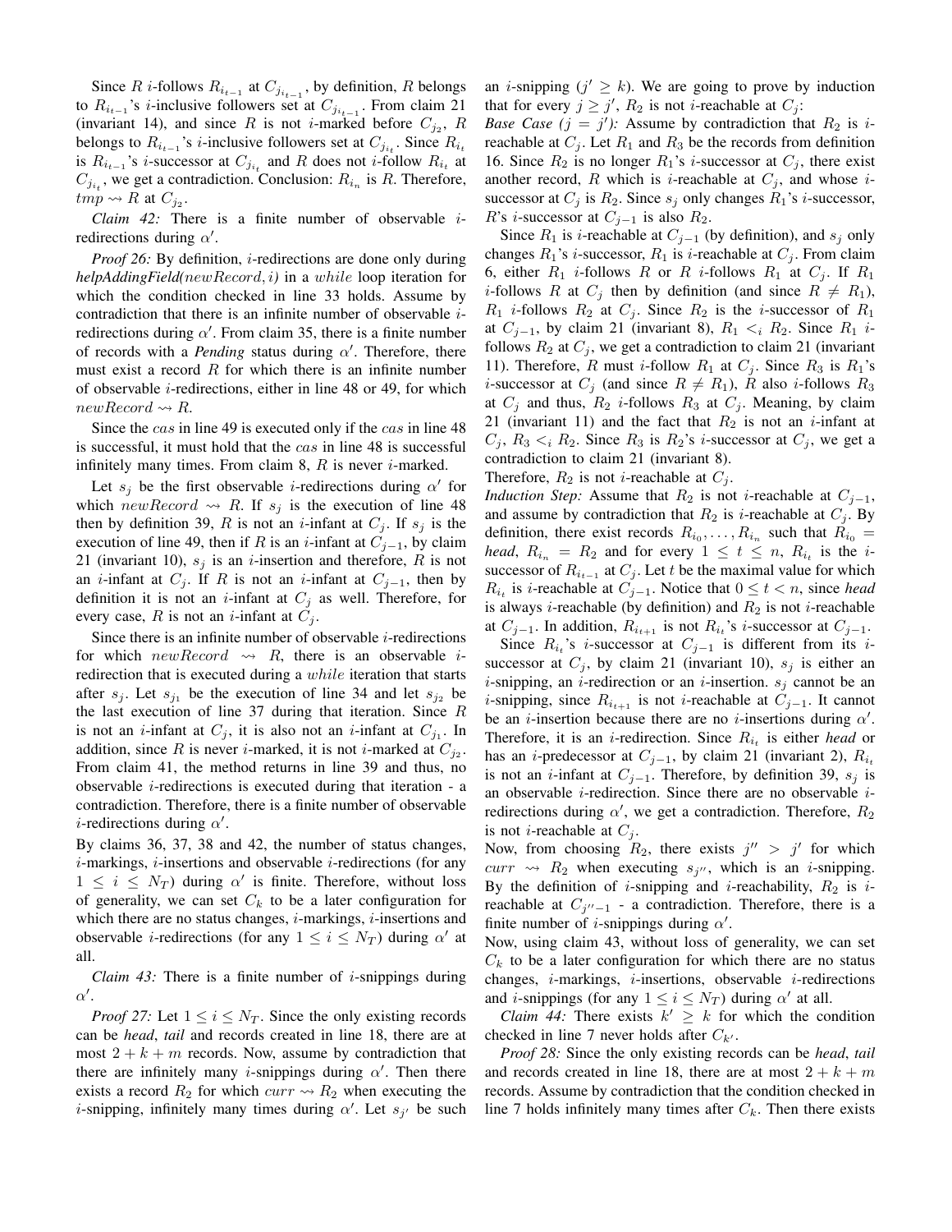Since $R$ $i$-follows $R_{i_{t-1}}$ at $C_{j_{i_{t-1}}}$, by definition, $R$ belongs to $R_{i_{t-1}}$'s $i$-inclusive followers set at $C_{j_{i_{t-1}}}$. From claim 21 (invariant 14), and since $R$ is not $i$-marked before $C_{j_2}$, $R$ belongs to $R_{i_{t-1}}$'s $i$-inclusive followers set at $C_{j_{i_t}}$. Since $R_{i_t}$ is $R_{i_{t-1}}$'s $i$-successor at $C_{j_{i_t}}$ and $R$ does not $i$-follow $R_{i_t}$ at $C_{j_{i_t}}$, we get a contradiction. Conclusion: $R_{i_n}$ is $R$. Therefore, $tmp \rightsquigarrow R$ at $C_{j_2}$.

*Claim 42:* There is a finite number of observable $i$-redirections during $\alpha'$.

*Proof 26:* By definition, $i$-redirections are done only during ***helpAddingField***$(newRecord, i)$ in a $while$ loop iteration for which the condition checked in line 33 holds. Assume by contradiction that there is an infinite number of observable $i$-redirections during $\alpha'$. From claim 35, there is a finite number of records with a *Pending* status during $\alpha'$. Therefore, there must exist a record $R$ for which there is an infinite number of observable $i$-redirections, either in line 48 or 49, for which $newRecord \rightsquigarrow R$.

Since the $cas$ in line 49 is executed only if the $cas$ in line 48 is successful, it must hold that the $cas$ in line 48 is successful infinitely many times. From claim 8, $R$ is never $i$-marked.

Let $s_j$ be the first observable $i$-redirections during $\alpha'$ for which $newRecord \rightsquigarrow R$. If $s_j$ is the execution of line 48 then by definition 39, $R$ is not an $i$-infant at $C_j$. If $s_j$ is the execution of line 49, then if $R$ is an $i$-infant at $C_{j-1}$, by claim 21 (invariant 10), $s_j$ is an $i$-insertion and therefore, $R$ is not an $i$-infant at $C_j$. If $R$ is not an $i$-infant at $C_{j-1}$, then by definition it is not an $i$-infant at $C_j$ as well. Therefore, for every case, $R$ is not an $i$-infant at $C_j$.

Since there is an infinite number of observable $i$-redirections for which $newRecord \rightsquigarrow R$, there is an observable $i$-redirection that is executed during a $while$ iteration that starts after $s_j$. Let $s_{j_1}$ be the execution of line 34 and let $s_{j_2}$ be the last execution of line 37 during that iteration. Since $R$ is not an $i$-infant at $C_j$, it is also not an $i$-infant at $C_{j_1}$. In addition, since $R$ is never $i$-marked, it is not $i$-marked at $C_{j_2}$. From claim 41, the method returns in line 39 and thus, no observable $i$-redirections is executed during that iteration - a contradiction. Therefore, there is a finite number of observable $i$-redirections during $\alpha'$.

By claims 36, 37, 38 and 42, the number of status changes, $i$-markings, $i$-insertions and observable $i$-redirections (for any $1 \le i \le N_T$) during $\alpha'$ is finite. Therefore, without loss of generality, we can set $C_k$ to be a later configuration for which there are no status changes, $i$-markings, $i$-insertions and observable $i$-redirections (for any $1 \le i \le N_T$) during $\alpha'$ at all.

*Claim 43:* There is a finite number of $i$-snippings during $\alpha'$.

*Proof 27:* Let $1 \le i \le N_T$. Since the only existing records can be *head*, *tail* and records created in line 18, there are at most $2 + k + m$ records. Now, assume by contradiction that there are infinitely many $i$-snippings during $\alpha'$. Then there exists a record $R_2$ for which $curr \rightsquigarrow R_2$ when executing the $i$-snipping, infinitely many times during $\alpha'$. Let $s_{j'}$ be such an $i$-snipping ($j' \ge k$). We are going to prove by induction that for every $j \ge j'$, $R_2$ is not $i$-reachable at $C_j$:

*Base Case ($j = j'$):* Assume by contradiction that $R_2$ is $i$-reachable at $C_j$. Let $R_1$ and $R_3$ be the records from definition 16. Since $R_2$ is no longer $R_1$'s $i$-successor at $C_j$, there exist another record, $R$ which is $i$-reachable at $C_j$, and whose $i$-successor at $C_j$ is $R_2$. Since $s_j$ only changes $R_1$'s $i$-successor, $R$'s $i$-successor at $C_{j-1}$ is also $R_2$.

Since $R_1$ is $i$-reachable at $C_{j-1}$ (by definition), and $s_j$ only changes $R_1$'s $i$-successor, $R_1$ is $i$-reachable at $C_j$. From claim 6, either $R_1$ $i$-follows $R$ or $R$ $i$-follows $R_1$ at $C_j$. If $R_1$ $i$-follows $R$ at $C_j$ then by definition (and since $R \neq R_1$), $R_1$ $i$-follows $R_2$ at $C_j$. Since $R_2$ is the $i$-successor of $R_1$ at $C_{j-1}$, by claim 21 (invariant 8), $R_1 <_i R_2$. Since $R_1$ $i$-follows $R_2$ at $C_j$, we get a contradiction to claim 21 (invariant 11). Therefore, $R$ must $i$-follow $R_1$ at $C_j$. Since $R_3$ is $R_1$'s $i$-successor at $C_j$ (and since $R \neq R_1$), $R$ also $i$-follows $R_3$ at $C_j$ and thus, $R_2$ $i$-follows $R_3$ at $C_j$. Meaning, by claim 21 (invariant 11) and the fact that $R_2$ is not an $i$-infant at $C_j$, $R_3 <_i R_2$. Since $R_3$ is $R_2$'s $i$-successor at $C_j$, we get a contradiction to claim 21 (invariant 8).

Therefore, $R_2$ is not $i$-reachable at $C_j$.

*Induction Step:* Assume that $R_2$ is not $i$-reachable at $C_{j-1}$, and assume by contradiction that $R_2$ is $i$-reachable at $C_j$. By definition, there exist records $R_{i_0}, \ldots, R_{i_n}$ such that $R_{i_0} =$ *head*, $R_{i_n} = R_2$ and for every $1 \le t \le n$, $R_{i_t}$ is the $i$-successor of $R_{i_{t-1}}$ at $C_j$. Let $t$ be the maximal value for which $R_{i_t}$ is $i$-reachable at $C_{j-1}$. Notice that $0 \le t < n$, since *head* is always $i$-reachable (by definition) and $R_2$ is not $i$-reachable at $C_{j-1}$. In addition, $R_{i_{t+1}}$ is not $R_{i_t}$'s $i$-successor at $C_{j-1}$.

Since $R_{i_t}$'s $i$-successor at $C_{j-1}$ is different from its $i$-successor at $C_j$, by claim 21 (invariant 10), $s_j$ is either an $i$-snipping, an $i$-redirection or an $i$-insertion. $s_j$ cannot be an $i$-snipping, since $R_{i_{t+1}}$ is not $i$-reachable at $C_{j-1}$. It cannot be an $i$-insertion because there are no $i$-insertions during $\alpha'$. Therefore, it is an $i$-redirection. Since $R_{i_t}$ is either *head* or has an $i$-predecessor at $C_{j-1}$, by claim 21 (invariant 2), $R_{i_t}$ is not an $i$-infant at $C_{j-1}$. Therefore, by definition 39, $s_j$ is an observable $i$-redirection. Since there are no observable $i$-redirections during $\alpha'$, we get a contradiction. Therefore, $R_2$ is not $i$-reachable at $C_j$.

Now, from choosing $R_2$, there exists $j'' > j'$ for which $curr \rightsquigarrow R_2$ when executing $s_{j''}$, which is an $i$-snipping. By the definition of $i$-snipping and $i$-reachability, $R_2$ is $i$-reachable at $C_{j''-1}$ - a contradiction. Therefore, there is a finite number of $i$-snippings during $\alpha'$.

Now, using claim 43, without loss of generality, we can set $C_k$ to be a later configuration for which there are no status changes, $i$-markings, $i$-insertions, observable $i$-redirections and $i$-snippings (for any $1 \le i \le N_T$) during $\alpha'$ at all.

*Claim 44:* There exists $k' \ge k$ for which the condition checked in line 7 never holds after $C_{k'}$.

*Proof 28:* Since the only existing records can be *head*, *tail* and records created in line 18, there are at most $2 + k + m$ records. Assume by contradiction that the condition checked in line 7 holds infinitely many times after $C_k$. Then there exists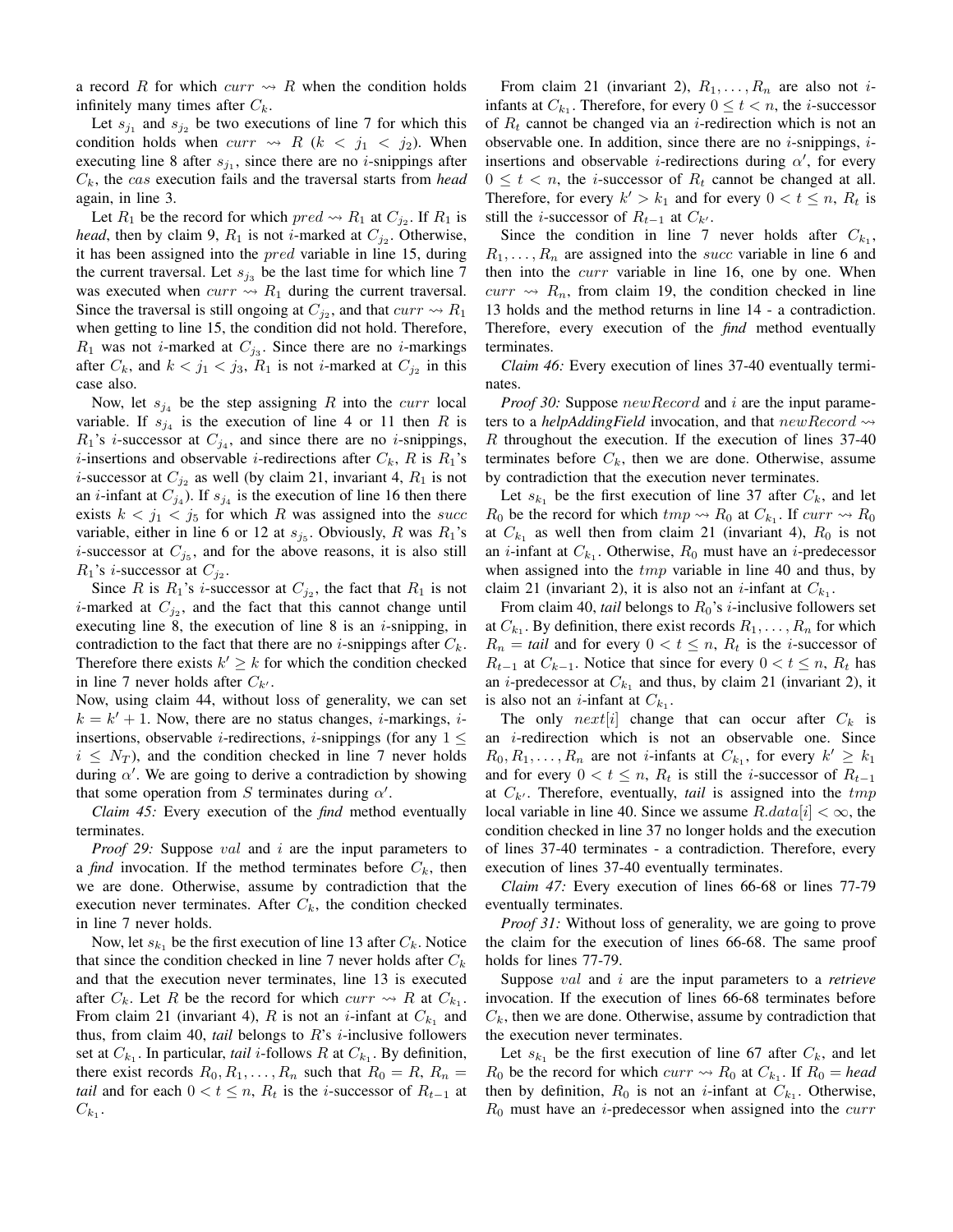a record $R$ for which $curr \rightsquigarrow R$ when the condition holds infinitely many times after $C_k$.

Let $s_{j_1}$ and $s_{j_2}$ be two executions of line 7 for which this condition holds when $curr \rightsquigarrow R$ ($k < j_1 < j_2$). When executing line 8 after $s_{j_1}$, since there are no $i$-snippings after $C_k$, the $cas$ execution fails and the traversal starts from *head* again, in line 3.

Let $R_1$ be the record for which $pred \rightsquigarrow R_1$ at $C_{j_2}$. If $R_1$ is *head*, then by claim 9, $R_1$ is not $i$-marked at $C_{j_2}$. Otherwise, it has been assigned into the $pred$ variable in line 15, during the current traversal. Let $s_{j_3}$ be the last time for which line 7 was executed when $curr \rightsquigarrow R_1$ during the current traversal. Since the traversal is still ongoing at $C_{j_2}$, and that $curr \rightsquigarrow R_1$ when getting to line 15, the condition did not hold. Therefore, $R_1$ was not $i$-marked at $C_{j_3}$. Since there are no $i$-markings after $C_k$, and $k < j_1 < j_3$, $R_1$ is not $i$-marked at $C_{j_2}$ in this case also.

Now, let $s_{j_4}$ be the step assigning $R$ into the $curr$ local variable. If $s_{j_4}$ is the execution of line 4 or 11 then $R$ is $R_1$'s $i$-successor at $C_{j_4}$, and since there are no $i$-snippings, $i$-insertions and observable $i$-redirections after $C_k$, $R$ is $R_1$'s $i$-successor at $C_{j_2}$ as well (by claim 21, invariant 4, $R_1$ is not an $i$-infant at $C_{j_4}$). If $s_{j_4}$ is the execution of line 16 then there exists $k < j_1 < j_5$ for which $R$ was assigned into the $succ$ variable, either in line 6 or 12 at $s_{j_5}$. Obviously, $R$ was $R_1$'s $i$-successor at $C_{j_5}$, and for the above reasons, it is also still $R_1$'s $i$-successor at $C_{j_2}$.

Since $R$ is $R_1$'s $i$-successor at $C_{j_2}$, the fact that $R_1$ is not $i$-marked at $C_{j_2}$, and the fact that this cannot change until executing line 8, the execution of line 8 is an $i$-snipping, in contradiction to the fact that there are no $i$-snippings after $C_k$. Therefore there exists $k' \geq k$ for which the condition checked in line 7 never holds after $C_{k'}$.

Now, using claim 44, without loss of generality, we can set $k = k' + 1$. Now, there are no status changes, $i$-markings, $i$-insertions, observable $i$-redirections, $i$-snippings (for any $1 \leq i \leq N_T$), and the condition checked in line 7 never holds during $\alpha'$. We are going to derive a contradiction by showing that some operation from $S$ terminates during $\alpha'$.

*Claim 45:* Every execution of the *find* method eventually terminates.

*Proof 29:* Suppose $val$ and $i$ are the input parameters to a *find* invocation. If the method terminates before $C_k$, then we are done. Otherwise, assume by contradiction that the execution never terminates. After $C_k$, the condition checked in line 7 never holds.

Now, let $s_{k_1}$ be the first execution of line 13 after $C_k$. Notice that since the condition checked in line 7 never holds after $C_k$ and that the execution never terminates, line 13 is executed after $C_k$. Let $R$ be the record for which $curr \rightsquigarrow R$ at $C_{k_1}$. From claim 21 (invariant 4), $R$ is not an $i$-infant at $C_{k_1}$ and thus, from claim 40, *tail* belongs to $R$'s $i$-inclusive followers set at $C_{k_1}$. In particular, *tail* $i$-follows $R$ at $C_{k_1}$. By definition, there exist records $R_0, R_1, \ldots, R_n$ such that $R_0 = R$, $R_n =$ *tail* and for each $0 < t \leq n$, $R_t$ is the $i$-successor of $R_{t-1}$ at $C_{k_1}$.

From claim 21 (invariant 2), $R_1, \ldots, R_n$ are also not $i$-infants at $C_{k_1}$. Therefore, for every $0 \leq t < n$, the $i$-successor of $R_t$ cannot be changed via an $i$-redirection which is not an observable one. In addition, since there are no $i$-snippings, $i$-insertions and observable $i$-redirections during $\alpha'$, for every $0 \leq t < n$, the $i$-successor of $R_t$ cannot be changed at all. Therefore, for every $k' > k_1$ and for every $0 < t \leq n$, $R_t$ is still the $i$-successor of $R_{t-1}$ at $C_{k'}$.

Since the condition in line 7 never holds after $C_{k_1}$, $R_1, \ldots, R_n$ are assigned into the $succ$ variable in line 6 and then into the $curr$ variable in line 16, one by one. When $curr \rightsquigarrow R_n$, from claim 19, the condition checked in line 13 holds and the method returns in line 14 - a contradiction. Therefore, every execution of the *find* method eventually terminates.

*Claim 46:* Every execution of lines 37-40 eventually terminates.

*Proof 30:* Suppose $newRecord$ and $i$ are the input parameters to a *helpAddingField* invocation, and that $newRecord \rightsquigarrow R$ throughout the execution. If the execution of lines 37-40 terminates before $C_k$, then we are done. Otherwise, assume by contradiction that the execution never terminates.

Let $s_{k_1}$ be the first execution of line 37 after $C_k$, and let $R_0$ be the record for which $tmp \rightsquigarrow R_0$ at $C_{k_1}$. If $curr \rightsquigarrow R_0$ at $C_{k_1}$ as well then from claim 21 (invariant 4), $R_0$ is not an $i$-infant at $C_{k_1}$. Otherwise, $R_0$ must have an $i$-predecessor when assigned into the $tmp$ variable in line 40 and thus, by claim 21 (invariant 2), it is also not an $i$-infant at $C_{k_1}$.

From claim 40, *tail* belongs to $R_0$'s $i$-inclusive followers set at $C_{k_1}$. By definition, there exist records $R_1, \ldots, R_n$ for which $R_n =$ *tail* and for every $0 < t \leq n$, $R_t$ is the $i$-successor of $R_{t-1}$ at $C_{k-1}$. Notice that since for every $0 < t \leq n$, $R_t$ has an $i$-predecessor at $C_{k_1}$ and thus, by claim 21 (invariant 2), it is also not an $i$-infant at $C_{k_1}$.

The only $next[i]$ change that can occur after $C_k$ is an $i$-redirection which is not an observable one. Since $R_0, R_1, \ldots, R_n$ are not $i$-infants at $C_{k_1}$, for every $k' \geq k_1$ and for every $0 < t \leq n$, $R_t$ is still the $i$-successor of $R_{t-1}$ at $C_{k'}$. Therefore, eventually, *tail* is assigned into the $tmp$ local variable in line 40. Since we assume $R.data[i] < \infty$, the condition checked in line 37 no longer holds and the execution of lines 37-40 terminates - a contradiction. Therefore, every execution of lines 37-40 eventually terminates.

*Claim 47:* Every execution of lines 66-68 or lines 77-79 eventually terminates.

*Proof 31:* Without loss of generality, we are going to prove the claim for the execution of lines 66-68. The same proof holds for lines 77-79.

Suppose $val$ and $i$ are the input parameters to a *retrieve* invocation. If the execution of lines 66-68 terminates before $C_k$, then we are done. Otherwise, assume by contradiction that the execution never terminates.

Let $s_{k_1}$ be the first execution of line 67 after $C_k$, and let $R_0$ be the record for which $curr \rightsquigarrow R_0$ at $C_{k_1}$. If $R_0 =$ *head* then by definition, $R_0$ is not an $i$-infant at $C_{k_1}$. Otherwise, $R_0$ must have an $i$-predecessor when assigned into the $curr$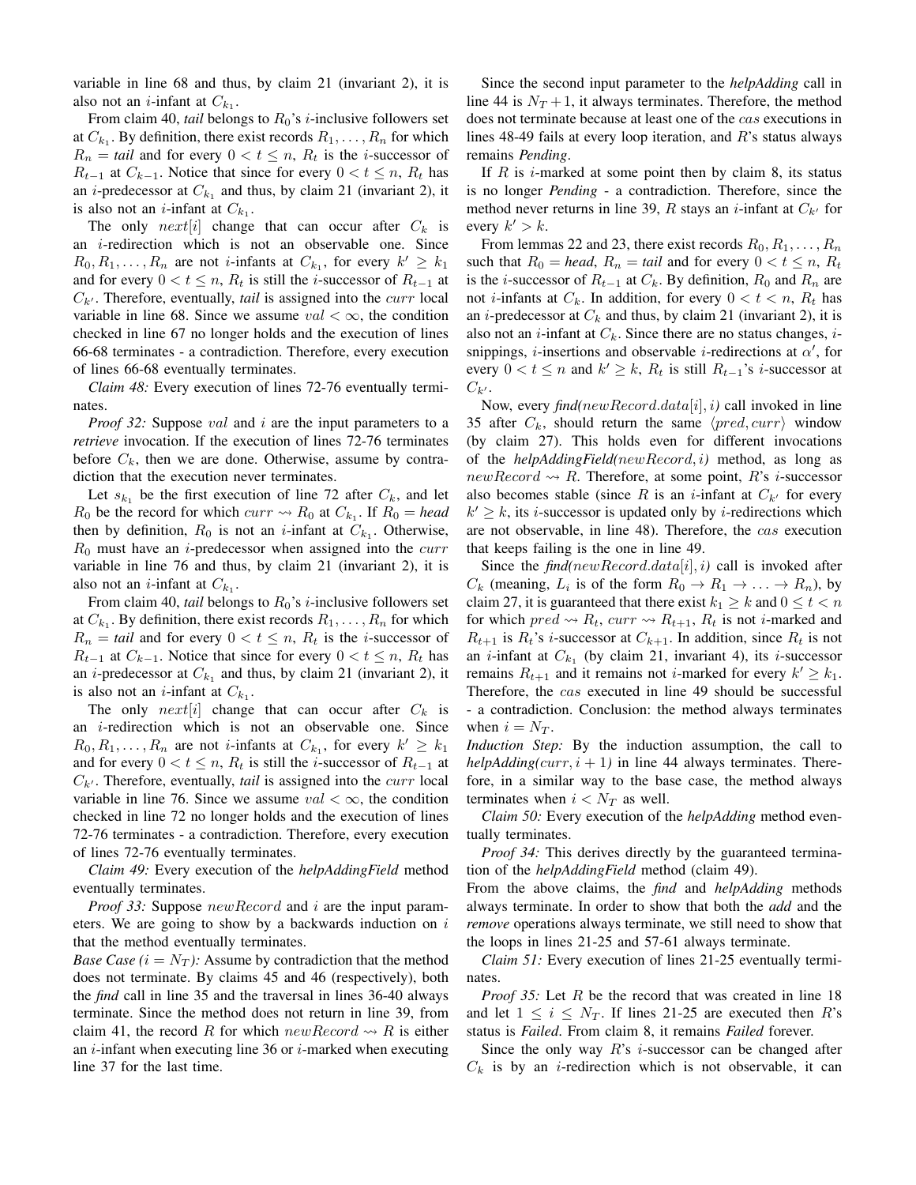variable in line 68 and thus, by claim 21 (invariant 2), it is also not an $i$-infant at $C_{k_1}$.

From claim 40, *tail* belongs to $R_0$'s $i$-inclusive followers set at $C_{k_1}$. By definition, there exist records $R_1, \ldots, R_n$ for which $R_n =$ *tail* and for every $0 < t \leq n$, $R_t$ is the $i$-successor of $R_{t-1}$ at $C_{k-1}$. Notice that since for every $0 < t \leq n$, $R_t$ has an $i$-predecessor at $C_{k_1}$ and thus, by claim 21 (invariant 2), it is also not an $i$-infant at $C_{k_1}$.

The only $next[i]$ change that can occur after $C_k$ is an $i$-redirection which is not an observable one. Since $R_0, R_1, \ldots, R_n$ are not $i$-infants at $C_{k_1}$, for every $k' \geq k_1$ and for every $0 < t \leq n$, $R_t$ is still the $i$-successor of $R_{t-1}$ at $C_{k'}$. Therefore, eventually, *tail* is assigned into the $curr$ local variable in line 68. Since we assume $val < \infty$, the condition checked in line 67 no longer holds and the execution of lines 66-68 terminates - a contradiction. Therefore, every execution of lines 66-68 eventually terminates.

*Claim 48:* Every execution of lines 72-76 eventually terminates.

*Proof 32:* Suppose $val$ and $i$ are the input parameters to a *retrieve* invocation. If the execution of lines 72-76 terminates before $C_k$, then we are done. Otherwise, assume by contradiction that the execution never terminates.

Let $s_{k_1}$ be the first execution of line 72 after $C_k$, and let $R_0$ be the record for which $curr \rightsquigarrow R_0$ at $C_{k_1}$. If $R_0 =$ *head* then by definition, $R_0$ is not an $i$-infant at $C_{k_1}$. Otherwise, $R_0$ must have an $i$-predecessor when assigned into the $curr$ variable in line 76 and thus, by claim 21 (invariant 2), it is also not an $i$-infant at $C_{k_1}$.

From claim 40, *tail* belongs to $R_0$'s $i$-inclusive followers set at $C_{k_1}$. By definition, there exist records $R_1, \ldots, R_n$ for which $R_n =$ *tail* and for every $0 < t \leq n$, $R_t$ is the $i$-successor of $R_{t-1}$ at $C_{k-1}$. Notice that since for every $0 < t \leq n$, $R_t$ has an $i$-predecessor at $C_{k_1}$ and thus, by claim 21 (invariant 2), it is also not an $i$-infant at $C_{k_1}$.

The only $next[i]$ change that can occur after $C_k$ is an $i$-redirection which is not an observable one. Since $R_0, R_1, \ldots, R_n$ are not $i$-infants at $C_{k_1}$, for every $k' \geq k_1$ and for every $0 < t \leq n$, $R_t$ is still the $i$-successor of $R_{t-1}$ at $C_{k'}$. Therefore, eventually, *tail* is assigned into the $curr$ local variable in line 76. Since we assume $val < \infty$, the condition checked in line 72 no longer holds and the execution of lines 72-76 terminates - a contradiction. Therefore, every execution of lines 72-76 eventually terminates.

*Claim 49:* Every execution of the ***helpAddingField*** method eventually terminates.

*Proof 33:* Suppose $newRecord$ and $i$ are the input parameters. We are going to show by a backwards induction on $i$ that the method eventually terminates.

*Base Case ($i = N_T$):* Assume by contradiction that the method does not terminate. By claims 45 and 46 (respectively), both the *find* call in line 35 and the traversal in lines 36-40 always terminate. Since the method does not return in line 39, from claim 41, the record $R$ for which $newRecord \rightsquigarrow R$ is either an $i$-infant when executing line 36 or $i$-marked when executing line 37 for the last time.

Since the second input parameter to the ***helpAdding*** call in line 44 is $N_T + 1$, it always terminates. Therefore, the method does not terminate because at least one of the $cas$ executions in lines 48-49 fails at every loop iteration, and $R$'s status always remains *Pending*.

If $R$ is $i$-marked at some point then by claim 8, its status is no longer *Pending* - a contradiction. Therefore, since the method never returns in line 39, $R$ stays an $i$-infant at $C_{k'}$ for every $k' > k$.

From lemmas 22 and 23, there exist records $R_0, R_1, \ldots, R_n$ such that $R_0 =$ *head*, $R_n =$ *tail* and for every $0 < t \leq n$, $R_t$ is the $i$-successor of $R_{t-1}$ at $C_k$. By definition, $R_0$ and $R_n$ are not $i$-infants at $C_k$. In addition, for every $0 < t < n$, $R_t$ has an $i$-predecessor at $C_k$ and thus, by claim 21 (invariant 2), it is also not an $i$-infant at $C_k$. Since there are no status changes, $i$-snippings, $i$-insertions and observable $i$-redirections at $\alpha'$, for every $0 < t \leq n$ and $k' \geq k$, $R_t$ is still $R_{t-1}$'s $i$-successor at $C_{k'}$.

Now, every ***find***$(newRecord.data[i], i)$ call invoked in line 35 after $C_k$, should return the same $\langle pred, curr\rangle$ window (by claim 27). This holds even for different invocations of the ***helpAddingField***$(newRecord, i)$ method, as long as $newRecord \rightsquigarrow R$. Therefore, at some point, $R$'s $i$-successor also becomes stable (since $R$ is an $i$-infant at $C_{k'}$ for every $k' \geq k$, its $i$-successor is updated only by $i$-redirections which are not observable, in line 48). Therefore, the $cas$ execution that keeps failing is the one in line 49.

Since the ***find***$(newRecord.data[i], i)$ call is invoked after $C_k$ (meaning, $L_i$ is of the form $R_0 \rightarrow R_1 \rightarrow \ldots \rightarrow R_n$), by claim 27, it is guaranteed that there exist $k_1 \geq k$ and $0 \leq t < n$ for which $pred \rightsquigarrow R_t$, $curr \rightsquigarrow R_{t+1}$, $R_t$ is not $i$-marked and $R_{t+1}$ is $R_t$'s $i$-successor at $C_{k+1}$. In addition, since $R_t$ is not an $i$-infant at $C_{k_1}$ (by claim 21, invariant 4), its $i$-successor remains $R_{t+1}$ and it remains not $i$-marked for every $k' \geq k_1$. Therefore, the $cas$ executed in line 49 should be successful - a contradiction. Conclusion: the method always terminates when $i = N_T$.

*Induction Step:* By the induction assumption, the call to ***helpAdding***$(curr, i + 1)$ in line 44 always terminates. Therefore, in a similar way to the base case, the method always terminates when $i < N_T$ as well.

*Claim 50:* Every execution of the ***helpAdding*** method eventually terminates.

*Proof 34:* This derives directly by the guaranteed termination of the ***helpAddingField*** method (claim 49).

From the above claims, the ***find*** and ***helpAdding*** methods always terminate. In order to show that both the ***add*** and the ***remove*** operations always terminate, we still need to show that the loops in lines 21-25 and 57-61 always terminate.

*Claim 51:* Every execution of lines 21-25 eventually terminates.

*Proof 35:* Let $R$ be the record that was created in line 18 and let $1 \leq i \leq N_T$. If lines 21-25 are executed then $R$'s status is *Failed*. From claim 8, it remains *Failed* forever.

Since the only way $R$'s $i$-successor can be changed after $C_k$ is by an $i$-redirection which is not observable, it can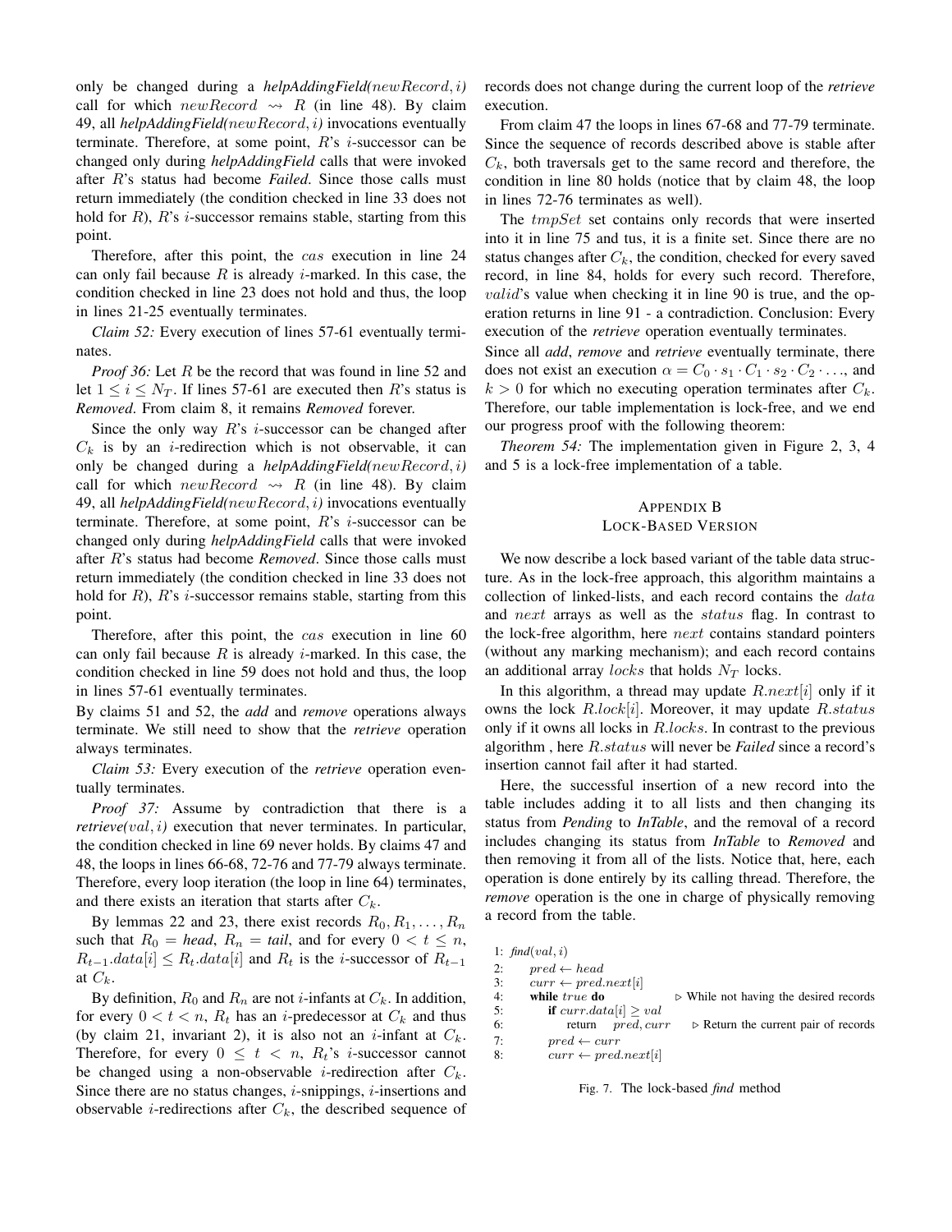only be changed during a *helpAddingField($newRecord, i$)* call for which $newRecord \rightsquigarrow R$ (in line 48). By claim 49, all *helpAddingField($newRecord, i$)* invocations eventually terminate. Therefore, at some point, $R$'s $i$-successor can be changed only during *helpAddingField* calls that were invoked after $R$'s status had become *Failed*. Since those calls must return immediately (the condition checked in line 33 does not hold for $R$), $R$'s $i$-successor remains stable, starting from this point.

Therefore, after this point, the $cas$ execution in line 24 can only fail because $R$ is already $i$-marked. In this case, the condition checked in line 23 does not hold and thus, the loop in lines 21-25 eventually terminates.

*Claim 52:* Every execution of lines 57-61 eventually terminates.

*Proof 36:* Let $R$ be the record that was found in line 52 and let $1 \leq i \leq N_T$. If lines 57-61 are executed then $R$'s status is *Removed*. From claim 8, it remains *Removed* forever.

Since the only way $R$'s $i$-successor can be changed after $C_k$ is by an $i$-redirection which is not observable, it can only be changed during a *helpAddingField($newRecord, i$)* call for which $newRecord \rightsquigarrow R$ (in line 48). By claim 49, all *helpAddingField($newRecord, i$)* invocations eventually terminate. Therefore, at some point, $R$'s $i$-successor can be changed only during *helpAddingField* calls that were invoked after $R$'s status had become *Removed*. Since those calls must return immediately (the condition checked in line 33 does not hold for $R$), $R$'s $i$-successor remains stable, starting from this point.

Therefore, after this point, the $cas$ execution in line 60 can only fail because $R$ is already $i$-marked. In this case, the condition checked in line 59 does not hold and thus, the loop in lines 57-61 eventually terminates.

By claims 51 and 52, the *add* and *remove* operations always terminate. We still need to show that the *retrieve* operation always terminates.

*Claim 53:* Every execution of the *retrieve* operation eventually terminates.

*Proof 37:* Assume by contradiction that there is a *retrieve($val, i$)* execution that never terminates. In particular, the condition checked in line 69 never holds. By claims 47 and 48, the loops in lines 66-68, 72-76 and 77-79 always terminate. Therefore, every loop iteration (the loop in line 64) terminates, and there exists an iteration that starts after $C_k$.

By lemmas 22 and 23, there exist records $R_0, R_1, \ldots, R_n$ such that $R_0 = head$, $R_n = tail$, and for every $0 < t \leq n$, $R_{t-1}.data[i] \leq R_t.data[i]$ and $R_t$ is the $i$-successor of $R_{t-1}$ at $C_k$.

By definition, $R_0$ and $R_n$ are not $i$-infants at $C_k$. In addition, for every $0 < t < n$, $R_t$ has an $i$-predecessor at $C_k$ and thus (by claim 21, invariant 2), it is also not an $i$-infant at $C_k$. Therefore, for every $0 \leq t < n$, $R_t$'s $i$-successor cannot be changed using a non-observable $i$-redirection after $C_k$. Since there are no status changes, $i$-snippings, $i$-insertions and observable $i$-redirections after $C_k$, the described sequence of records does not change during the current loop of the *retrieve* execution.

From claim 47 the loops in lines 67-68 and 77-79 terminate. Since the sequence of records described above is stable after $C_k$, both traversals get to the same record and therefore, the condition in line 80 holds (notice that by claim 48, the loop in lines 72-76 terminates as well).

The $tmpSet$ set contains only records that were inserted into it in line 75 and tus, it is a finite set. Since there are no status changes after $C_k$, the condition, checked for every saved record, in line 84, holds for every such record. Therefore, $valid$'s value when checking it in line 90 is true, and the operation returns in line 91 - a contradiction. Conclusion: Every execution of the *retrieve* operation eventually terminates.

Since all *add*, *remove* and *retrieve* eventually terminate, there does not exist an execution $\alpha = C_0 \cdot s_1 \cdot C_1 \cdot s_2 \cdot C_2 \cdot \ldots$, and $k > 0$ for which no executing operation terminates after $C_k$. Therefore, our table implementation is lock-free, and we end our progress proof with the following theorem:

*Theorem 54:* The implementation given in Figure 2, 3, 4 and 5 is a lock-free implementation of a table.

## APPENDIX B
## LOCK-BASED VERSION

We now describe a lock based variant of the table data structure. As in the lock-free approach, this algorithm maintains a collection of linked-lists, and each record contains the $data$ and $next$ arrays as well as the $status$ flag. In contrast to the lock-free algorithm, here $next$ contains standard pointers (without any marking mechanism); and each record contains an additional array $locks$ that holds $N_T$ locks.

In this algorithm, a thread may update $R.next[i]$ only if it owns the lock $R.lock[i]$. Moreover, it may update $R.status$ only if it owns all locks in $R.locks$. In contrast to the previous algorithm , here $R.status$ will never be *Failed* since a record's insertion cannot fail after it had started.

Here, the successful insertion of a new record into the table includes adding it to all lists and then changing its status from *Pending* to *InTable*, and the removal of a record includes changing its status from *InTable* to *Removed* and then removing it from all of the lists. Notice that, here, each operation is done entirely by its calling thread. Therefore, the *remove* operation is the one in charge of physically removing a record from the table.

```
1: find(val, i)
2:     pred ← head
3:     curr ← pred.next[i]
4:     while true do              ▷ While not having the desired records
5:         if curr.data[i] ≥ val
6:             return   pred, curr      ▷ Return the current pair of records
7:         pred ← curr
8:         curr ← pred.next[i]
```

Fig. 7. The lock-based *find* method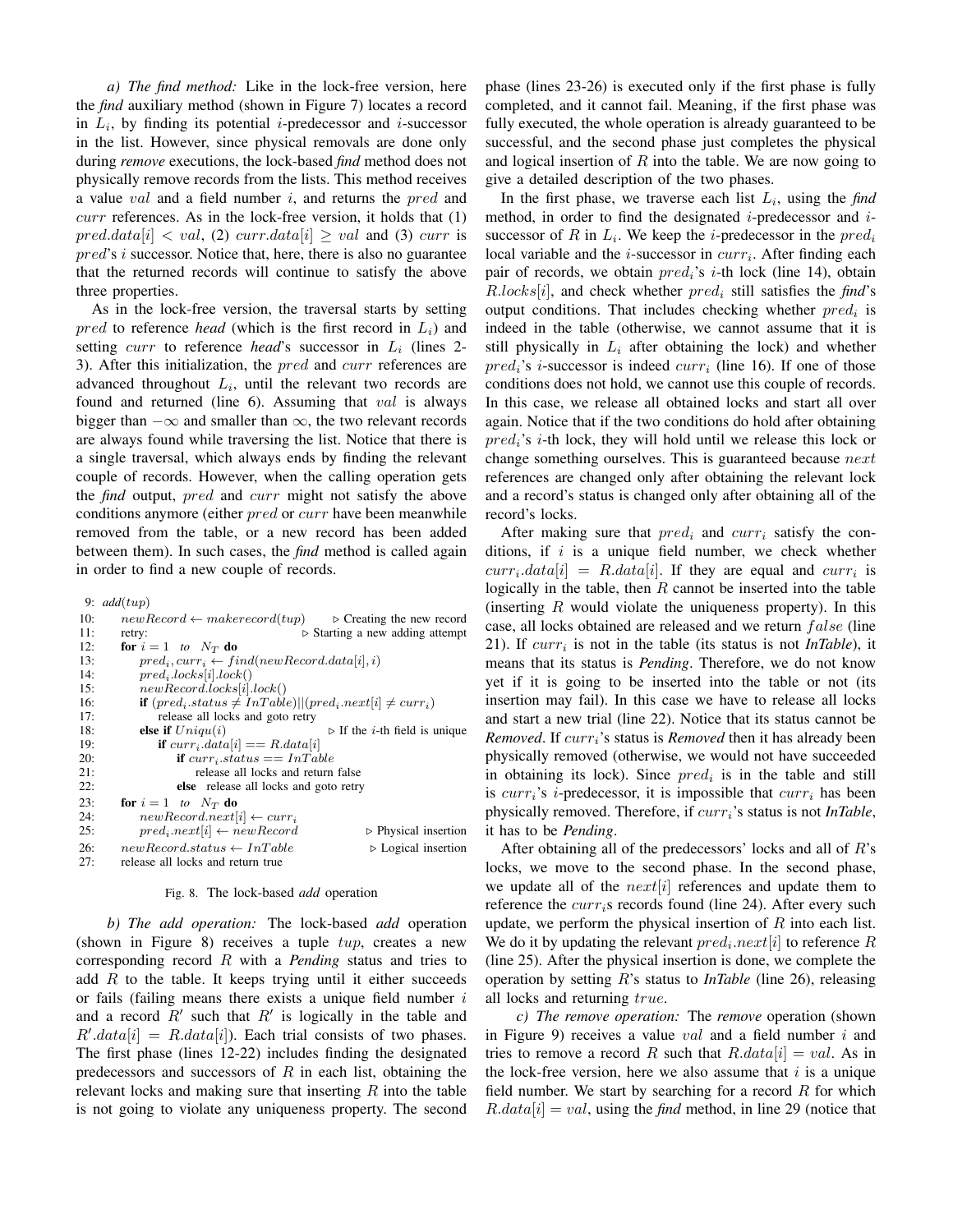*a) The find method:* Like in the lock-free version, here the *find* auxiliary method (shown in Figure 7) locates a record in $L_i$, by finding its potential $i$-predecessor and $i$-successor in the list. However, since physical removals are done only during *remove* executions, the lock-based *find* method does not physically remove records from the lists. This method receives a value $val$ and a field number $i$, and returns the $pred$ and $curr$ references. As in the lock-free version, it holds that (1) $pred.data[i] < val$, (2) $curr.data[i] \geq val$ and (3) $curr$ is $pred$'s $i$ successor. Notice that, here, there is also no guarantee that the returned records will continue to satisfy the above three properties.

As in the lock-free version, the traversal starts by setting $pred$ to reference *head* (which is the first record in $L_i$) and setting $curr$ to reference *head*'s successor in $L_i$ (lines 2-3). After this initialization, the $pred$ and $curr$ references are advanced throughout $L_i$, until the relevant two records are found and returned (line 6). Assuming that $val$ is always bigger than $-\infty$ and smaller than $\infty$, the two relevant records are always found while traversing the list. Notice that there is a single traversal, which always ends by finding the relevant couple of records. However, when the calling operation gets the *find* output, $pred$ and $curr$ might not satisfy the above conditions anymore (either $pred$ or $curr$ have been meanwhile removed from the table, or a new record has been added between them). In such cases, the *find* method is called again in order to find a new couple of records.

```
 9: add(tup)
10:     newRecord ← makerecord(tup)              ▷ Creating the new record
11:     retry:                                   ▷ Starting a new adding attempt
12:     for i = 1  to  N_T do
13:         pred_i, curr_i ← find(newRecord.data[i], i)
14:         pred_i.locks[i].lock()
15:         newRecord.locks[i].lock()
16:         if (pred_i.status ≠ InTable)||(pred_i.next[i] ≠ curr_i)
17:             release all locks and goto retry
18:         else if Uniqu(i)                     ▷ If the i-th field is unique
19:             if curr_i.data[i] == R.data[i]
20:                 if curr_i.status == InTable
21:                     release all locks and return false
22:                 else  release all locks and goto retry
23:     for i = 1  to  N_T do
24:         newRecord.next[i] ← curr_i
25:         pred_i.next[i] ← newRecord           ▷ Physical insertion
26:     newRecord.status ← InTable               ▷ Logical insertion
27:     release all locks and return true
```

Fig. 8. The lock-based *add* operation

*b) The add operation:* The lock-based *add* operation (shown in Figure 8) receives a tuple $tup$, creates a new corresponding record $R$ with a *Pending* status and tries to add $R$ to the table. It keeps trying until it either succeeds or fails (failing means there exists a unique field number $i$ and a record $R'$ such that $R'$ is logically in the table and $R'.data[i] = R.data[i]$). Each trial consists of two phases. The first phase (lines 12-22) includes finding the designated predecessors and successors of $R$ in each list, obtaining the relevant locks and making sure that inserting $R$ into the table is not going to violate any uniqueness property. The second phase (lines 23-26) is executed only if the first phase is fully completed, and it cannot fail. Meaning, if the first phase was fully executed, the whole operation is already guaranteed to be successful, and the second phase just completes the physical and logical insertion of $R$ into the table. We are now going to give a detailed description of the two phases.

In the first phase, we traverse each list $L_i$, using the *find* method, in order to find the designated $i$-predecessor and $i$-successor of $R$ in $L_i$. We keep the $i$-predecessor in the $pred_i$ local variable and the $i$-successor in $curr_i$. After finding each pair of records, we obtain $pred_i$'s $i$-th lock (line 14), obtain $R.locks[i]$, and check whether $pred_i$ still satisfies the *find*'s output conditions. That includes checking whether $pred_i$ is indeed in the table (otherwise, we cannot assume that it is still physically in $L_i$ after obtaining the lock) and whether $pred_i$'s $i$-successor is indeed $curr_i$ (line 16). If one of those conditions does not hold, we cannot use this couple of records. In this case, we release all obtained locks and start all over again. Notice that if the two conditions do hold after obtaining $pred_i$'s $i$-th lock, they will hold until we release this lock or change something ourselves. This is guaranteed because $next$ references are changed only after obtaining the relevant lock and a record's status is changed only after obtaining all of the record's locks.

After making sure that $pred_i$ and $curr_i$ satisfy the conditions, if $i$ is a unique field number, we check whether $curr_i.data[i] = R.data[i]$. If they are equal and $curr_i$ is logically in the table, then $R$ cannot be inserted into the table (inserting $R$ would violate the uniqueness property). In this case, all locks obtained are released and we return $false$ (line 21). If $curr_i$ is not in the table (its status is not *InTable*), it means that its status is *Pending*. Therefore, we do not know yet if it is going to be inserted into the table or not (its insertion may fail). In this case we have to release all locks and start a new trial (line 22). Notice that its status cannot be *Removed*. If $curr_i$'s status is *Removed* then it has already been physically removed (otherwise, we would not have succeeded in obtaining its lock). Since $pred_i$ is in the table and still is $curr_i$'s $i$-predecessor, it is impossible that $curr_i$ has been physically removed. Therefore, if $curr_i$'s status is not *InTable*, it has to be *Pending*.

After obtaining all of the predecessors' locks and all of $R$'s locks, we move to the second phase. In the second phase, we update all of the $next[i]$ references and update them to reference the $curr_i$s records found (line 24). After every such update, we perform the physical insertion of $R$ into each list. We do it by updating the relevant $pred_i.next[i]$ to reference $R$ (line 25). After the physical insertion is done, we complete the operation by setting $R$'s status to *InTable* (line 26), releasing all locks and returning $true$.

*c) The remove operation:* The *remove* operation (shown in Figure 9) receives a value $val$ and a field number $i$ and tries to remove a record $R$ such that $R.data[i] = val$. As in the lock-free version, here we also assume that $i$ is a unique field number. We start by searching for a record $R$ for which $R.data[i] = val$, using the *find* method, in line 29 (notice that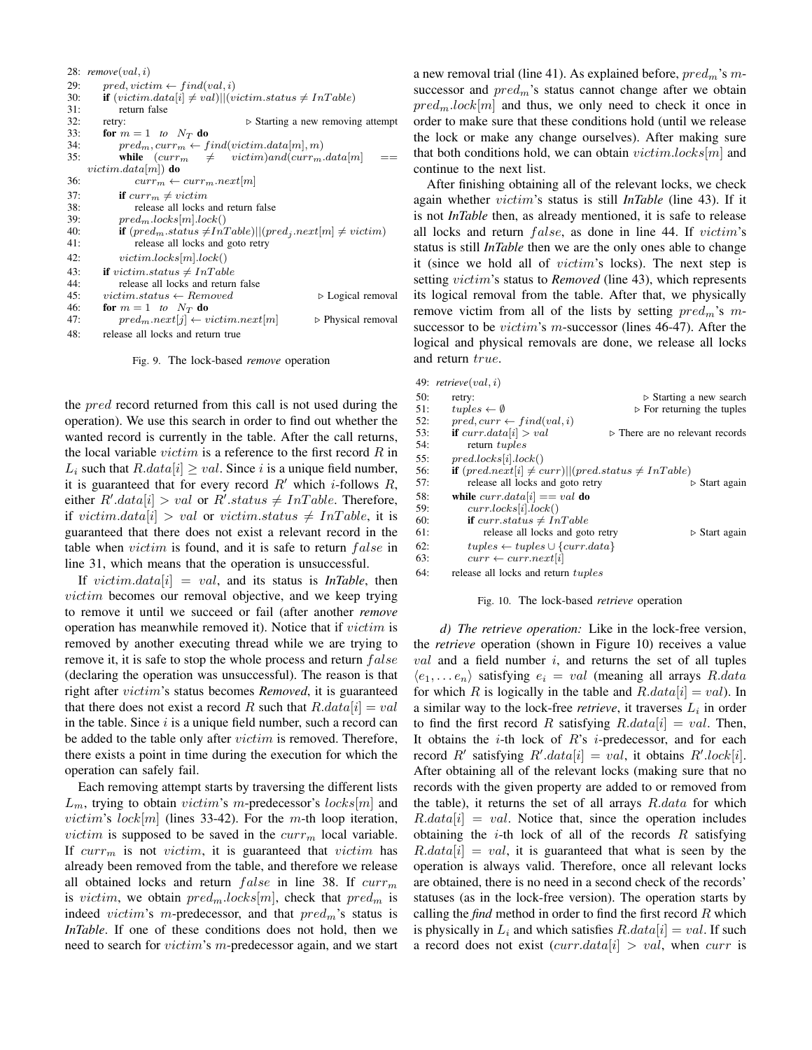```
28: remove(val, i)
29:     pred, victim ← find(val, i)
30:     if (victim.data[i] ≠ val)||(victim.status ≠ InTable)
31:         return false
32:     retry:                                  ▷ Starting a new removing attempt
33:     for m = 1  to  N_T do
34:         pred_m, curr_m ← find(victim.data[m], m)
35:         while  (curr_m  ≠  victim)and(curr_m.data[m]  ==
        victim.data[m]) do
36:             curr_m ← curr_m.next[m]
37:         if curr_m ≠ victim
38:             release all locks and return false
39:         pred_m.locks[m].lock()
40:         if (pred_m.status ≠InTable)||(pred_j.next[m] ≠ victim)
41:             release all locks and goto retry
42:         victim.locks[m].lock()
43:     if victim.status ≠ InTable
44:         release all locks and return false
45:     victim.status ← Removed                 ▷ Logical removal
46:     for m = 1  to  N_T do
47:         pred_m.next[j] ← victim.next[m]     ▷ Physical removal
48:     release all locks and return true
```

Fig. 9. The lock-based *remove* operation

the $pred$ record returned from this call is not used during the operation). We use this search in order to find out whether the wanted record is currently in the table. After the call returns, the local variable $victim$ is a reference to the first record $R$ in $L_i$ such that $R.data[i] \geq val$. Since $i$ is a unique field number, it is guaranteed that for every record $R'$ which $i$-follows $R$, either $R'.data[i] > val$ or $R'.status \neq InTable$. Therefore, if $victim.data[i] > val$ or $victim.status \neq InTable$, it is guaranteed that there does not exist a relevant record in the table when $victim$ is found, and it is safe to return $false$ in line 31, which means that the operation is unsuccessful.

If $victim.data[i] = val$, and its status is ***InTable***, then $victim$ becomes our removal objective, and we keep trying to remove it until we succeed or fail (after another ***remove*** operation has meanwhile removed it). Notice that if $victim$ is removed by another executing thread while we are trying to remove it, it is safe to stop the whole process and return $false$ (declaring the operation was unsuccessful). The reason is that right after $victim$'s status becomes ***Removed***, it is guaranteed that there does not exist a record $R$ such that $R.data[i] = val$ in the table. Since $i$ is a unique field number, such a record can be added to the table only after $victim$ is removed. Therefore, there exists a point in time during the execution for which the operation can safely fail.

Each removing attempt starts by traversing the different lists $L_m$, trying to obtain $victim$'s $m$-predecessor's $locks[m]$ and $victim$'s $lock[m]$ (lines 33-42). For the $m$-th loop iteration, $victim$ is supposed to be saved in the $curr_m$ local variable. If $curr_m$ is not $victim$, it is guaranteed that $victim$ has already been removed from the table, and therefore we release all obtained locks and return $false$ in line 38. If $curr_m$ is $victim$, we obtain $pred_m.locks[m]$, check that $pred_m$ is indeed $victim$'s $m$-predecessor, and that $pred_m$'s status is ***InTable***. If one of these conditions does not hold, then we need to search for $victim$'s $m$-predecessor again, and we start a new removal trial (line 41). As explained before, $pred_m$'s $m$-successor and $pred_m$'s status cannot change after we obtain $pred_m.lock[m]$ and thus, we only need to check it once in order to make sure that these conditions hold (until we release the lock or make any change ourselves). After making sure that both conditions hold, we can obtain $victim.locks[m]$ and continue to the next list.

After finishing obtaining all of the relevant locks, we check again whether $victim$'s status is still ***InTable*** (line 43). If it is not ***InTable*** then, as already mentioned, it is safe to release all locks and return $false$, as done in line 44. If $victim$'s status is still ***InTable*** then we are the only ones able to change it (since we hold all of $victim$'s locks). The next step is setting $victim$'s status to ***Removed*** (line 43), which represents its logical removal from the table. After that, we physically remove victim from all of the lists by setting $pred_m$'s $m$-successor to be $victim$'s $m$-successor (lines 46-47). After the logical and physical removals are done, we release all locks and return $true$.

```
49: retrieve(val, i)
50:     retry:                                  ▷ Starting a new search
51:     tuples ← ∅                              ▷ For returning the tuples
52:     pred, curr ← find(val, i)
53:     if curr.data[i] > val                   ▷ There are no relevant records
54:         return tuples
55:     pred.locks[i].lock()
56:     if (pred.next[i] ≠ curr)||(pred.status ≠ InTable)
57:         release all locks and goto retry            ▷ Start again
58:     while curr.data[i] == val do
59:         curr.locks[i].lock()
60:         if curr.status ≠ InTable
61:             release all locks and goto retry        ▷ Start again
62:         tuples ← tuples ∪ {curr.data}
63:         curr ← curr.next[i]
64:     release all locks and return tuples
```

Fig. 10. The lock-based *retrieve* operation

*d) The retrieve operation:* Like in the lock-free version, the ***retrieve*** operation (shown in Figure 10) receives a value $val$ and a field number $i$, and returns the set of all tuples $\langle e_1, \ldots e_n \rangle$ satisfying $e_i = val$ (meaning all arrays $R.data$ for which $R$ is logically in the table and $R.data[i] = val$). In a similar way to the lock-free ***retrieve***, it traverses $L_i$ in order to find the first record $R$ satisfying $R.data[i] = val$. Then, It obtains the $i$-th lock of $R$'s $i$-predecessor, and for each record $R'$ satisfying $R'.data[i] = val$, it obtains $R'.lock[i]$. After obtaining all of the relevant locks (making sure that no records with the given property are added to or removed from the table), it returns the set of all arrays $R.data$ for which $R.data[i] = val$. Notice that, since the operation includes obtaining the $i$-th lock of all of the records $R$ satisfying $R.data[i] = val$, it is guaranteed that what is seen by the operation is always valid. Therefore, once all relevant locks are obtained, there is no need in a second check of the records' statuses (as in the lock-free version). The operation starts by calling the ***find*** method in order to find the first record $R$ which is physically in $L_i$ and which satisfies $R.data[i] = val$. If such a record does not exist ($curr.data[i] > val$, when $curr$ is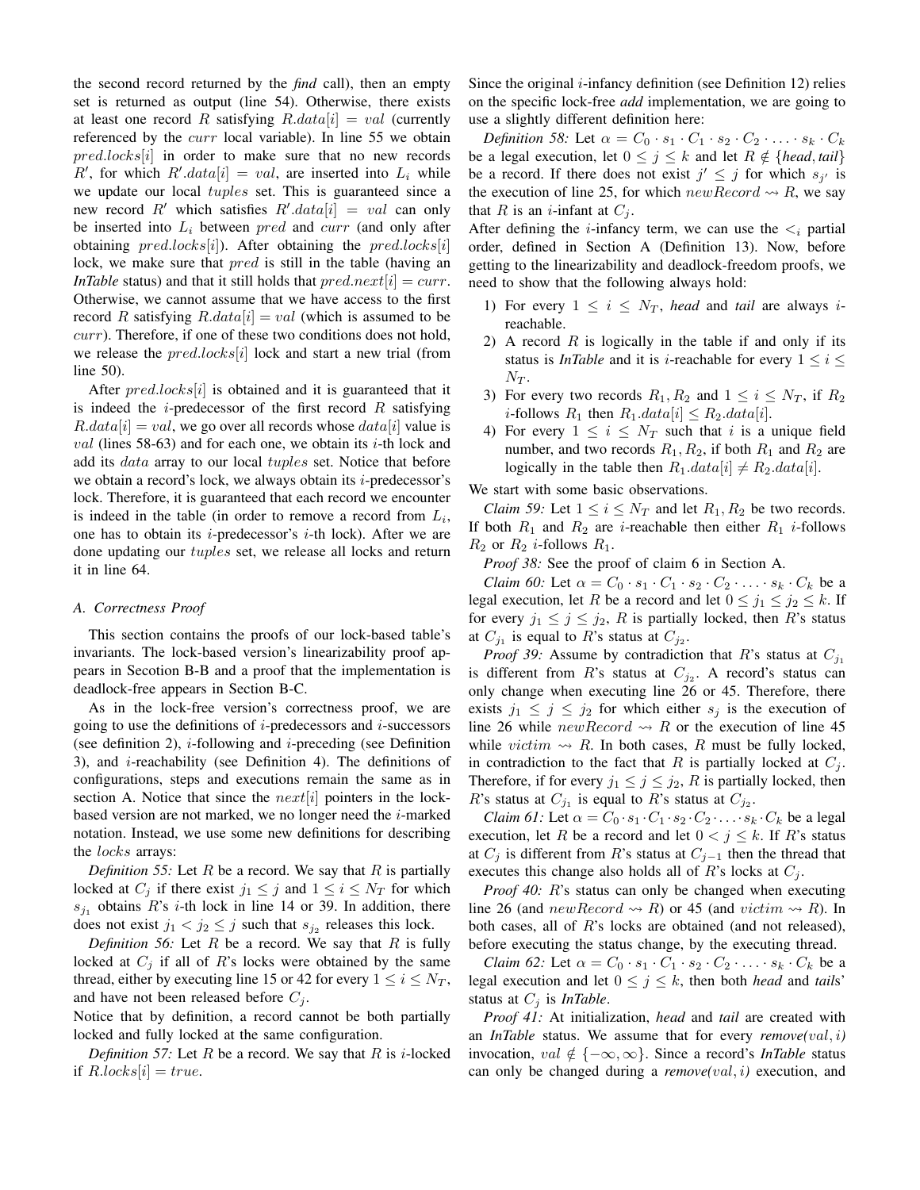the second record returned by the *find* call), then an empty set is returned as output (line 54). Otherwise, there exists at least one record $R$ satisfying $R.data[i] = val$ (currently referenced by the $curr$ local variable). In line 55 we obtain $pred.locks[i]$ in order to make sure that no new records $R'$, for which $R'.data[i] = val$, are inserted into $L_i$ while we update our local $tuples$ set. This is guaranteed since a new record $R'$ which satisfies $R'.data[i] = val$ can only be inserted into $L_i$ between $pred$ and $curr$ (and only after obtaining $pred.locks[i]$). After obtaining the $pred.locks[i]$ lock, we make sure that $pred$ is still in the table (having an *InTable* status) and that it still holds that $pred.next[i] = curr$. Otherwise, we cannot assume that we have access to the first record $R$ satisfying $R.data[i] = val$ (which is assumed to be $curr$). Therefore, if one of these two conditions does not hold, we release the $pred.locks[i]$ lock and start a new trial (from line 50).

After $pred.locks[i]$ is obtained and it is guaranteed that it is indeed the $i$-predecessor of the first record $R$ satisfying $R.data[i] = val$, we go over all records whose $data[i]$ value is $val$ (lines 58-63) and for each one, we obtain its $i$-th lock and add its $data$ array to our local $tuples$ set. Notice that before we obtain a record's lock, we always obtain its $i$-predecessor's lock. Therefore, it is guaranteed that each record we encounter is indeed in the table (in order to remove a record from $L_i$, one has to obtain its $i$-predecessor's $i$-th lock). After we are done updating our $tuples$ set, we release all locks and return it in line 64.

### A. Correctness Proof

This section contains the proofs of our lock-based table's invariants. The lock-based version's linearizability proof appears in Secotion B-B and a proof that the implementation is deadlock-free appears in Section B-C.

As in the lock-free version's correctness proof, we are going to use the definitions of $i$-predecessors and $i$-successors (see definition 2), $i$-following and $i$-preceding (see Definition 3), and $i$-reachability (see Definition 4). The definitions of configurations, steps and executions remain the same as in section A. Notice that since the $next[i]$ pointers in the lock-based version are not marked, we no longer need the $i$-marked notation. Instead, we use some new definitions for describing the $locks$ arrays:

*Definition 55:* Let $R$ be a record. We say that $R$ is partially locked at $C_j$ if there exist $j_1 \leq j$ and $1 \leq i \leq N_T$ for which $s_{j_1}$ obtains $R$'s $i$-th lock in line 14 or 39. In addition, there does not exist $j_1 < j_2 \leq j$ such that $s_{j_2}$ releases this lock.

*Definition 56:* Let $R$ be a record. We say that $R$ is fully locked at $C_j$ if all of $R$'s locks were obtained by the same thread, either by executing line 15 or 42 for every $1 \leq i \leq N_T$, and have not been released before $C_j$.

Notice that by definition, a record cannot be both partially locked and fully locked at the same configuration.

*Definition 57:* Let $R$ be a record. We say that $R$ is $i$-locked if $R.locks[i] = true$.

Since the original $i$-infancy definition (see Definition 12) relies on the specific lock-free *add* implementation, we are going to use a slightly different definition here:

*Definition 58:* Let $\alpha = C_0 \cdot s_1 \cdot C_1 \cdot s_2 \cdot C_2 \cdot \ldots \cdot s_k \cdot C_k$ be a legal execution, let $0 \leq j \leq k$ and let $R \notin \{head, tail\}$ be a record. If there does not exist $j' \leq j$ for which $s_{j'}$ is the execution of line 25, for which $newRecord \rightsquigarrow R$, we say that $R$ is an $i$-infant at $C_j$.

After defining the $i$-infancy term, we can use the $<_i$ partial order, defined in Section A (Definition 13). Now, before getting to the linearizability and deadlock-freedom proofs, we need to show that the following always hold:

1) For every $1 \leq i \leq N_T$, *head* and *tail* are always $i$-reachable.
2) A record $R$ is logically in the table if and only if its status is *InTable* and it is $i$-reachable for every $1 \leq i \leq N_T$.
3) For every two records $R_1, R_2$ and $1 \leq i \leq N_T$, if $R_2$ $i$-follows $R_1$ then $R_1.data[i] \leq R_2.data[i]$.
4) For every $1 \leq i \leq N_T$ such that $i$ is a unique field number, and two records $R_1, R_2$, if both $R_1$ and $R_2$ are logically in the table then $R_1.data[i] \neq R_2.data[i]$.

We start with some basic observations.

*Claim 59:* Let $1 \leq i \leq N_T$ and let $R_1, R_2$ be two records. If both $R_1$ and $R_2$ are $i$-reachable then either $R_1$ $i$-follows $R_2$ or $R_2$ $i$-follows $R_1$.

*Proof 38:* See the proof of claim 6 in Section A.

*Claim 60:* Let $\alpha = C_0 \cdot s_1 \cdot C_1 \cdot s_2 \cdot C_2 \cdot \ldots \cdot s_k \cdot C_k$ be a legal execution, let $R$ be a record and let $0 \leq j_1 \leq j_2 \leq k$. If for every $j_1 \leq j \leq j_2$, $R$ is partially locked, then $R$'s status at $C_{j_1}$ is equal to $R$'s status at $C_{j_2}$.

*Proof 39:* Assume by contradiction that $R$'s status at $C_{j_1}$ is different from $R$'s status at $C_{j_2}$. A record's status can only change when executing line 26 or 45. Therefore, there exists $j_1 \leq j \leq j_2$ for which either $s_j$ is the execution of line 26 while $newRecord \rightsquigarrow R$ or the execution of line 45 while $victim \rightsquigarrow R$. In both cases, $R$ must be fully locked, in contradiction to the fact that $R$ is partially locked at $C_j$. Therefore, if for every $j_1 \leq j \leq j_2$, $R$ is partially locked, then $R$'s status at $C_{j_1}$ is equal to $R$'s status at $C_{j_2}$.

*Claim 61:* Let $\alpha = C_0 \cdot s_1 \cdot C_1 \cdot s_2 \cdot C_2 \cdot \ldots \cdot s_k \cdot C_k$ be a legal execution, let $R$ be a record and let $0 < j \leq k$. If $R$'s status at $C_j$ is different from $R$'s status at $C_{j-1}$ then the thread that executes this change also holds all of $R$'s locks at $C_j$.

*Proof 40:* $R$'s status can only be changed when executing line 26 (and $newRecord \rightsquigarrow R$) or 45 (and $victim \rightsquigarrow R$). In both cases, all of $R$'s locks are obtained (and not released), before executing the status change, by the executing thread.

*Claim 62:* Let $\alpha = C_0 \cdot s_1 \cdot C_1 \cdot s_2 \cdot C_2 \cdot \ldots \cdot s_k \cdot C_k$ be a legal execution and let $0 \leq j \leq k$, then both *head* and *tail*s' status at $C_j$ is *InTable*.

*Proof 41:* At initialization, *head* and *tail* are created with an *InTable* status. We assume that for every *remove*($val, i$) invocation, $val \notin \{-\infty, \infty\}$. Since a record's *InTable* status can only be changed during a *remove*($val, i$) execution, and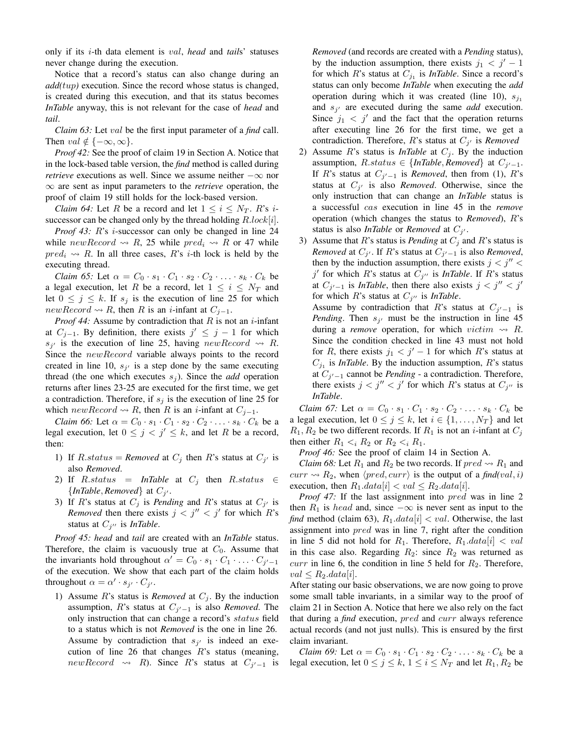only if its $i$-th data element is $val$, *head* and *tail*s' statuses never change during the execution.

Notice that a record's status can also change during an *add(tup)* execution. Since the record whose status is changed, is created during this execution, and that its status becomes *InTable* anyway, this is not relevant for the case of *head* and *tail*.

*Claim 63:* Let $val$ be the first input parameter of a *find* call. Then $val \notin \{-\infty, \infty\}$.

*Proof 42:* See the proof of claim 19 in Section A. Notice that in the lock-based table version, the *find* method is called during *retrieve* executions as well. Since we assume neither $-\infty$ nor $\infty$ are sent as input parameters to the *retrieve* operation, the proof of claim 19 still holds for the lock-based version.

*Claim 64:* Let $R$ be a record and let $1 \leq i \leq N_T$. $R$'s $i$-successor can be changed only by the thread holding $R.lock[i]$.

*Proof 43:* $R$'s $i$-successor can only be changed in line 24 while $newRecord \rightsquigarrow R$, 25 while $pred_i \rightsquigarrow R$ or 47 while $pred_i \rightsquigarrow R$. In all three cases, $R$'s $i$-th lock is held by the executing thread.

*Claim 65:* Let $\alpha = C_0 \cdot s_1 \cdot C_1 \cdot s_2 \cdot C_2 \cdot \ldots \cdot s_k \cdot C_k$ be a legal execution, let $R$ be a record, let $1 \leq i \leq N_T$ and let $0 \leq j \leq k$. If $s_j$ is the execution of line 25 for which $newRecord \rightsquigarrow R$, then $R$ is an $i$-infant at $C_{j-1}$.

*Proof 44:* Assume by contradiction that $R$ is not an $i$-infant at $C_{j-1}$. By definition, there exists $j' \leq j-1$ for which $s_{j'}$ is the execution of line 25, having $newRecord \rightsquigarrow R$. Since the $newRecord$ variable always points to the record created in line 10, $s_{j'}$ is a step done by the same executing thread (the one which executes $s_j$). Since the *add* operation returns after lines 23-25 are executed for the first time, we get a contradiction. Therefore, if $s_j$ is the execution of line 25 for which $newRecord \rightsquigarrow R$, then $R$ is an $i$-infant at $C_{j-1}$.

*Claim 66:* Let $\alpha = C_0 \cdot s_1 \cdot C_1 \cdot s_2 \cdot C_2 \cdot \ldots \cdot s_k \cdot C_k$ be a legal execution, let $0 \leq j < j' \leq k$, and let $R$ be a record, then:

1) If $R.status =$ *Removed* at $C_j$ then $R$'s status at $C_{j'}$ is also *Removed*.
2) If $R.status =$ *InTable* at $C_j$ then $R.status \in \{$*InTable*, *Removed*$\}$ at $C_{j'}$.
3) If $R$'s status at $C_j$ is *Pending* and $R$'s status at $C_{j'}$ is *Removed* then there exists $j < j'' < j'$ for which $R$'s status at $C_{j''}$ is *InTable*.

*Proof 45:* *head* and *tail* are created with an *InTable* status. Therefore, the claim is vacuously true at $C_0$. Assume that the invariants hold throughout $\alpha' = C_0 \cdot s_1 \cdot C_1 \cdot \ldots \cdot C_{j'-1}$ of the execution. We show that each part of the claim holds throughout $\alpha = \alpha' \cdot s_{j'} \cdot C_{j'}$.

1) Assume $R$'s status is *Removed* at $C_j$. By the induction assumption, $R$'s status at $C_{j'-1}$ is also *Removed*. The only instruction that can change a record's $status$ field to a status which is not *Removed* is the one in line 26. Assume by contradiction that $s_{j'}$ is indeed an execution of line 26 that changes $R$'s status (meaning, $newRecord \rightsquigarrow R$). Since $R$'s status at $C_{j'-1}$ is *Removed* (and records are created with a *Pending* status), by the induction assumption, there exists $j_1 < j'-1$ for which $R$'s status at $C_{j_1}$ is *InTable*. Since a record's status can only become *InTable* when executing the *add* operation during which it was created (line 10), $s_{j_1}$ and $s_{j'}$ are executed during the same *add* execution. Since $j_1 < j'$ and the fact that the operation returns after executing line 26 for the first time, we get a contradiction. Therefore, $R$'s status at $C_{j'}$ is *Removed*
2) Assume $R$'s status is *InTable* at $C_j$. By the induction assumption, $R.status \in \{$*InTable*, *Removed*$\}$ at $C_{j'-1}$. If $R$'s status at $C_{j'-1}$ is *Removed*, then from (1), $R$'s status at $C_{j'}$ is also *Removed*. Otherwise, since the only instruction that can change an *InTable* status is a successful $cas$ execution in line 45 in the *remove* operation (which changes the status to *Removed*), $R$'s status is also *InTable* or *Removed* at $C_{j'}$.
3) Assume that $R$'s status is *Pending* at $C_j$ and $R$'s status is *Removed* at $C_{j'}$. If $R$'s status at $C_{j'-1}$ is also *Removed*, then by the induction assumption, there exists $j < j'' < j'$ for which $R$'s status at $C_{j''}$ is *InTable*. If $R$'s status at $C_{j'-1}$ is *InTable*, then there also exists $j < j'' < j'$ for which $R$'s status at $C_{j''}$ is *InTable*.
   Assume by contradiction that $R$'s status at $C_{j'-1}$ is *Pending*. Then $s_{j'}$ must be the instruction in line 45 during a *remove* operation, for which $victim \rightsquigarrow R$. Since the condition checked in line 43 must not hold for $R$, there exists $j_1 < j'-1$ for which $R$'s status at $C_{j_1}$ is *InTable*. By the induction assumption, $R$'s status at $C_{j'-1}$ cannot be *Pending* - a contradiction. Therefore, there exists $j < j'' < j'$ for which $R$'s status at $C_{j''}$ is *InTable*.

*Claim 67:* Let $\alpha = C_0 \cdot s_1 \cdot C_1 \cdot s_2 \cdot C_2 \cdot \ldots \cdot s_k \cdot C_k$ be a legal execution, let $0 \leq j \leq k$, let $i \in \{1, \ldots, N_T\}$ and let $R_1, R_2$ be two different records. If $R_1$ is not an $i$-infant at $C_j$ then either $R_1 <_i R_2$ or $R_2 <_i R_1$.

*Proof 46:* See the proof of claim 14 in Section A.

*Claim 68:* Let $R_1$ and $R_2$ be two records. If $pred \rightsquigarrow R_1$ and $curr \rightsquigarrow R_2$, when $\langle pred, curr \rangle$ is the output of a *find(val, i)* execution, then $R_1.data[i] < val \leq R_2.data[i]$.

*Proof 47:* If the last assignment into $pred$ was in line 2 then $R_1$ is $head$ and, since $-\infty$ is never sent as input to the *find* method (claim 63), $R_1.data[i] < val$. Otherwise, the last assignment into $pred$ was in line 7, right after the condition in line 5 did not hold for $R_1$. Therefore, $R_1.data[i] < val$ in this case also. Regarding $R_2$: since $R_2$ was returned as $curr$ in line 6, the condition in line 5 held for $R_2$. Therefore, $val \leq R_2.data[i]$.

After stating our basic observations, we are now going to prove some small table invariants, in a similar way to the proof of claim 21 in Section A. Notice that here we also rely on the fact that during a *find* execution, $pred$ and $curr$ always reference actual records (and not just nulls). This is ensured by the first claim invariant.

*Claim 69:* Let $\alpha = C_0 \cdot s_1 \cdot C_1 \cdot s_2 \cdot C_2 \cdot \ldots \cdot s_k \cdot C_k$ be a legal execution, let $0 \leq j \leq k$, $1 \leq i \leq N_T$ and let $R_1, R_2$ be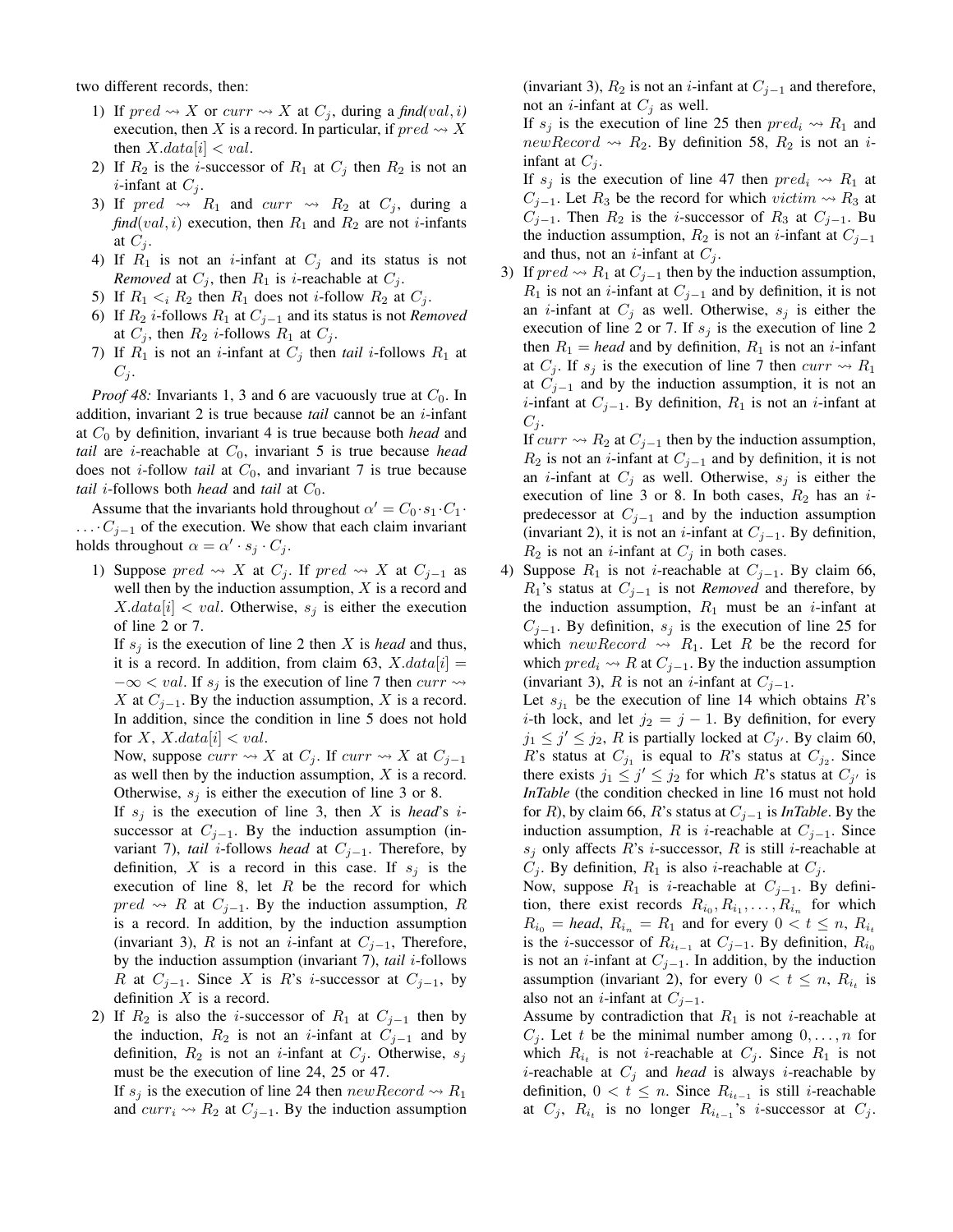two different records, then:

1) If $pred \rightsquigarrow X$ or $curr \rightsquigarrow X$ at $C_j$, during a *find*$(val, i)$ execution, then $X$ is a record. In particular, if $pred \rightsquigarrow X$ then $X.data[i] < val$.
2) If $R_2$ is the $i$-successor of $R_1$ at $C_j$ then $R_2$ is not an $i$-infant at $C_j$.
3) If $pred \rightsquigarrow R_1$ and $curr \rightsquigarrow R_2$ at $C_j$, during a *find*$(val, i)$ execution, then $R_1$ and $R_2$ are not $i$-infants at $C_j$.
4) If $R_1$ is not an $i$-infant at $C_j$ and its status is not *Removed* at $C_j$, then $R_1$ is $i$-reachable at $C_j$.
5) If $R_1 <_i R_2$ then $R_1$ does not $i$-follow $R_2$ at $C_j$.
6) If $R_2$ $i$-follows $R_1$ at $C_{j-1}$ and its status is not *Removed* at $C_j$, then $R_2$ $i$-follows $R_1$ at $C_j$.
7) If $R_1$ is not an $i$-infant at $C_j$ then *tail* $i$-follows $R_1$ at $C_j$.

*Proof 48:* Invariants 1, 3 and 6 are vacuously true at $C_0$. In addition, invariant 2 is true because *tail* cannot be an $i$-infant at $C_0$ by definition, invariant 4 is true because both *head* and *tail* are $i$-reachable at $C_0$, invariant 5 is true because *head* does not $i$-follow *tail* at $C_0$, and invariant 7 is true because *tail* $i$-follows both *head* and *tail* at $C_0$.

Assume that the invariants hold throughout $\alpha' = C_0 \cdot s_1 \cdot C_1 \cdot \ldots \cdot C_{j-1}$ of the execution. We show that each claim invariant holds throughout $\alpha = \alpha' \cdot s_j \cdot C_j$.

1) Suppose $pred \rightsquigarrow X$ at $C_j$. If $pred \rightsquigarrow X$ at $C_{j-1}$ as well then by the induction assumption, $X$ is a record and $X.data[i] < val$. Otherwise, $s_j$ is either the execution of line 2 or 7.
   If $s_j$ is the execution of line 2 then $X$ is *head* and thus, it is a record. In addition, from claim 63, $X.data[i] = -\infty < val$. If $s_j$ is the execution of line 7 then $curr \rightsquigarrow X$ at $C_{j-1}$. By the induction assumption, $X$ is a record. In addition, since the condition in line 5 does not hold for $X$, $X.data[i] < val$.
   Now, suppose $curr \rightsquigarrow X$ at $C_j$. If $curr \rightsquigarrow X$ at $C_{j-1}$ as well then by the induction assumption, $X$ is a record. Otherwise, $s_j$ is either the execution of line 3 or 8.
   If $s_j$ is the execution of line 3, then $X$ is *head*'s $i$-successor at $C_{j-1}$. By the induction assumption (invariant 7), *tail* $i$-follows *head* at $C_{j-1}$. Therefore, by definition, $X$ is a record in this case. If $s_j$ is the execution of line 8, let $R$ be the record for which $pred \rightsquigarrow R$ at $C_{j-1}$. By the induction assumption, $R$ is a record. In addition, by the induction assumption (invariant 3), $R$ is not an $i$-infant at $C_{j-1}$, Therefore, by the induction assumption (invariant 7), *tail* $i$-follows $R$ at $C_{j-1}$. Since $X$ is $R$'s $i$-successor at $C_{j-1}$, by definition $X$ is a record.
2) If $R_2$ is also the $i$-successor of $R_1$ at $C_{j-1}$ then by the induction, $R_2$ is not an $i$-infant at $C_{j-1}$ and by definition, $R_2$ is not an $i$-infant at $C_j$. Otherwise, $s_j$ must be the execution of line 24, 25 or 47.
   If $s_j$ is the execution of line 24 then $newRecord \rightsquigarrow R_1$ and $curr_i \rightsquigarrow R_2$ at $C_{j-1}$. By the induction assumption (invariant 3), $R_2$ is not an $i$-infant at $C_{j-1}$ and therefore, not an $i$-infant at $C_j$ as well.
   If $s_j$ is the execution of line 25 then $pred_i \rightsquigarrow R_1$ and $newRecord \rightsquigarrow R_2$. By definition 58, $R_2$ is not an $i$-infant at $C_j$.
   If $s_j$ is the execution of line 47 then $pred_i \rightsquigarrow R_1$ at $C_{j-1}$. Let $R_3$ be the record for which $victim \rightsquigarrow R_3$ at $C_{j-1}$. Then $R_2$ is the $i$-successor of $R_3$ at $C_{j-1}$. Bu the induction assumption, $R_2$ is not an $i$-infant at $C_{j-1}$ and thus, not an $i$-infant at $C_j$.
3) If $pred \rightsquigarrow R_1$ at $C_{j-1}$ then by the induction assumption, $R_1$ is not an $i$-infant at $C_{j-1}$ and by definition, it is not an $i$-infant at $C_j$ as well. Otherwise, $s_j$ is either the execution of line 2 or 7. If $s_j$ is the execution of line 2 then $R_1 =$ *head* and by definition, $R_1$ is not an $i$-infant at $C_j$. If $s_j$ is the execution of line 7 then $curr \rightsquigarrow R_1$ at $C_{j-1}$ and by the induction assumption, it is not an $i$-infant at $C_{j-1}$. By definition, $R_1$ is not an $i$-infant at $C_j$.
   If $curr \rightsquigarrow R_2$ at $C_{j-1}$ then by the induction assumption, $R_2$ is not an $i$-infant at $C_{j-1}$ and by definition, it is not an $i$-infant at $C_j$ as well. Otherwise, $s_j$ is either the execution of line 3 or 8. In both cases, $R_2$ has an $i$-predecessor at $C_{j-1}$ and by the induction assumption (invariant 2), it is not an $i$-infant at $C_{j-1}$. By definition, $R_2$ is not an $i$-infant at $C_j$ in both cases.
4) Suppose $R_1$ is not $i$-reachable at $C_{j-1}$. By claim 66, $R_1$'s status at $C_{j-1}$ is not *Removed* and therefore, by the induction assumption, $R_1$ must be an $i$-infant at $C_{j-1}$. By definition, $s_j$ is the execution of line 25 for which $newRecord \rightsquigarrow R_1$. Let $R$ be the record for which $pred_i \rightsquigarrow R$ at $C_{j-1}$. By the induction assumption (invariant 3), $R$ is not an $i$-infant at $C_{j-1}$.
   Let $s_{j_1}$ be the execution of line 14 which obtains $R$'s $i$-th lock, and let $j_2 = j-1$. By definition, for every $j_1 \leq j' \leq j_2$, $R$ is partially locked at $C_{j'}$. By claim 60, $R$'s status at $C_{j_1}$ is equal to $R$'s status at $C_{j_2}$. Since there exists $j_1 \leq j' \leq j_2$ for which $R$'s status at $C_{j'}$ is *InTable* (the condition checked in line 16 must not hold for $R$), by claim 66, $R$'s status at $C_{j-1}$ is *InTable*. By the induction assumption, $R$ is $i$-reachable at $C_{j-1}$. Since $s_j$ only affects $R$'s $i$-successor, $R$ is still $i$-reachable at $C_j$. By definition, $R_1$ is also $i$-reachable at $C_j$.
   Now, suppose $R_1$ is $i$-reachable at $C_{j-1}$. By definition, there exist records $R_{i_0}, R_{i_1}, \ldots, R_{i_n}$ for which $R_{i_0} =$ *head*, $R_{i_n} = R_1$ and for every $0 < t \leq n$, $R_{i_t}$ is the $i$-successor of $R_{i_{t-1}}$ at $C_{j-1}$. By definition, $R_{i_0}$ is not an $i$-infant at $C_{j-1}$. In addition, by the induction assumption (invariant 2), for every $0 < t \leq n$, $R_{i_t}$ is also not an $i$-infant at $C_{j-1}$.
   Assume by contradiction that $R_1$ is not $i$-reachable at $C_j$. Let $t$ be the minimal number among $0, \ldots, n$ for which $R_{i_t}$ is not $i$-reachable at $C_j$. Since $R_1$ is not $i$-reachable at $C_j$ and *head* is always $i$-reachable by definition, $0 < t \leq n$. Since $R_{i_{t-1}}$ is still $i$-reachable at $C_j$, $R_{i_t}$ is no longer $R_{i_{t-1}}$'s $i$-successor at $C_j$.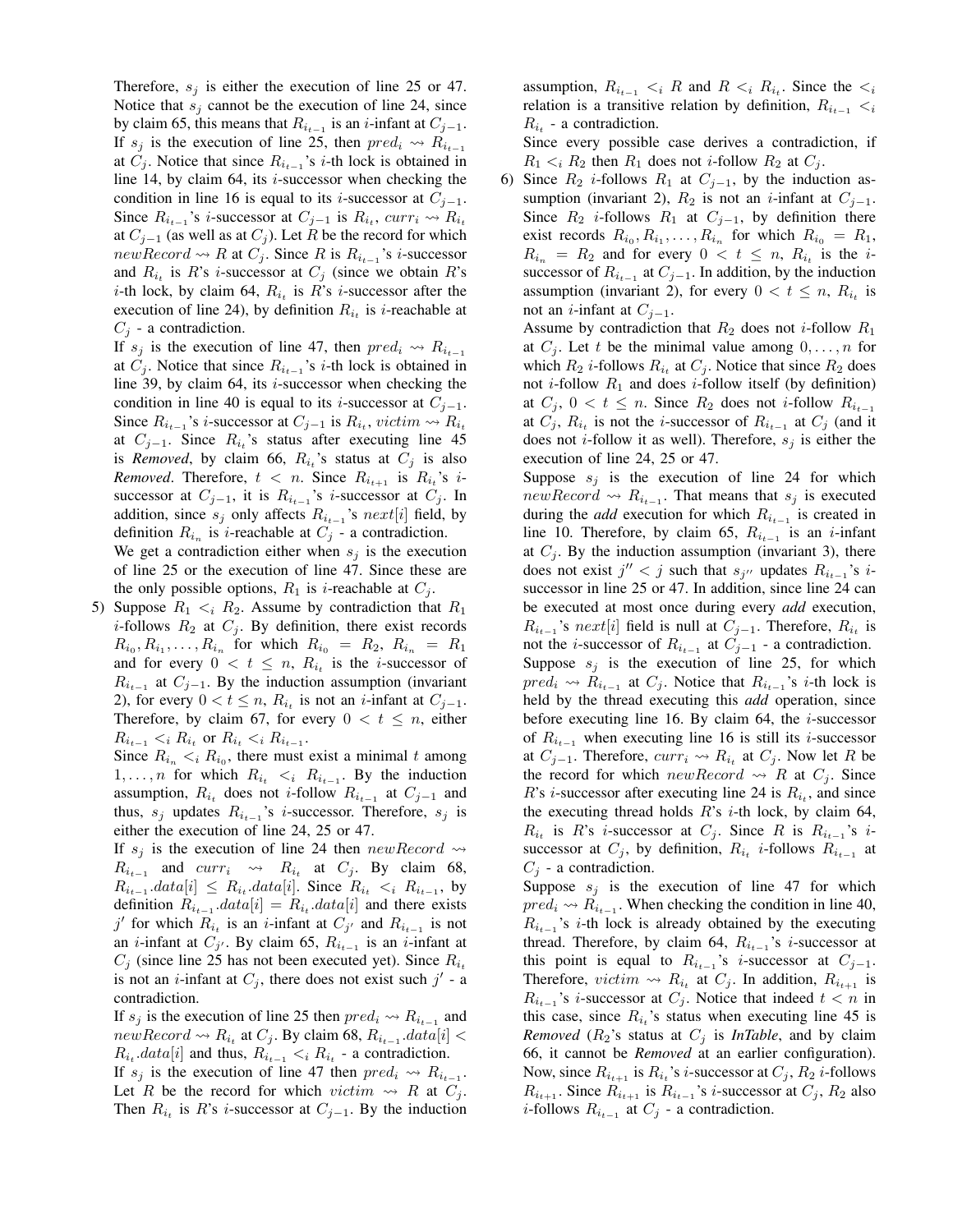Therefore, $s_j$ is either the execution of line 25 or 47. Notice that $s_j$ cannot be the execution of line 24, since by claim 65, this means that $R_{i_{t-1}}$ is an $i$-infant at $C_{j-1}$. If $s_j$ is the execution of line 25, then $pred_i \rightsquigarrow R_{i_{t-1}}$ at $C_j$. Notice that since $R_{i_{t-1}}$'s $i$-th lock is obtained in line 14, by claim 64, its $i$-successor when checking the condition in line 16 is equal to its $i$-successor at $C_{j-1}$. Since $R_{i_{t-1}}$'s $i$-successor at $C_{j-1}$ is $R_{i_t}$, $curr_i \rightsquigarrow R_{i_t}$ at $C_{j-1}$ (as well as at $C_j$). Let $R$ be the record for which $newRecord \rightsquigarrow R$ at $C_j$. Since $R$ is $R_{i_{t-1}}$'s $i$-successor and $R_{i_t}$ is $R$'s $i$-successor at $C_j$ (since we obtain $R$'s $i$-th lock, by claim 64, $R_{i_t}$ is $R$'s $i$-successor after the execution of line 24), by definition $R_{i_t}$ is $i$-reachable at $C_j$ - a contradiction.

If $s_j$ is the execution of line 47, then $pred_i \rightsquigarrow R_{i_{t-1}}$ at $C_j$. Notice that since $R_{i_{t-1}}$'s $i$-th lock is obtained in line 39, by claim 64, its $i$-successor when checking the condition in line 40 is equal to its $i$-successor at $C_{j-1}$. Since $R_{i_{t-1}}$'s $i$-successor at $C_{j-1}$ is $R_{i_t}$, $victim \rightsquigarrow R_{i_t}$ at $C_{j-1}$. Since $R_{i_t}$'s status after executing line 45 is *Removed*, by claim 66, $R_{i_t}$'s status at $C_j$ is also *Removed*. Therefore, $t < n$. Since $R_{i_{t+1}}$ is $R_{i_t}$'s $i$-successor at $C_{j-1}$, it is $R_{i_{t-1}}$'s $i$-successor at $C_j$. In addition, since $s_j$ only affects $R_{i_{t-1}}$'s $next[i]$ field, by definition $R_{i_n}$ is $i$-reachable at $C_j$ - a contradiction.

We get a contradiction either when $s_j$ is the execution of line 25 or the execution of line 47. Since these are the only possible options, $R_1$ is $i$-reachable at $C_j$.

5) Suppose $R_1 <_i R_2$. Assume by contradiction that $R_1$ $i$-follows $R_2$ at $C_j$. By definition, there exist records $R_{i_0}, R_{i_1}, \ldots, R_{i_n}$ for which $R_{i_0} = R_2$, $R_{i_n} = R_1$ and for every $0 < t \leq n$, $R_{i_t}$ is the $i$-successor of $R_{i_{t-1}}$ at $C_{j-1}$. By the induction assumption (invariant 2), for every $0 < t \leq n$, $R_{i_t}$ is not an $i$-infant at $C_{j-1}$. Therefore, by claim 67, for every $0 < t \leq n$, either $R_{i_{t-1}} <_i R_{i_t}$ or $R_{i_t} <_i R_{i_{t-1}}$.

Since $R_{i_n} <_i R_{i_0}$, there must exist a minimal $t$ among $1, \ldots, n$ for which $R_{i_t} <_i R_{i_{t-1}}$. By the induction assumption, $R_{i_t}$ does not $i$-follow $R_{i_{t-1}}$ at $C_{j-1}$ and thus, $s_j$ updates $R_{i_{t-1}}$'s $i$-successor. Therefore, $s_j$ is either the execution of line 24, 25 or 47.

If $s_j$ is the execution of line 24 then $newRecord \rightsquigarrow R_{i_{t-1}}$ and $curr_i \rightsquigarrow R_{i_t}$ at $C_j$. By claim 68, $R_{i_{t-1}}.data[i] \leq R_{i_t}.data[i]$. Since $R_{i_t} <_i R_{i_{t-1}}$, by definition $R_{i_{t-1}}.data[i] = R_{i_t}.data[i]$ and there exists $j'$ for which $R_{i_t}$ is an $i$-infant at $C_{j'}$ and $R_{i_{t-1}}$ is not an $i$-infant at $C_{j'}$. By claim 65, $R_{i_{t-1}}$ is an $i$-infant at $C_j$ (since line 25 has not been executed yet). Since $R_{i_t}$ is not an $i$-infant at $C_j$, there does not exist such $j'$ - a contradiction.

If $s_j$ is the execution of line 25 then $pred_i \rightsquigarrow R_{i_{t-1}}$ and $newRecord \rightsquigarrow R_{i_t}$ at $C_j$. By claim 68, $R_{i_{t-1}}.data[i] < R_{i_t}.data[i]$ and thus, $R_{i_{t-1}} <_i R_{i_t}$ - a contradiction.

If $s_j$ is the execution of line 47 then $pred_i \rightsquigarrow R_{i_{t-1}}$. Let $R$ be the record for which $victim \rightsquigarrow R$ at $C_j$. Then $R_{i_t}$ is $R$'s $i$-successor at $C_{j-1}$. By the induction assumption, $R_{i_{t-1}} <_i R$ and $R <_i R_{i_t}$. Since the $<_i$ relation is a transitive relation by definition, $R_{i_{t-1}} <_i R_{i_t}$ - a contradiction.

Since every possible case derives a contradiction, if $R_1 <_i R_2$ then $R_1$ does not $i$-follow $R_2$ at $C_j$.

6) Since $R_2$ $i$-follows $R_1$ at $C_{j-1}$, by the induction assumption (invariant 2), $R_2$ is not an $i$-infant at $C_{j-1}$. Since $R_2$ $i$-follows $R_1$ at $C_{j-1}$, by definition there exist records $R_{i_0}, R_{i_1}, \ldots, R_{i_n}$ for which $R_{i_0} = R_1$, $R_{i_n} = R_2$ and for every $0 < t \leq n$, $R_{i_t}$ is the $i$-successor of $R_{i_{t-1}}$ at $C_{j-1}$. In addition, by the induction assumption (invariant 2), for every $0 < t \leq n$, $R_{i_t}$ is not an $i$-infant at $C_{j-1}$.

Assume by contradiction that $R_2$ does not $i$-follow $R_1$ at $C_j$. Let $t$ be the minimal value among $0, \ldots, n$ for which $R_2$ $i$-follows $R_{i_t}$ at $C_j$. Notice that since $R_2$ does not $i$-follow $R_1$ and does $i$-follow itself (by definition) at $C_j$, $0 < t \leq n$. Since $R_2$ does not $i$-follow $R_{i_{t-1}}$ at $C_j$, $R_{i_t}$ is not the $i$-successor of $R_{i_{t-1}}$ at $C_j$ (and it does not $i$-follow it as well). Therefore, $s_j$ is either the execution of line 24, 25 or 47.

Suppose $s_j$ is the execution of line 24 for which $newRecord \rightsquigarrow R_{i_{t-1}}$. That means that $s_j$ is executed during the *add* execution for which $R_{i_{t-1}}$ is created in line 10. Therefore, by claim 65, $R_{i_{t-1}}$ is an $i$-infant at $C_j$. By the induction assumption (invariant 3), there does not exist $j'' < j$ such that $s_{j''}$ updates $R_{i_{t-1}}$'s $i$-successor in line 25 or 47. In addition, since line 24 can be executed at most once during every *add* execution, $R_{i_{t-1}}$'s $next[i]$ field is null at $C_{j-1}$. Therefore, $R_{i_t}$ is not the $i$-successor of $R_{i_{t-1}}$ at $C_{j-1}$ - a contradiction.

Suppose $s_j$ is the execution of line 25, for which $pred_i \rightsquigarrow R_{i_{t-1}}$ at $C_j$. Notice that $R_{i_{t-1}}$'s $i$-th lock is held by the thread executing this *add* operation, since before executing line 16. By claim 64, the $i$-successor of $R_{i_{t-1}}$ when executing line 16 is still its $i$-successor at $C_{j-1}$. Therefore, $curr_i \rightsquigarrow R_{i_t}$ at $C_j$. Now let $R$ be the record for which $newRecord \rightsquigarrow R$ at $C_j$. Since $R$'s $i$-successor after executing line 24 is $R_{i_t}$, and since the executing thread holds $R$'s $i$-th lock, by claim 64, $R_{i_t}$ is $R$'s $i$-successor at $C_j$. Since $R$ is $R_{i_{t-1}}$'s $i$-successor at $C_j$, by definition, $R_{i_t}$ $i$-follows $R_{i_{t-1}}$ at $C_j$ - a contradiction.

Suppose $s_j$ is the execution of line 47 for which $pred_i \rightsquigarrow R_{i_{t-1}}$. When checking the condition in line 40, $R_{i_{t-1}}$'s $i$-th lock is already obtained by the executing thread. Therefore, by claim 64, $R_{i_{t-1}}$'s $i$-successor at this point is equal to $R_{i_{t-1}}$'s $i$-successor at $C_{j-1}$. Therefore, $victim \rightsquigarrow R_{i_t}$ at $C_j$. In addition, $R_{i_{t+1}}$ is $R_{i_{t-1}}$'s $i$-successor at $C_j$. Notice that indeed $t < n$ in this case, since $R_{i_t}$'s status when executing line 45 is *Removed* ($R_2$'s status at $C_j$ is *InTable*, and by claim 66, it cannot be *Removed* at an earlier configuration). Now, since $R_{i_{t+1}}$ is $R_{i_t}$'s $i$-successor at $C_j$, $R_2$ $i$-follows $R_{i_{t+1}}$. Since $R_{i_{t+1}}$ is $R_{i_{t-1}}$'s $i$-successor at $C_j$, $R_2$ also $i$-follows $R_{i_{t-1}}$ at $C_j$ - a contradiction.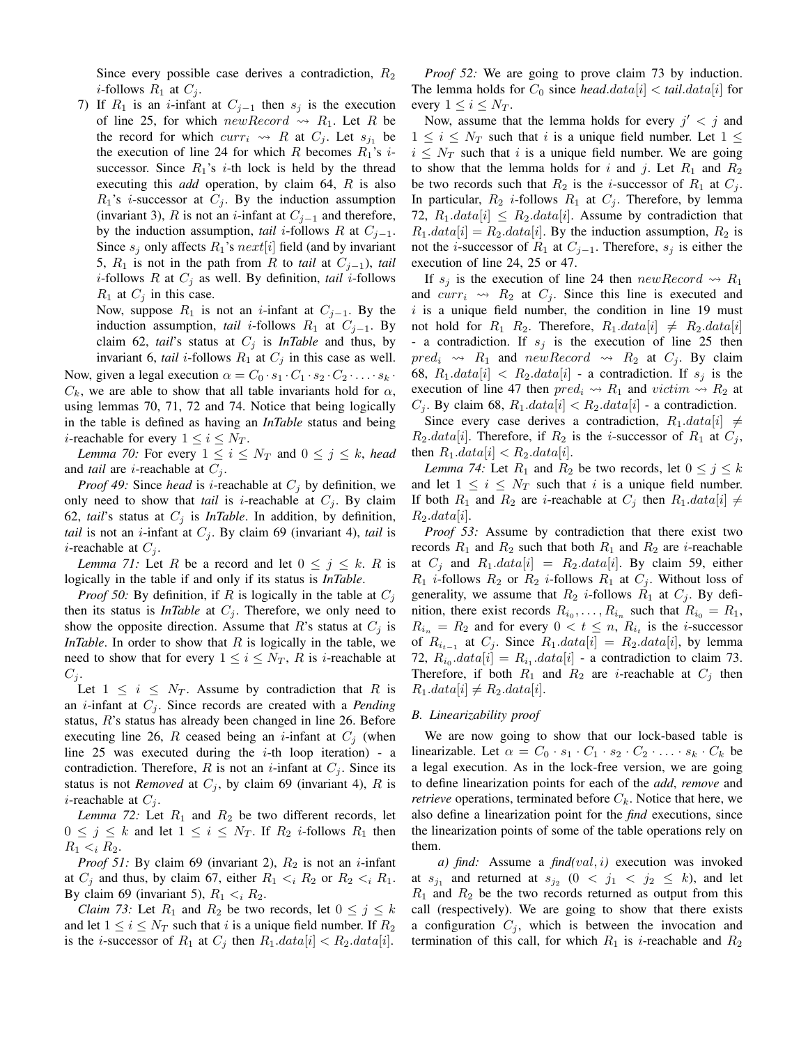Since every possible case derives a contradiction, $R_2$ $i$-follows $R_1$ at $C_j$.

7) If $R_1$ is an $i$-infant at $C_{j-1}$ then $s_j$ is the execution of line 25, for which $newRecord \rightsquigarrow R_1$. Let $R$ be the record for which $curr_i \rightsquigarrow R$ at $C_j$. Let $s_{j_1}$ be the execution of line 24 for which $R$ becomes $R_1$'s $i$-successor. Since $R_1$'s $i$-th lock is held by the thread executing this *add* operation, by claim 64, $R$ is also $R_1$'s $i$-successor at $C_j$. By the induction assumption (invariant 3), $R$ is not an $i$-infant at $C_{j-1}$ and therefore, by the induction assumption, *tail* $i$-follows $R$ at $C_{j-1}$. Since $s_j$ only affects $R_1$'s $next[i]$ field (and by invariant 5, $R_1$ is not in the path from $R$ to *tail* at $C_{j-1}$), *tail* $i$-follows $R$ at $C_j$ as well. By definition, *tail* $i$-follows $R_1$ at $C_j$ in this case.

Now, suppose $R_1$ is not an $i$-infant at $C_{j-1}$. By the induction assumption, *tail* $i$-follows $R_1$ at $C_{j-1}$. By claim 62, *tail*'s status at $C_j$ is *InTable* and thus, by invariant 6, *tail* $i$-follows $R_1$ at $C_j$ in this case as well.

Now, given a legal execution $\alpha = C_0 \cdot s_1 \cdot C_1 \cdot s_2 \cdot C_2 \cdot \ldots \cdot s_k \cdot C_k$, we are able to show that all table invariants hold for $\alpha$, using lemmas 70, 71, 72 and 74. Notice that being logically in the table is defined as having an *InTable* status and being $i$-reachable for every $1 \le i \le N_T$.

*Lemma 70:* For every $1 \le i \le N_T$ and $0 \le j \le k$, *head* and *tail* are $i$-reachable at $C_j$.

*Proof 49:* Since *head* is $i$-reachable at $C_j$ by definition, we only need to show that *tail* is $i$-reachable at $C_j$. By claim 62, *tail*'s status at $C_j$ is *InTable*. In addition, by definition, *tail* is not an $i$-infant at $C_j$. By claim 69 (invariant 4), *tail* is $i$-reachable at $C_j$.

*Lemma 71:* Let $R$ be a record and let $0 \le j \le k$. $R$ is logically in the table if and only if its status is *InTable*.

*Proof 50:* By definition, if $R$ is logically in the table at $C_j$ then its status is *InTable* at $C_j$. Therefore, we only need to show the opposite direction. Assume that $R$'s status at $C_j$ is *InTable*. In order to show that $R$ is logically in the table, we need to show that for every $1 \le i \le N_T$, $R$ is $i$-reachable at $C_j$.

Let $1 \le i \le N_T$. Assume by contradiction that $R$ is an $i$-infant at $C_j$. Since records are created with a *Pending* status, $R$'s status has already been changed in line 26. Before executing line 26, $R$ ceased being an $i$-infant at $C_j$ (when line 25 was executed during the $i$-th loop iteration) - a contradiction. Therefore, $R$ is not an $i$-infant at $C_j$. Since its status is not *Removed* at $C_j$, by claim 69 (invariant 4), $R$ is $i$-reachable at $C_j$.

*Lemma 72:* Let $R_1$ and $R_2$ be two different records, let $0 \le j \le k$ and let $1 \le i \le N_T$. If $R_2$ $i$-follows $R_1$ then $R_1 <_i R_2$.

*Proof 51:* By claim 69 (invariant 2), $R_2$ is not an $i$-infant at $C_j$ and thus, by claim 67, either $R_1 <_i R_2$ or $R_2 <_i R_1$. By claim 69 (invariant 5), $R_1 <_i R_2$.

*Claim 73:* Let $R_1$ and $R_2$ be two records, let $0 \le j \le k$ and let $1 \le i \le N_T$ such that $i$ is a unique field number. If $R_2$ is the $i$-successor of $R_1$ at $C_j$ then $R_1.data[i] < R_2.data[i]$.

*Proof 52:* We are going to prove claim 73 by induction. The lemma holds for $C_0$ since *head*.$data[i] <$ *tail*.$data[i]$ for every $1 \le i \le N_T$.

Now, assume that the lemma holds for every $j' < j$ and $1 \le i \le N_T$ such that $i$ is a unique field number. Let $1 \le i \le N_T$ such that $i$ is a unique field number. We are going to show that the lemma holds for $i$ and $j$. Let $R_1$ and $R_2$ be two records such that $R_2$ is the $i$-successor of $R_1$ at $C_j$. In particular, $R_2$ $i$-follows $R_1$ at $C_j$. Therefore, by lemma 72, $R_1.data[i] \le R_2.data[i]$. Assume by contradiction that $R_1.data[i] = R_2.data[i]$. By the induction assumption, $R_2$ is not the $i$-successor of $R_1$ at $C_{j-1}$. Therefore, $s_j$ is either the execution of line 24, 25 or 47.

If $s_j$ is the execution of line 24 then $newRecord \rightsquigarrow R_1$ and $curr_i \rightsquigarrow R_2$ at $C_j$. Since this line is executed and $i$ is a unique field number, the condition in line 19 must not hold for $R_1$ $R_2$. Therefore, $R_1.data[i] \ne R_2.data[i]$ - a contradiction. If $s_j$ is the execution of line 25 then $pred_i \rightsquigarrow R_1$ and $newRecord \rightsquigarrow R_2$ at $C_j$. By claim 68, $R_1.data[i] < R_2.data[i]$ - a contradiction. If $s_j$ is the execution of line 47 then $pred_i \rightsquigarrow R_1$ and $victim \rightsquigarrow R_2$ at $C_j$. By claim 68, $R_1.data[i] < R_2.data[i]$ - a contradiction.

Since every case derives a contradiction, $R_1.data[i] \ne R_2.data[i]$. Therefore, if $R_2$ is the $i$-successor of $R_1$ at $C_j$, then $R_1.data[i] < R_2.data[i]$.

*Lemma 74:* Let $R_1$ and $R_2$ be two records, let $0 \le j \le k$ and let $1 \le i \le N_T$ such that $i$ is a unique field number. If both $R_1$ and $R_2$ are $i$-reachable at $C_j$ then $R_1.data[i] \ne R_2.data[i]$.

*Proof 53:* Assume by contradiction that there exist two records $R_1$ and $R_2$ such that both $R_1$ and $R_2$ are $i$-reachable at $C_j$ and $R_1.data[i] = R_2.data[i]$. By claim 59, either $R_1$ $i$-follows $R_2$ or $R_2$ $i$-follows $R_1$ at $C_j$. Without loss of generality, we assume that $R_2$ $i$-follows $R_1$ at $C_j$. By definition, there exist records $R_{i_0}, \ldots, R_{i_n}$ such that $R_{i_0} = R_1$, $R_{i_n} = R_2$ and for every $0 < t \le n$, $R_{i_t}$ is the $i$-successor of $R_{i_{t-1}}$ at $C_j$. Since $R_1.data[i] = R_2.data[i]$, by lemma 72, $R_{i_0}.data[i] = R_{i_1}.data[i]$ - a contradiction to claim 73. Therefore, if both $R_1$ and $R_2$ are $i$-reachable at $C_j$ then $R_1.data[i] \ne R_2.data[i]$.

### B. Linearizability proof

We are now going to show that our lock-based table is linearizable. Let $\alpha = C_0 \cdot s_1 \cdot C_1 \cdot s_2 \cdot C_2 \cdot \ldots \cdot s_k \cdot C_k$ be a legal execution. As in the lock-free version, we are going to define linearization points for each of the *add*, *remove* and *retrieve* operations, terminated before $C_k$. Notice that here, we also define a linearization point for the *find* executions, since the linearization points of some of the table operations rely on them.

*a) find:* Assume a *find*$(val, i)$ execution was invoked at $s_{j_1}$ and returned at $s_{j_2}$ ($0 < j_1 < j_2 \le k$), and let $R_1$ and $R_2$ be the two records returned as output from this call (respectively). We are going to show that there exists a configuration $C_j$, which is between the invocation and termination of this call, for which $R_1$ is $i$-reachable and $R_2$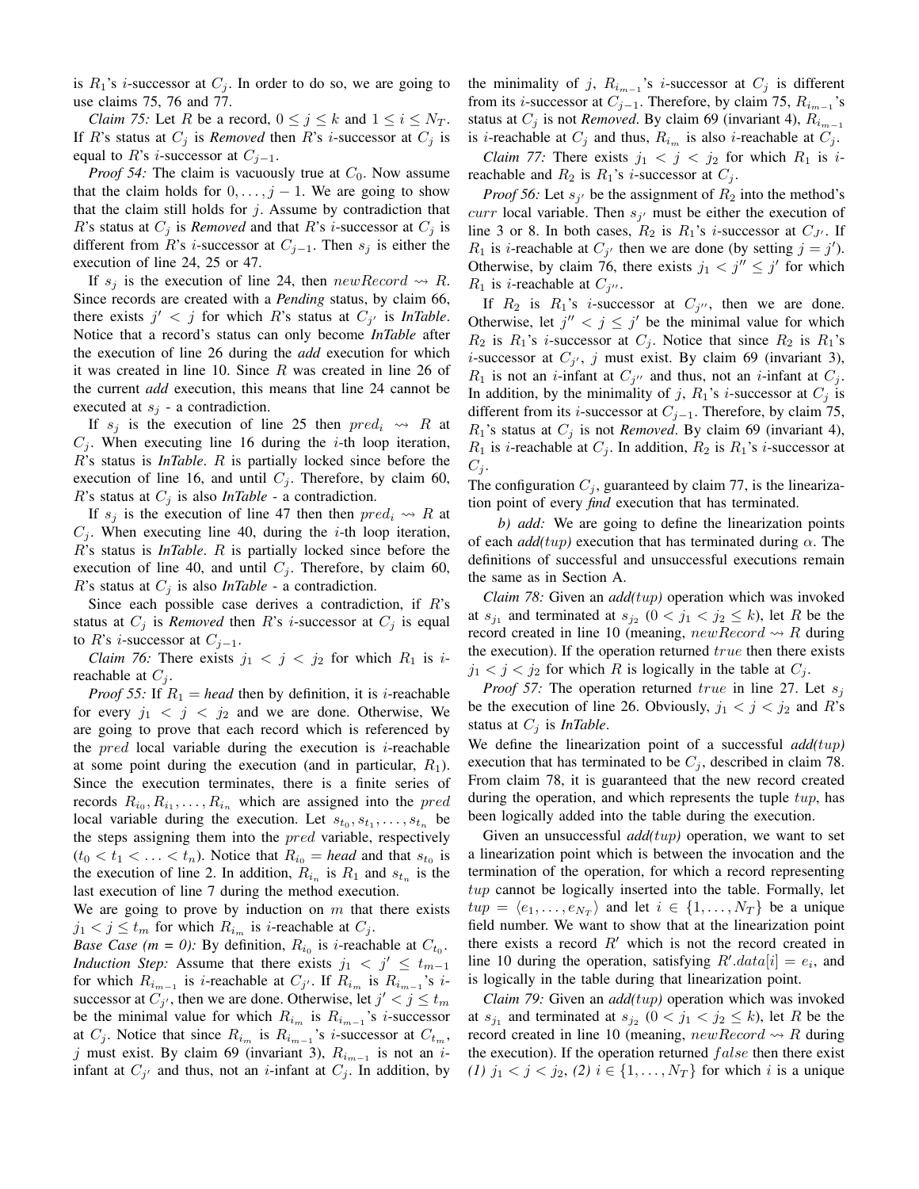is $R_1$'s $i$-successor at $C_j$. In order to do so, we are going to use claims 75, 76 and 77.

*Claim 75:* Let $R$ be a record, $0 \leq j \leq k$ and $1 \leq i \leq N_T$. If $R$'s status at $C_j$ is *Removed* then $R$'s $i$-successor at $C_j$ is equal to $R$'s $i$-successor at $C_{j-1}$.

*Proof 54:* The claim is vacuously true at $C_0$. Now assume that the claim holds for $0, \ldots, j-1$. We are going to show that the claim still holds for $j$. Assume by contradiction that $R$'s status at $C_j$ is *Removed* and that $R$'s $i$-successor at $C_j$ is different from $R$'s $i$-successor at $C_{j-1}$. Then $s_j$ is either the execution of line 24, 25 or 47.

If $s_j$ is the execution of line 24, then $newRecord \rightsquigarrow R$. Since records are created with a *Pending* status, by claim 66, there exists $j' < j$ for which $R$'s status at $C_{j'}$ is *InTable*. Notice that a record's status can only become *InTable* after the execution of line 26 during the *add* execution for which it was created in line 10. Since $R$ was created in line 26 of the current *add* execution, this means that line 24 cannot be executed at $s_j$ - a contradiction.

If $s_j$ is the execution of line 25 then $pred_i \rightsquigarrow R$ at $C_j$. When executing line 16 during the $i$-th loop iteration, $R$'s status is *InTable*. $R$ is partially locked since before the execution of line 16, and until $C_j$. Therefore, by claim 60, $R$'s status at $C_j$ is also *InTable* - a contradiction.

If $s_j$ is the execution of line 47 then then $pred_i \rightsquigarrow R$ at $C_j$. When executing line 40, during the $i$-th loop iteration, $R$'s status is *InTable*. $R$ is partially locked since before the execution of line 40, and until $C_j$. Therefore, by claim 60, $R$'s status at $C_j$ is also *InTable* - a contradiction.

Since each possible case derives a contradiction, if $R$'s status at $C_j$ is *Removed* then $R$'s $i$-successor at $C_j$ is equal to $R$'s $i$-successor at $C_{j-1}$.

*Claim 76:* There exists $j_1 < j < j_2$ for which $R_1$ is $i$-reachable at $C_j$.

*Proof 55:* If $R_1 = \textit{head}$ then by definition, it is $i$-reachable for every $j_1 < j < j_2$ and we are done. Otherwise, We are going to prove that each record which is referenced by the $pred$ local variable during the execution is $i$-reachable at some point during the execution (and in particular, $R_1$). Since the execution terminates, there is a finite series of records $R_{i_0}, R_{i_1}, \ldots, R_{i_n}$ which are assigned into the $pred$ local variable during the execution. Let $s_{t_0}, s_{t_1}, \ldots, s_{t_n}$ be the steps assigning them into the $pred$ variable, respectively ($t_0 < t_1 < \ldots < t_n$). Notice that $R_{i_0} = \textit{head}$ and that $s_{t_0}$ is the execution of line 2. In addition, $R_{i_n}$ is $R_1$ and $s_{t_n}$ is the last execution of line 7 during the method execution.
We are going to prove by induction on $m$ that there exists $j_1 < j \leq t_m$ for which $R_{i_m}$ is $i$-reachable at $C_j$.
*Base Case (m = 0):* By definition, $R_{i_0}$ is $i$-reachable at $C_{t_0}$.
*Induction Step:* Assume that there exists $j_1 < j' \leq t_{m-1}$ for which $R_{i_{m-1}}$ is $i$-reachable at $C_{j'}$. If $R_{i_m}$ is $R_{i_{m-1}}$'s $i$-successor at $C_{j'}$, then we are done. Otherwise, let $j' < j \leq t_m$ be the minimal value for which $R_{i_m}$ is $R_{i_{m-1}}$'s $i$-successor at $C_j$. Notice that since $R_{i_m}$ is $R_{i_{m-1}}$'s $i$-successor at $C_{t_m}$, $j$ must exist. By claim 69 (invariant 3), $R_{i_{m-1}}$ is not an $i$-infant at $C_{j'}$ and thus, not an $i$-infant at $C_j$. In addition, by the minimality of $j$, $R_{i_{m-1}}$'s $i$-successor at $C_j$ is different from its $i$-successor at $C_{j-1}$. Therefore, by claim 75, $R_{i_{m-1}}$'s status at $C_j$ is not *Removed*. By claim 69 (invariant 4), $R_{i_{m-1}}$ is $i$-reachable at $C_j$ and thus, $R_{i_m}$ is also $i$-reachable at $C_j$.

*Claim 77:* There exists $j_1 < j < j_2$ for which $R_1$ is $i$-reachable and $R_2$ is $R_1$'s $i$-successor at $C_j$.

*Proof 56:* Let $s_{j'}$ be the assignment of $R_2$ into the method's $curr$ local variable. Then $s_{j'}$ must be either the execution of line 3 or 8. In both cases, $R_2$ is $R_1$'s $i$-successor at $C_{J'}$. If $R_1$ is $i$-reachable at $C_{j'}$ then we are done (by setting $j = j'$). Otherwise, by claim 76, there exists $j_1 < j'' \leq j'$ for which $R_1$ is $i$-reachable at $C_{j''}$.

If $R_2$ is $R_1$'s $i$-successor at $C_{j''}$, then we are done. Otherwise, let $j'' < j \leq j'$ be the minimal value for which $R_2$ is $R_1$'s $i$-successor at $C_j$. Notice that since $R_2$ is $R_1$'s $i$-successor at $C_{j'}$, $j$ must exist. By claim 69 (invariant 3), $R_1$ is not an $i$-infant at $C_{j''}$ and thus, not an $i$-infant at $C_j$. In addition, by the minimality of $j$, $R_1$'s $i$-successor at $C_j$ is different from its $i$-successor at $C_{j-1}$. Therefore, by claim 75, $R_1$'s status at $C_j$ is not *Removed*. By claim 69 (invariant 4), $R_1$ is $i$-reachable at $C_j$. In addition, $R_2$ is $R_1$'s $i$-successor at $C_j$.
The configuration $C_j$, guaranteed by claim 77, is the linearization point of every *find* execution that has terminated.

*b) add:* We are going to define the linearization points of each *add(tup)* execution that has terminated during $\alpha$. The definitions of successful and unsuccessful executions remain the same as in Section A.

*Claim 78:* Given an *add(tup)* operation which was invoked at $s_{j_1}$ and terminated at $s_{j_2}$ ($0 < j_1 < j_2 \leq k$), let $R$ be the record created in line 10 (meaning, $newRecord \rightsquigarrow R$ during the execution). If the operation returned $true$ then there exists $j_1 < j < j_2$ for which $R$ is logically in the table at $C_j$.

*Proof 57:* The operation returned $true$ in line 27. Let $s_j$ be the execution of line 26. Obviously, $j_1 < j < j_2$ and $R$'s status at $C_j$ is *InTable*.
We define the linearization point of a successful *add(tup)* execution that has terminated to be $C_j$, described in claim 78. From claim 78, it is guaranteed that the new record created during the operation, and which represents the tuple $tup$, has been logically added into the table during the execution.

Given an unsuccessful *add(tup)* operation, we want to set a linearization point which is between the invocation and the termination of the operation, for which a record representing $tup$ cannot be logically inserted into the table. Formally, let $tup = \langle e_1, \ldots, e_{N_T} \rangle$ and let $i \in \{1, \ldots, N_T\}$ be a unique field number. We want to show that at the linearization point there exists a record $R'$ which is not the record created in line 10 during the operation, satisfying $R'.data[i] = e_i$, and is logically in the table during that linearization point.

*Claim 79:* Given an *add(tup)* operation which was invoked at $s_{j_1}$ and terminated at $s_{j_2}$ ($0 < j_1 < j_2 \leq k$), let $R$ be the record created in line 10 (meaning, $newRecord \rightsquigarrow R$ during the execution). If the operation returned $false$ then there exist *(1)* $j_1 < j < j_2$, *(2)* $i \in \{1, \ldots, N_T\}$ for which $i$ is a unique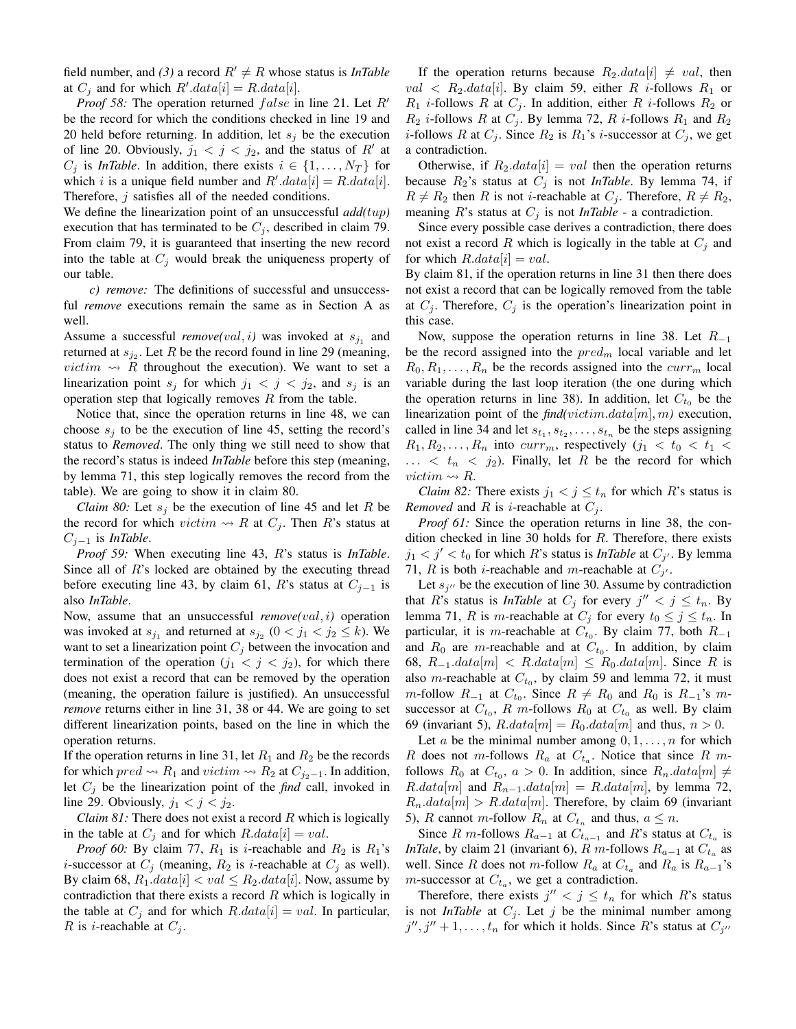field number, and *(3)* a record $R' \neq R$ whose status is ***InTable*** at $C_j$ and for which $R'.data[i] = R.data[i]$.

*Proof 58:* The operation returned $false$ in line 21. Let $R'$ be the record for which the conditions checked in line 19 and 20 held before returning. In addition, let $s_j$ be the execution of line 20. Obviously, $j_1 < j < j_2$, and the status of $R'$ at $C_j$ is ***InTable***. In addition, there exists $i \in \{1, \ldots, N_T\}$ for which $i$ is a unique field number and $R'.data[i] = R.data[i]$. Therefore, $j$ satisfies all of the needed conditions.

We define the linearization point of an unsuccessful ***add(tup)*** execution that has terminated to be $C_j$, described in claim 79. From claim 79, it is guaranteed that inserting the new record into the table at $C_j$ would break the uniqueness property of our table.

*c) remove:* The definitions of successful and unsuccessful ***remove*** executions remain the same as in Section A as well.

Assume a successful ***remove***$(val, i)$ was invoked at $s_{j_1}$ and returned at $s_{j_2}$. Let $R$ be the record found in line 29 (meaning, $victim \rightsquigarrow R$ throughout the execution). We want to set a linearization point $s_j$ for which $j_1 < j < j_2$, and $s_j$ is an operation step that logically removes $R$ from the table.

Notice that, since the operation returns in line 48, we can choose $s_j$ to be the execution of line 45, setting the record's status to ***Removed***. The only thing we still need to show that the record's status is indeed ***InTable*** before this step (meaning, by lemma 71, this step logically removes the record from the table). We are going to show it in claim 80.

*Claim 80:* Let $s_j$ be the execution of line 45 and let $R$ be the record for which $victim \rightsquigarrow R$ at $C_j$. Then $R$'s status at $C_{j-1}$ is ***InTable***.

*Proof 59:* When executing line 43, $R$'s status is ***InTable***. Since all of $R$'s locked are obtained by the executing thread before executing line 43, by claim 61, $R$'s status at $C_{j-1}$ is also ***InTable***.

Now, assume that an unsuccessful ***remove***$(val, i)$ operation was invoked at $s_{j_1}$ and returned at $s_{j_2}$ $(0 < j_1 < j_2 \leq k)$. We want to set a linearization point $C_j$ between the invocation and termination of the operation $(j_1 < j < j_2)$, for which there does not exist a record that can be removed by the operation (meaning, the operation failure is justified). An unsuccessful ***remove*** returns either in line 31, 38 or 44. We are going to set different linearization points, based on the line in which the operation returns.

If the operation returns in line 31, let $R_1$ and $R_2$ be the records for which $pred \rightsquigarrow R_1$ and $victim \rightsquigarrow R_2$ at $C_{j_2-1}$. In addition, let $C_j$ be the linearization point of the ***find*** call, invoked in line 29. Obviously, $j_1 < j < j_2$.

*Claim 81:* There does not exist a record $R$ which is logically in the table at $C_j$ and for which $R.data[i] = val$.

*Proof 60:* By claim 77, $R_1$ is $i$-reachable and $R_2$ is $R_1$'s $i$-successor at $C_j$ (meaning, $R_2$ is $i$-reachable at $C_j$ as well). By claim 68, $R_1.data[i] < val \leq R_2.data[i]$. Now, assume by contradiction that there exists a record $R$ which is logically in the table at $C_j$ and for which $R.data[i] = val$. In particular, $R$ is $i$-reachable at $C_j$.

If the operation returns because $R_2.data[i] \neq val$, then $val < R_2.data[i]$. By claim 59, either $R$ $i$-follows $R_1$ or $R_1$ $i$-follows $R$ at $C_j$. In addition, either $R$ $i$-follows $R_2$ or $R_2$ $i$-follows $R$ at $C_j$. By lemma 72, $R$ $i$-follows $R_1$ and $R_2$ $i$-follows $R$ at $C_j$. Since $R_2$ is $R_1$'s $i$-successor at $C_j$, we get a contradiction.

Otherwise, if $R_2.data[i] = val$ then the operation returns because $R_2$'s status at $C_j$ is not ***InTable***. By lemma 74, if $R \neq R_2$ then $R$ is not $i$-reachable at $C_j$. Therefore, $R \neq R_2$, meaning $R$'s status at $C_j$ is not ***InTable*** - a contradiction.

Since every possible case derives a contradiction, there does not exist a record $R$ which is logically in the table at $C_j$ and for which $R.data[i] = val$.

By claim 81, if the operation returns in line 31 then there does not exist a record that can be logically removed from the table at $C_j$. Therefore, $C_j$ is the operation's linearization point in this case.

Now, suppose the operation returns in line 38. Let $R_{-1}$ be the record assigned into the $pred_m$ local variable and let $R_0, R_1, \ldots, R_n$ be the records assigned into the $curr_m$ local variable during the last loop iteration (the one during which the operation returns in line 38). In addition, let $C_{t_0}$ be the linearization point of the ***find***$(victim.data[m], m)$ execution, called in line 34 and let $s_{t_1}, s_{t_2}, \ldots, s_{t_n}$ be the steps assigning $R_1, R_2, \ldots, R_n$ into $curr_m$, respectively $(j_1 < t_0 < t_1 < \ldots < t_n < j_2)$. Finally, let $R$ be the record for which $victim \rightsquigarrow R$.

*Claim 82:* There exists $j_1 < j \leq t_n$ for which $R$'s status is ***Removed*** and $R$ is $i$-reachable at $C_j$.

*Proof 61:* Since the operation returns in line 38, the condition checked in line 30 holds for $R$. Therefore, there exists $j_1 < j' < t_0$ for which $R$'s status is ***InTable*** at $C_{j'}$. By lemma 71, $R$ is both $i$-reachable and $m$-reachable at $C_{j'}$.

Let $s_{j''}$ be the execution of line 30. Assume by contradiction that $R$'s status is ***InTable*** at $C_j$ for every $j'' < j \leq t_n$. By lemma 71, $R$ is $m$-reachable at $C_j$ for every $t_0 \leq j \leq t_n$. In particular, it is $m$-reachable at $C_{t_0}$. By claim 77, both $R_{-1}$ and $R_0$ are $m$-reachable and at $C_{t_0}$. In addition, by claim 68, $R_{-1}.data[m] < R.data[m] \leq R_0.data[m]$. Since $R$ is also $m$-reachable at $C_{t_0}$, by claim 59 and lemma 72, it must $m$-follow $R_{-1}$ at $C_{t_0}$. Since $R \neq R_0$ and $R_0$ is $R_{-1}$'s $m$-successor at $C_{t_0}$, $R$ $m$-follows $R_0$ at $C_{t_0}$ as well. By claim 69 (invariant 5), $R.data[m] = R_0.data[m]$ and thus, $n > 0$.

Let $a$ be the minimal number among $0, 1, \ldots, n$ for which $R$ does not $m$-follows $R_a$ at $C_{t_a}$. Notice that since $R$ $m$-follows $R_0$ at $C_{t_0}$, $a > 0$. In addition, since $R_n.data[m] \neq R.data[m]$ and $R_{n-1}.data[m] = R.data[m]$, by lemma 72, $R_n.data[m] > R.data[m]$. Therefore, by claim 69 (invariant 5), $R$ cannot $m$-follow $R_n$ at $C_{t_n}$ and thus, $a \leq n$.

Since $R$ $m$-follows $R_{a-1}$ at $C_{t_{a-1}}$ and $R$'s status at $C_{t_a}$ is ***InTale***, by claim 21 (invariant 6), $R$ $m$-follows $R_{a-1}$ at $C_{t_a}$ as well. Since $R$ does not $m$-follow $R_a$ at $C_{t_a}$ and $R_a$ is $R_{a-1}$'s $m$-successor at $C_{t_a}$, we get a contradiction.

Therefore, there exists $j'' < j \leq t_n$ for which $R$'s status is not ***InTable*** at $C_j$. Let $j$ be the minimal number among $j'', j''+1, \ldots, t_n$ for which it holds. Since $R$'s status at $C_{j''}$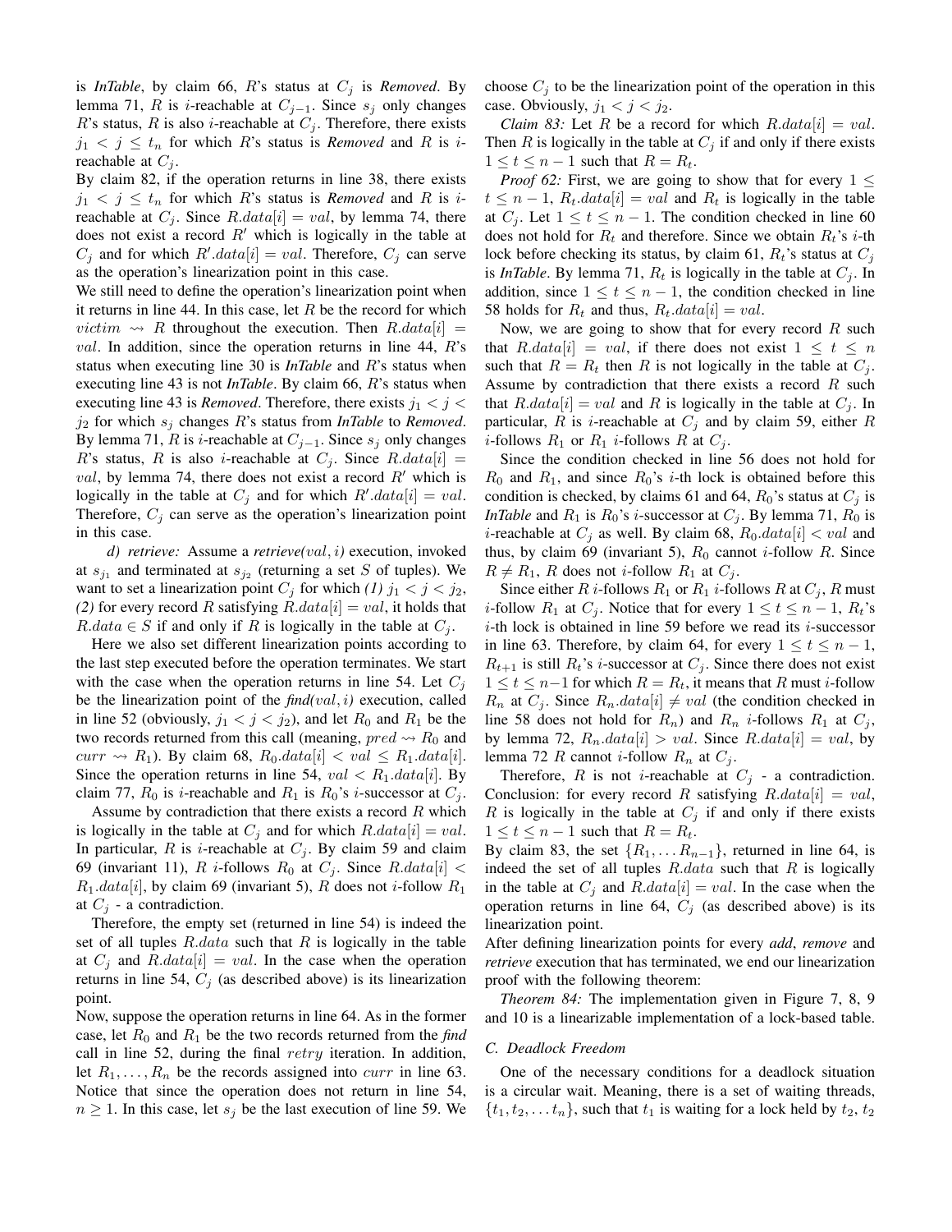is *InTable*, by claim 66, $R$'s status at $C_j$ is *Removed*. By lemma 71, $R$ is $i$-reachable at $C_{j-1}$. Since $s_j$ only changes $R$'s status, $R$ is also $i$-reachable at $C_j$. Therefore, there exists $j_1 < j \leq t_n$ for which $R$'s status is *Removed* and $R$ is $i$-reachable at $C_j$.

By claim 82, if the operation returns in line 38, there exists $j_1 < j \leq t_n$ for which $R$'s status is *Removed* and $R$ is $i$-reachable at $C_j$. Since $R.data[i] = val$, by lemma 74, there does not exist a record $R'$ which is logically in the table at $C_j$ and for which $R'.data[i] = val$. Therefore, $C_j$ can serve as the operation's linearization point in this case.

We still need to define the operation's linearization point when it returns in line 44. In this case, let $R$ be the record for which $victim \rightsquigarrow R$ throughout the execution. Then $R.data[i] = val$. In addition, since the operation returns in line 44, $R$'s status when executing line 30 is *InTable* and $R$'s status when executing line 43 is not *InTable*. By claim 66, $R$'s status when executing line 43 is *Removed*. Therefore, there exists $j_1 < j < j_2$ for which $s_j$ changes $R$'s status from *InTable* to *Removed*. By lemma 71, $R$ is $i$-reachable at $C_{j-1}$. Since $s_j$ only changes $R$'s status, $R$ is also $i$-reachable at $C_j$. Since $R.data[i] = val$, by lemma 74, there does not exist a record $R'$ which is logically in the table at $C_j$ and for which $R'.data[i] = val$. Therefore, $C_j$ can serve as the operation's linearization point in this case.

*d) retrieve:* Assume a *retrieve*$(val, i)$ execution, invoked at $s_{j_1}$ and terminated at $s_{j_2}$ (returning a set $S$ of tuples). We want to set a linearization point $C_j$ for which *(1)* $j_1 < j < j_2$, *(2)* for every record $R$ satisfying $R.data[i] = val$, it holds that $R.data \in S$ if and only if $R$ is logically in the table at $C_j$.

Here we also set different linearization points according to the last step executed before the operation terminates. We start with the case when the operation returns in line 54. Let $C_j$ be the linearization point of the *find*$(val, i)$ execution, called in line 52 (obviously, $j_1 < j < j_2$), and let $R_0$ and $R_1$ be the two records returned from this call (meaning, $pred \rightsquigarrow R_0$ and $curr \rightsquigarrow R_1$). By claim 68, $R_0.data[i] < val \leq R_1.data[i]$. Since the operation returns in line 54, $val < R_1.data[i]$. By claim 77, $R_0$ is $i$-reachable and $R_1$ is $R_0$'s $i$-successor at $C_j$.

Assume by contradiction that there exists a record $R$ which is logically in the table at $C_j$ and for which $R.data[i] = val$. In particular, $R$ is $i$-reachable at $C_j$. By claim 59 and claim 69 (invariant 11), $R$ $i$-follows $R_0$ at $C_j$. Since $R.data[i] < R_1.data[i]$, by claim 69 (invariant 5), $R$ does not $i$-follow $R_1$ at $C_j$ - a contradiction.

Therefore, the empty set (returned in line 54) is indeed the set of all tuples $R.data$ such that $R$ is logically in the table at $C_j$ and $R.data[i] = val$. In the case when the operation returns in line 54, $C_j$ (as described above) is its linearization point.

Now, suppose the operation returns in line 64. As in the former case, let $R_0$ and $R_1$ be the two records returned from the *find* call in line 52, during the final $retry$ iteration. In addition, let $R_1, \ldots, R_n$ be the records assigned into $curr$ in line 63. Notice that since the operation does not return in line 54, $n \geq 1$. In this case, let $s_j$ be the last execution of line 59. We choose $C_j$ to be the linearization point of the operation in this case. Obviously, $j_1 < j < j_2$.

*Claim 83:* Let $R$ be a record for which $R.data[i] = val$. Then $R$ is logically in the table at $C_j$ if and only if there exists $1 \leq t \leq n-1$ such that $R = R_t$.

*Proof 62:* First, we are going to show that for every $1 \leq t \leq n-1$, $R_t.data[i] = val$ and $R_t$ is logically in the table at $C_j$. Let $1 \leq t \leq n-1$. The condition checked in line 60 does not hold for $R_t$ and therefore. Since we obtain $R_t$'s $i$-th lock before checking its status, by claim 61, $R_t$'s status at $C_j$ is *InTable*. By lemma 71, $R_t$ is logically in the table at $C_j$. In addition, since $1 \leq t \leq n-1$, the condition checked in line 58 holds for $R_t$ and thus, $R_t.data[i] = val$.

Now, we are going to show that for every record $R$ such that $R.data[i] = val$, if there does not exist $1 \leq t \leq n$ such that $R = R_t$ then $R$ is not logically in the table at $C_j$. Assume by contradiction that there exists a record $R$ such that $R.data[i] = val$ and $R$ is logically in the table at $C_j$. In particular, $R$ is $i$-reachable at $C_j$ and by claim 59, either $R$ $i$-follows $R_1$ or $R_1$ $i$-follows $R$ at $C_j$.

Since the condition checked in line 56 does not hold for $R_0$ and $R_1$, and since $R_0$'s $i$-th lock is obtained before this condition is checked, by claims 61 and 64, $R_0$'s status at $C_j$ is *InTable* and $R_1$ is $R_0$'s $i$-successor at $C_j$. By lemma 71, $R_0$ is $i$-reachable at $C_j$ as well. By claim 68, $R_0.data[i] < val$ and thus, by claim 69 (invariant 5), $R_0$ cannot $i$-follow $R$. Since $R \neq R_1$, $R$ does not $i$-follow $R_1$ at $C_j$.

Since either $R$ $i$-follows $R_1$ or $R_1$ $i$-follows $R$ at $C_j$, $R$ must $i$-follow $R_1$ at $C_j$. Notice that for every $1 \leq t \leq n-1$, $R_t$'s $i$-th lock is obtained in line 59 before we read its $i$-successor in line 63. Therefore, by claim 64, for every $1 \leq t \leq n-1$, $R_{t+1}$ is still $R_t$'s $i$-successor at $C_j$. Since there does not exist $1 \leq t \leq n-1$ for which $R = R_t$, it means that $R$ must $i$-follow $R_n$ at $C_j$. Since $R_n.data[i] \neq val$ (the condition checked in line 58 does not hold for $R_n$) and $R_n$ $i$-follows $R_1$ at $C_j$, by lemma 72, $R_n.data[i] > val$. Since $R.data[i] = val$, by lemma 72 $R$ cannot $i$-follow $R_n$ at $C_j$.

Therefore, $R$ is not $i$-reachable at $C_j$ - a contradiction. Conclusion: for every record $R$ satisfying $R.data[i] = val$, $R$ is logically in the table at $C_j$ if and only if there exists $1 \leq t \leq n-1$ such that $R = R_t$.

By claim 83, the set $\{R_1, \ldots R_{n-1}\}$, returned in line 64, is indeed the set of all tuples $R.data$ such that $R$ is logically in the table at $C_j$ and $R.data[i] = val$. In the case when the operation returns in line 64, $C_j$ (as described above) is its linearization point.

After defining linearization points for every *add*, *remove* and *retrieve* execution that has terminated, we end our linearization proof with the following theorem:

*Theorem 84:* The implementation given in Figure 7, 8, 9 and 10 is a linearizable implementation of a lock-based table.

### C. Deadlock Freedom

One of the necessary conditions for a deadlock situation is a circular wait. Meaning, there is a set of waiting threads, $\{t_1, t_2, \ldots t_n\}$, such that $t_1$ is waiting for a lock held by $t_2$, $t_2$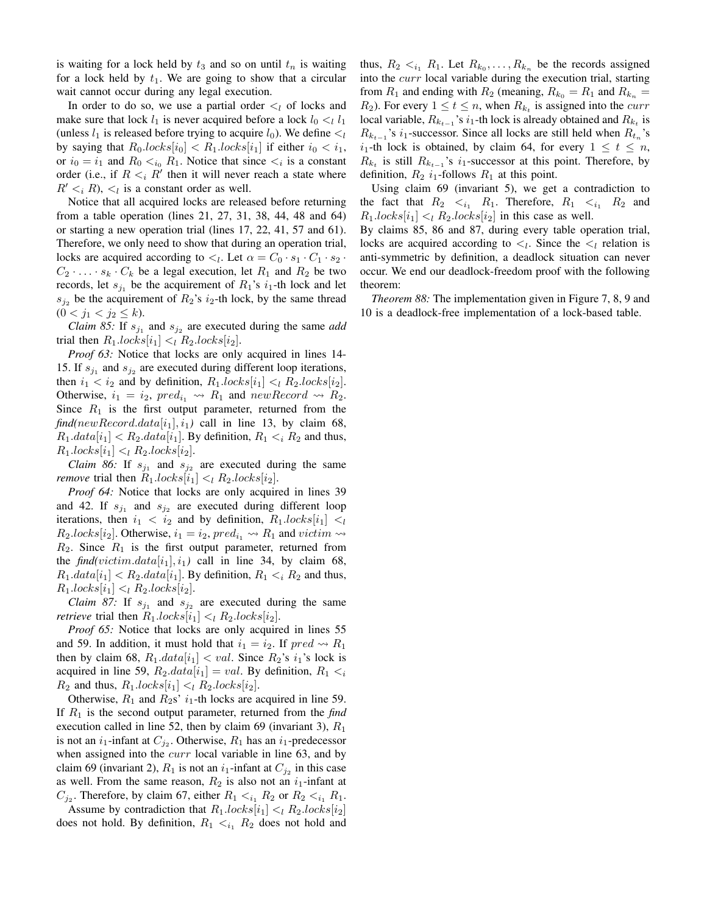is waiting for a lock held by $t_3$ and so on until $t_n$ is waiting for a lock held by $t_1$. We are going to show that a circular wait cannot occur during any legal execution.

In order to do so, we use a partial order $<_l$ of locks and make sure that lock $l_1$ is never acquired before a lock $l_0 <_l l_1$ (unless $l_1$ is released before trying to acquire $l_0$). We define $<_l$ by saying that $R_0.locks[i_0] < R_1.locks[i_1]$ if either $i_0 < i_1$, or $i_0 = i_1$ and $R_0 <_{i_0} R_1$. Notice that since $<_i$ is a constant order (i.e., if $R <_i R'$ then it will never reach a state where $R' <_i R$), $<_l$ is a constant order as well.

Notice that all acquired locks are released before returning from a table operation (lines 21, 27, 31, 38, 44, 48 and 64) or starting a new operation trial (lines 17, 22, 41, 57 and 61). Therefore, we only need to show that during an operation trial, locks are acquired according to $<_l$. Let $\alpha = C_0 \cdot s_1 \cdot C_1 \cdot s_2 \cdot C_2 \cdot \ldots \cdot s_k \cdot C_k$ be a legal execution, let $R_1$ and $R_2$ be two records, let $s_{j_1}$ be the acquirement of $R_1$'s $i_1$-th lock and let $s_{j_2}$ be the acquirement of $R_2$'s $i_2$-th lock, by the same thread ($0 < j_1 < j_2 \leq k$).

*Claim 85:* If $s_{j_1}$ and $s_{j_2}$ are executed during the same *add* trial then $R_1.locks[i_1] <_l R_2.locks[i_2]$.

*Proof 63:* Notice that locks are only acquired in lines 14-15. If $s_{j_1}$ and $s_{j_2}$ are executed during different loop iterations, then $i_1 < i_2$ and by definition, $R_1.locks[i_1] <_l R_2.locks[i_2]$. Otherwise, $i_1 = i_2$, $pred_{i_1} \rightsquigarrow R_1$ and $newRecord \rightsquigarrow R_2$. Since $R_1$ is the first output parameter, returned from the *find*($newRecord.data[i_1], i_1$) call in line 13, by claim 68, $R_1.data[i_1] < R_2.data[i_1]$. By definition, $R_1 <_i R_2$ and thus, $R_1.locks[i_1] <_l R_2.locks[i_2]$.

*Claim 86:* If $s_{j_1}$ and $s_{j_2}$ are executed during the same *remove* trial then $R_1.locks[i_1] <_l R_2.locks[i_2]$.

*Proof 64:* Notice that locks are only acquired in lines 39 and 42. If $s_{j_1}$ and $s_{j_2}$ are executed during different loop iterations, then $i_1 < i_2$ and by definition, $R_1.locks[i_1] <_l R_2.locks[i_2]$. Otherwise, $i_1 = i_2$, $pred_{i_1} \rightsquigarrow R_1$ and $victim \rightsquigarrow R_2$. Since $R_1$ is the first output parameter, returned from the *find*($victim.data[i_1], i_1$) call in line 34, by claim 68, $R_1.data[i_1] < R_2.data[i_1]$. By definition, $R_1 <_i R_2$ and thus, $R_1.locks[i_1] <_l R_2.locks[i_2]$.

*Claim 87:* If $s_{j_1}$ and $s_{j_2}$ are executed during the same *retrieve* trial then $R_1.locks[i_1] <_l R_2.locks[i_2]$.

*Proof 65:* Notice that locks are only acquired in lines 55 and 59. In addition, it must hold that $i_1 = i_2$. If $pred \rightsquigarrow R_1$ then by claim 68, $R_1.data[i_1] < val$. Since $R_2$'s $i_1$'s lock is acquired in line 59, $R_2.data[i_1] = val$. By definition, $R_1 <_i R_2$ and thus, $R_1.locks[i_1] <_l R_2.locks[i_2]$.

Otherwise, $R_1$ and $R_2$s' $i_1$-th locks are acquired in line 59. If $R_1$ is the second output parameter, returned from the *find* execution called in line 52, then by claim 69 (invariant 3), $R_1$ is not an $i_1$-infant at $C_{j_2}$. Otherwise, $R_1$ has an $i_1$-predecessor when assigned into the $curr$ local variable in line 63, and by claim 69 (invariant 2), $R_1$ is not an $i_1$-infant at $C_{j_2}$ in this case as well. From the same reason, $R_2$ is also not an $i_1$-infant at $C_{j_2}$. Therefore, by claim 67, either $R_1 <_{i_1} R_2$ or $R_2 <_{i_1} R_1$.

Assume by contradiction that $R_1.locks[i_1] <_l R_2.locks[i_2]$ does not hold. By definition, $R_1 <_{i_1} R_2$ does not hold and thus, $R_2 <_{i_1} R_1$. Let $R_{k_0}, \ldots, R_{k_n}$ be the records assigned into the $curr$ local variable during the execution trial, starting from $R_1$ and ending with $R_2$ (meaning, $R_{k_0} = R_1$ and $R_{k_n} = R_2$). For every $1 \leq t \leq n$, when $R_{k_t}$ is assigned into the $curr$ local variable, $R_{k_{t-1}}$'s $i_1$-th lock is already obtained and $R_{k_t}$ is $R_{k_{t-1}}$'s $i_1$-successor. Since all locks are still held when $R_{t_n}$'s $i_1$-th lock is obtained, by claim 64, for every $1 \leq t \leq n$, $R_{k_t}$ is still $R_{k_{t-1}}$'s $i_1$-successor at this point. Therefore, by definition, $R_2$ $i_1$-follows $R_1$ at this point.

Using claim 69 (invariant 5), we get a contradiction to the fact that $R_2 <_{i_1} R_1$. Therefore, $R_1 <_{i_1} R_2$ and $R_1.locks[i_1] <_l R_2.locks[i_2]$ in this case as well.

By claims 85, 86 and 87, during every table operation trial, locks are acquired according to $<_l$. Since the $<_l$ relation is anti-symmetric by definition, a deadlock situation can never occur. We end our deadlock-freedom proof with the following theorem:

*Theorem 88:* The implementation given in Figure 7, 8, 9 and 10 is a deadlock-free implementation of a lock-based table.